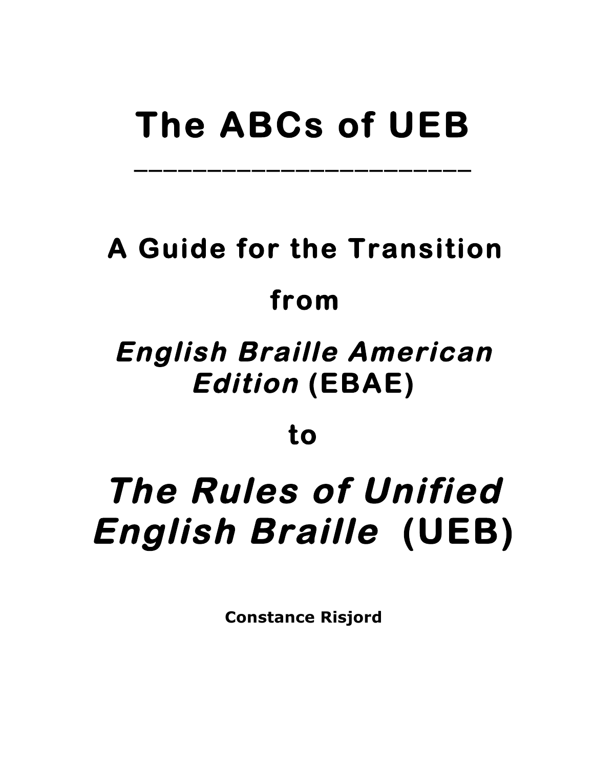# The ABCs of UEB

---

## A Guide for the Transition

## from

## *English Braille American Edition* (EBAE)

## to

# *The Rules of Unified English Braille* (UEB)

**Constance Risjord**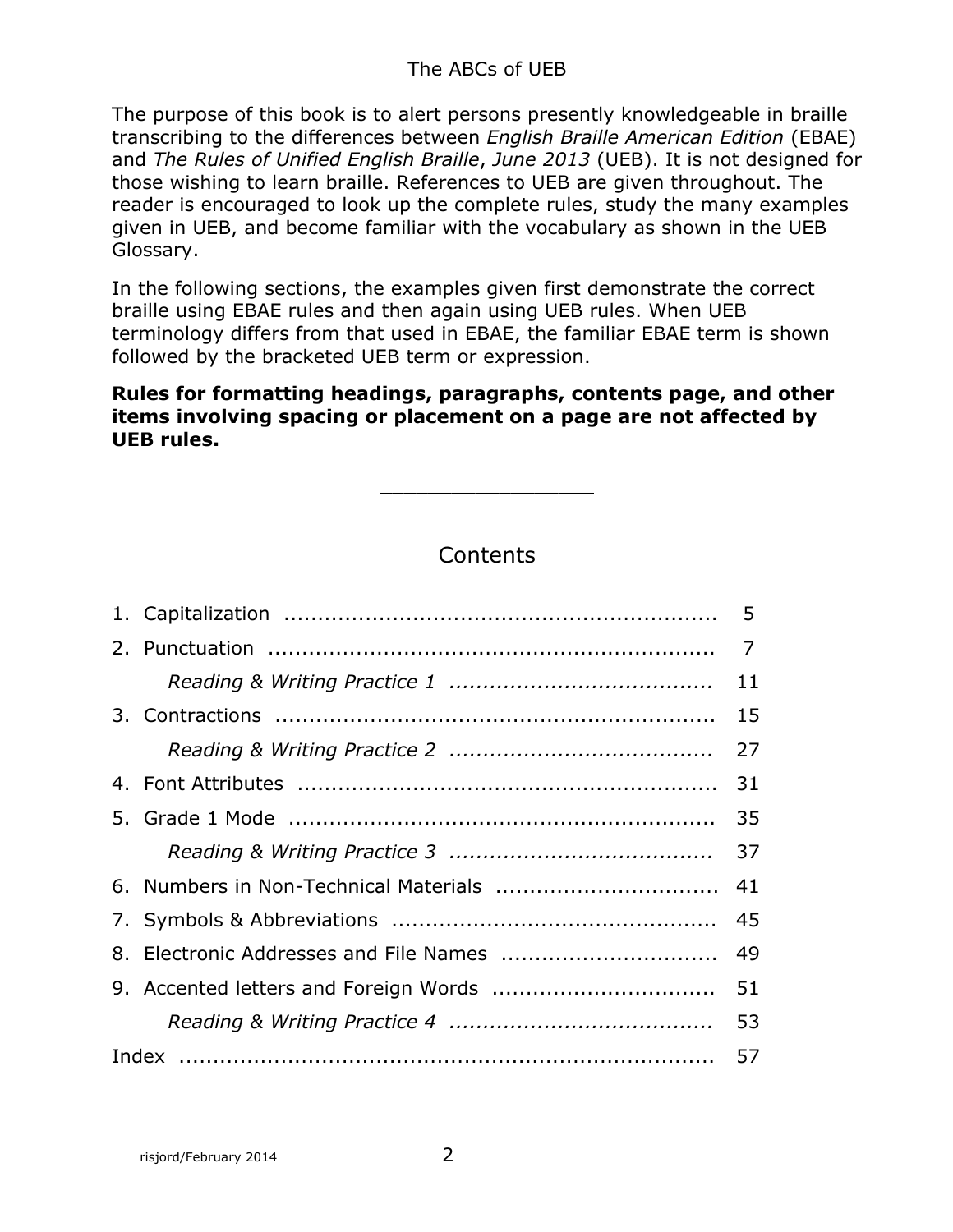# The ABCs of UEB

The purpose of this book is to alert persons presently knowledgeable in braille transcribing to the differences between *English Braille American Edition* (EBAE) and *The Rules of Unified English Braille*, *June 2013* (UEB). It is not designed for those wishing to learn braille. References to UEB are given throughout. The reader is encouraged to look up the complete rules, study the many examples given in UEB, and become familiar with the vocabulary as shown in the UEB Glossary.

In the following sections, the examples given first demonstrate the correct braille using EBAE rules and then again using UEB rules. When UEB terminology differs from that used in EBAE, the familiar EBAE term is shown followed by the bracketed UEB term or expression.

**Rules for formatting headings, paragraphs, contents page, and other items involving spacing or placement on a page are not affected by UEB rules.**

---

## Contents

1. Capitalization ................................................................ 5
2. Punctuation ................................................................ 7
    - *Reading & Writing Practice 1* ...................................... 11
3. Contractions ................................................................ 15
    - *Reading & Writing Practice 2* ...................................... 27
4. Font Attributes ................................................................ 31
5. Grade 1 Mode ................................................................ 35
    - *Reading & Writing Practice 3* ...................................... 37
6. Numbers in Non-Technical Materials ................................ 41
7. Symbols & Abbreviations ................................................ 45
8. Electronic Addresses and File Names ................................ 49
9. Accented letters and Foreign Words ................................ 51
    - *Reading & Writing Practice 4* ...................................... 53

Index ................................................................ 57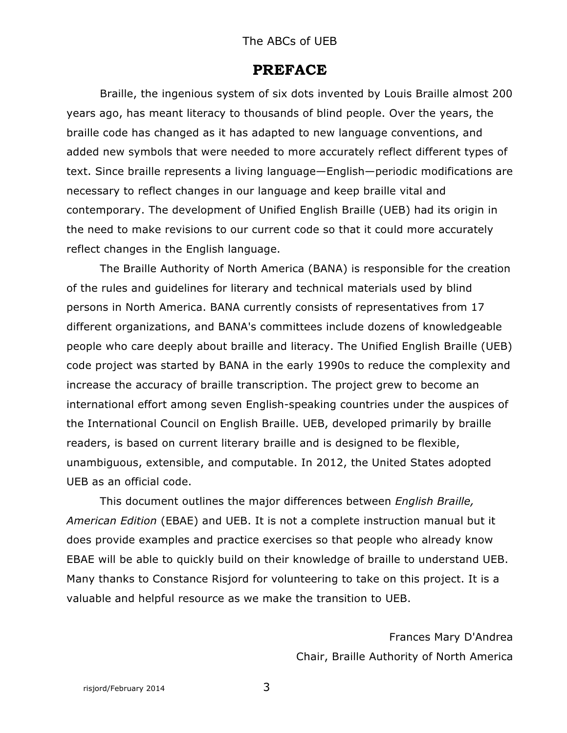# PREFACE

Braille, the ingenious system of six dots invented by Louis Braille almost 200 years ago, has meant literacy to thousands of blind people. Over the years, the braille code has changed as it has adapted to new language conventions, and added new symbols that were needed to more accurately reflect different types of text. Since braille represents a living language—English—periodic modifications are necessary to reflect changes in our language and keep braille vital and contemporary. The development of Unified English Braille (UEB) had its origin in the need to make revisions to our current code so that it could more accurately reflect changes in the English language.

The Braille Authority of North America (BANA) is responsible for the creation of the rules and guidelines for literary and technical materials used by blind persons in North America. BANA currently consists of representatives from 17 different organizations, and BANA's committees include dozens of knowledgeable people who care deeply about braille and literacy. The Unified English Braille (UEB) code project was started by BANA in the early 1990s to reduce the complexity and increase the accuracy of braille transcription. The project grew to become an international effort among seven English-speaking countries under the auspices of the International Council on English Braille. UEB, developed primarily by braille readers, is based on current literary braille and is designed to be flexible, unambiguous, extensible, and computable. In 2012, the United States adopted UEB as an official code.

This document outlines the major differences between *English Braille, American Edition* (EBAE) and UEB. It is not a complete instruction manual but it does provide examples and practice exercises so that people who already know EBAE will be able to quickly build on their knowledge of braille to understand UEB. Many thanks to Constance Risjord for volunteering to take on this project. It is a valuable and helpful resource as we make the transition to UEB.

Frances Mary D'Andrea
Chair, Braille Authority of North America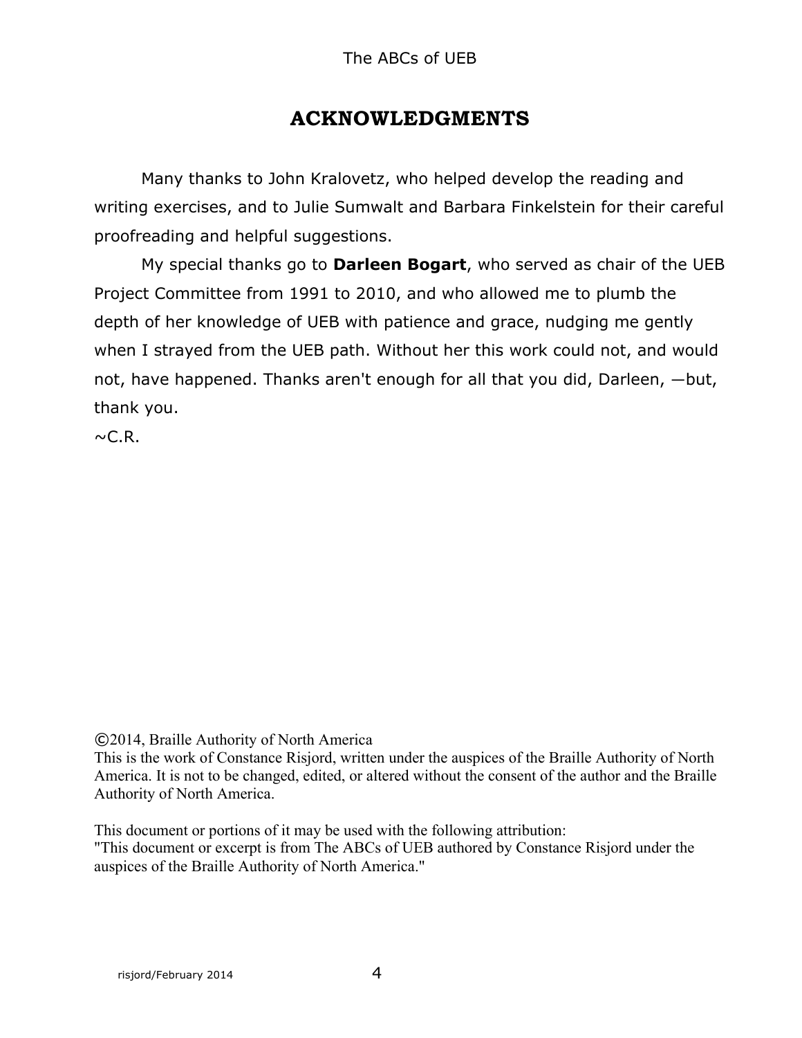# ACKNOWLEDGMENTS

Many thanks to John Kralovetz, who helped develop the reading and writing exercises, and to Julie Sumwalt and Barbara Finkelstein for their careful proofreading and helpful suggestions.

My special thanks go to **Darleen Bogart**, who served as chair of the UEB Project Committee from 1991 to 2010, and who allowed me to plumb the depth of her knowledge of UEB with patience and grace, nudging me gently when I strayed from the UEB path. Without her this work could not, and would not, have happened. Thanks aren't enough for all that you did, Darleen, —but, thank you.

~C.R.

©2014, Braille Authority of North America
This is the work of Constance Risjord, written under the auspices of the Braille Authority of North America. It is not to be changed, edited, or altered without the consent of the author and the Braille Authority of North America.

This document or portions of it may be used with the following attribution:
"This document or excerpt is from The ABCs of UEB authored by Constance Risjord under the auspices of the Braille Authority of North America."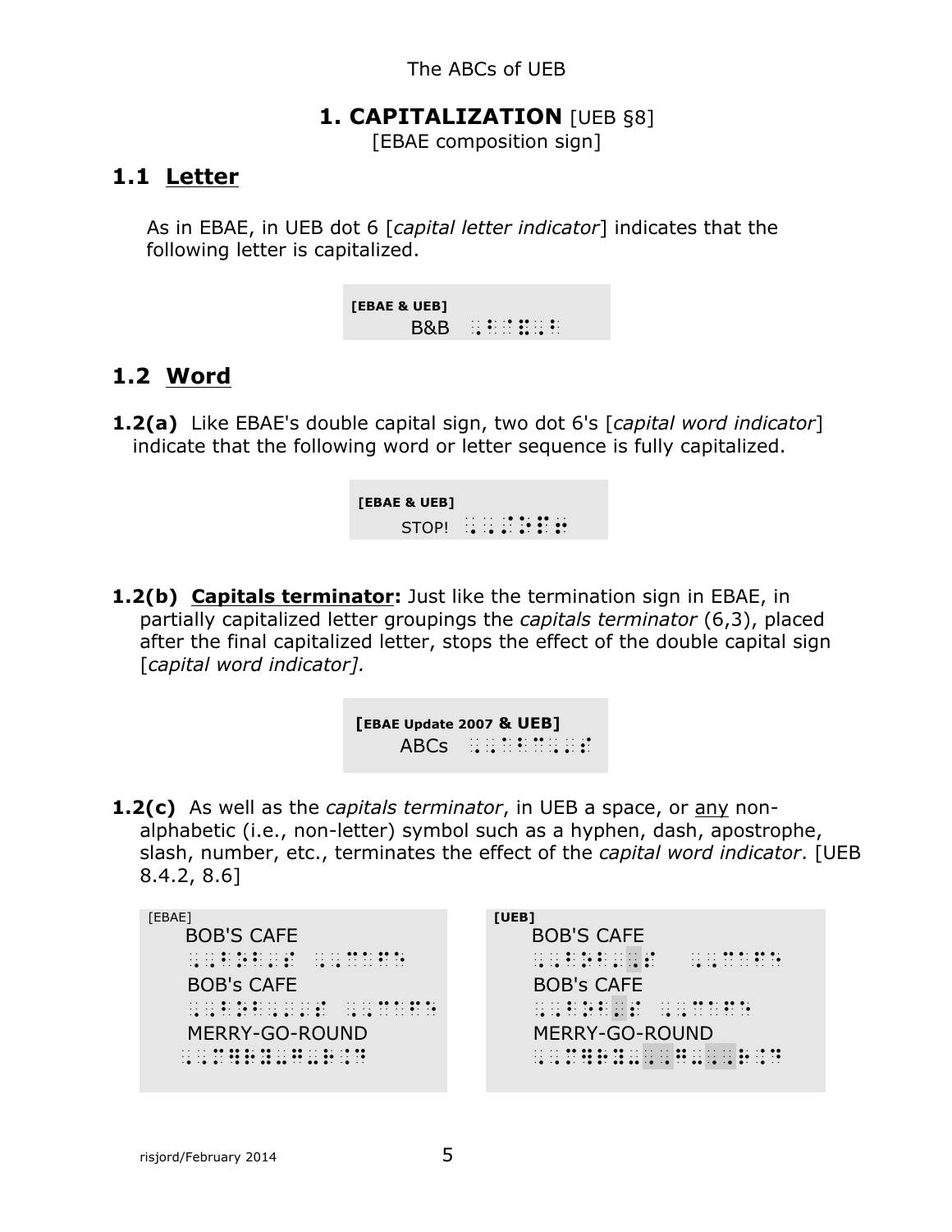The ABCs of UEB

# 1. CAPITALIZATION [UEB §8]

[EBAE composition sign]

## 1.1 Letter

As in EBAE, in UEB dot 6 [*capital letter indicator*] indicates that the following letter is capitalized.

**[EBAE & UEB]**
B&B ⠠⠃⠸⠯⠠⠃

## 1.2 Word

**1.2(a)** Like EBAE's double capital sign, two dot 6's [*capital word indicator*] indicate that the following word or letter sequence is fully capitalized.

**[EBAE & UEB]**
STOP! ⠠⠠⠌⠕⠏⠖

**1.2(b) Capitals terminator:** Just like the termination sign in EBAE, in partially capitalized letter groupings the *capitals terminator* (6,3), placed after the final capitalized letter, stops the effect of the double capital sign [*capital word indicator].*

**[EBAE Update 2007 & UEB]**
ABCs ⠠⠠⠁⠃⠉⠠⠄⠎

**1.2(c)** As well as the *capitals terminator*, in UEB a space, or any non-alphabetic (i.e., non-letter) symbol such as a hyphen, dash, apostrophe, slash, number, etc., terminates the effect of the *capital word indicator*. [UEB 8.4.2, 8.6]

[EBAE]

BOB'S CAFE
⠠⠠⠃⠕⠃⠠⠄⠎ ⠠⠠⠉⠁⠋⠑

BOB's CAFE
⠠⠠⠃⠕⠃⠠⠄⠄⠎ ⠠⠠⠉⠁⠋⠑

MERRY-GO-ROUND
⠠⠠⠍⠻⠗⠽⠤⠛⠕⠤⠗⠳⠝⠙

**[UEB]**

BOB'S CAFE
⠠⠠⠃⠕⠃⠄⠠⠎ ⠠⠠⠉⠁⠋⠑

BOB's CAFE
⠠⠠⠃⠕⠃⠄⠎ ⠠⠠⠉⠁⠋⠑

MERRY-GO-ROUND
⠠⠠⠍⠻⠗⠽⠤⠠⠠⠛⠕⠤⠠⠠⠗⠳⠝⠙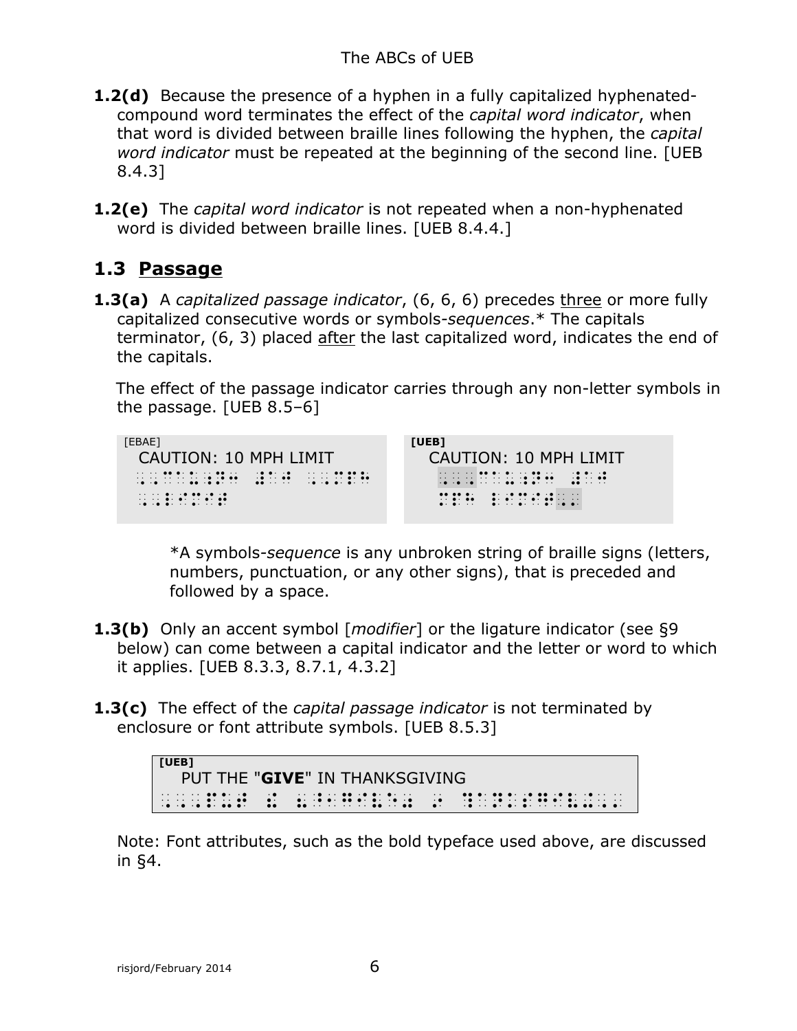**1.2(d)** Because the presence of a hyphen in a fully capitalized hyphenated-compound word terminates the effect of the *capital word indicator*, when that word is divided between braille lines following the hyphen, the *capital word indicator* must be repeated at the beginning of the second line. [UEB 8.4.3]

**1.2(e)** The *capital word indicator* is not repeated when a non-hyphenated word is divided between braille lines. [UEB 8.4.4.]

## 1.3 Passage

**1.3(a)** A *capitalized passage indicator*, (6, 6, 6) precedes three or more fully capitalized consecutive words or symbols-*sequences*.* The capitals terminator, (6, 3) placed after the last capitalized word, indicates the end of the capitals.

The effect of the passage indicator carries through any non-letter symbols in the passage. [UEB 8.5–6]

| [EBAE] | [UEB] |
| --- | --- |
| CAUTION: 10 MPH LIMIT | CAUTION: 10 MPH LIMIT |

*A symbols-*sequence* is any unbroken string of braille signs (letters, numbers, punctuation, or any other signs), that is preceded and followed by a space.

**1.3(b)** Only an accent symbol [*modifier*] or the ligature indicator (see §9 below) can come between a capital indicator and the letter or word to which it applies. [UEB 8.3.3, 8.7.1, 4.3.2]

**1.3(c)** The effect of the *capital passage indicator* is not terminated by enclosure or font attribute symbols. [UEB 8.5.3]

| [UEB] |
| --- |
| PUT THE "**GIVE**" IN THANKSGIVING |

Note: Font attributes, such as the bold typeface used above, are discussed in §4.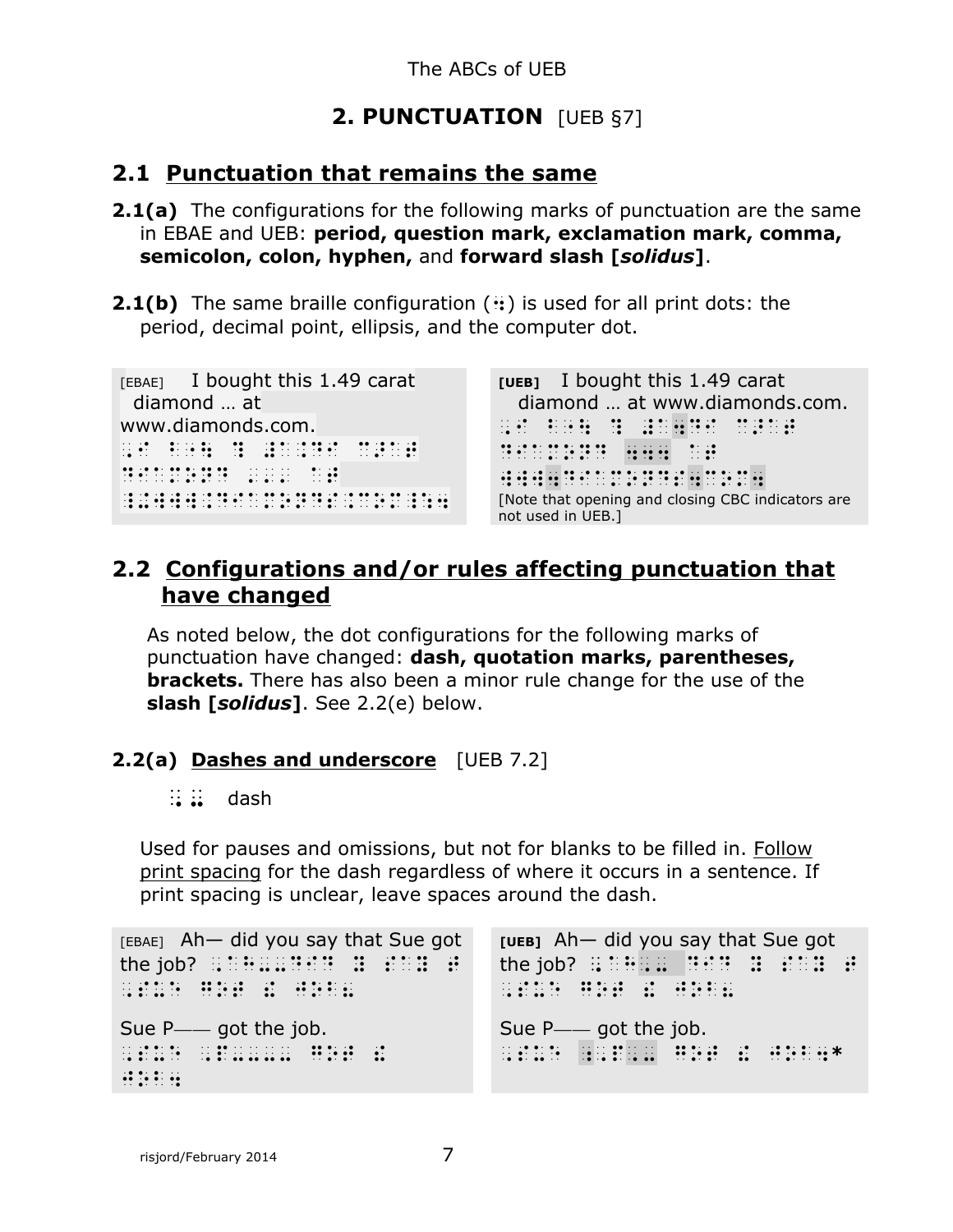## 2. PUNCTUATION [UEB §7]

### 2.1 Punctuation that remains the same

**2.1(a)** The configurations for the following marks of punctuation are the same in EBAE and UEB: **period, question mark, exclamation mark, comma, semicolon, colon, hyphen,** and **forward slash [*solidus*]**.

**2.1(b)** The same braille configuration (⠲) is used for all print dots: the period, decimal point, ellipsis, and the computer dot.

| [EBAE] | [UEB] |
| --- | --- |
| I bought this 1.49 carat diamond … at www.diamonds.com. | I bought this 1.49 carat diamond … at www.diamonds.com. |
| ⠠⠊ ⠃⠳⠣⠞ ⠹ ⠼⠁⠨⠙⠊ ⠉⠜⠁⠞ ⠙⠊⠁⠰⠙ ⠄⠄⠄ ⠁⠞ ⠸⠱⠺⠺⠺⠨⠙⠊⠁⠰⠙⠎⠨⠉⠕⠍⠸⠲ | ⠠⠊ ⠃⠳⠣⠞ ⠹ ⠼⠁⠲⠙⠊ ⠉⠜⠁⠞ ⠙⠊⠁⠰⠙ ⠲⠲⠲ ⠁⠞ ⠺⠺⠺⠲⠙⠊⠁⠰⠙⠎⠲⠉⠕⠍⠲ |
| | [Note that opening and closing CBC indicators are not used in UEB.] |

### 2.2 Configurations and/or rules affecting punctuation that have changed

As noted below, the dot configurations for the following marks of punctuation have changed: **dash, quotation marks, parentheses, brackets.** There has also been a minor rule change for the use of the **slash [*solidus*]**. See 2.2(e) below.

#### 2.2(a) Dashes and underscore [UEB 7.2]

⠠⠤ dash

Used for pauses and omissions, but not for blanks to be filled in. Follow print spacing for the dash regardless of where it occurs in a sentence. If print spacing is unclear, leave spaces around the dash.

| [EBAE] | [UEB] |
| --- | --- |
| Ah— did you say that Sue got the job? ⠠⠁⠓⠤⠤⠙⠊⠙ ⠽ ⠎⠁⠽ ⠞ ⠠⠎⠥⠑ ⠛⠕⠞ ⠮ ⠚⠕⠃⠦ | Ah— did you say that Sue got the job? ⠠⠁⠓⠠⠤ ⠙⠊⠙ ⠽ ⠎⠁⠽ ⠞ ⠠⠎⠥⠑ ⠛⠕⠞ ⠮ ⠚⠕⠃⠦ |
| Sue P—— got the job. ⠠⠎⠥⠑ ⠠⠏⠤⠤⠤⠤ ⠛⠕⠞ ⠮ ⠚⠕⠃⠲ | Sue P—— got the job. ⠠⠎⠥⠑ ⠰⠠⠏⠐⠠⠤ ⠛⠕⠞ ⠮ ⠚⠕⠃⠲* |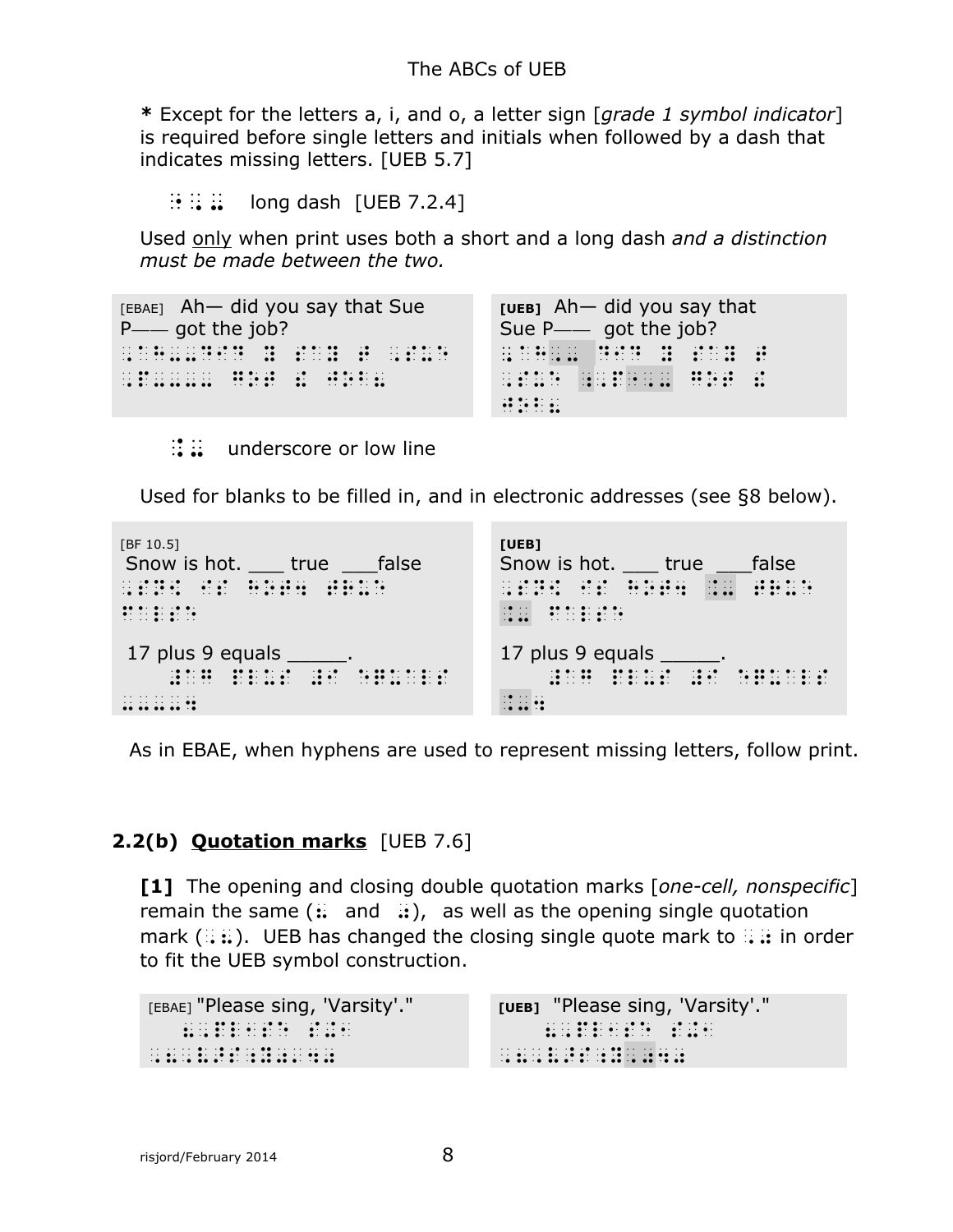**\*** Except for the letters a, i, and o, a letter sign [*grade 1 symbol indicator*] is required before single letters and initials when followed by a dash that indicates missing letters. [UEB 5.7]

⠐⠠⠤⠤ long dash [UEB 7.2.4]

Used only when print uses both a short and a long dash *and a distinction must be made between the two.*

| [EBAE] Ah— did you say that Sue P—— got the job? | **[UEB]** Ah— did you say that Sue P—— got the job? |
|---|---|
| ⠠⠁⠓⠤⠤⠙⠊⠙ ⠽ ⠎⠁⠽ ⠞ ⠠⠎⠥⠑ ⠠⠏⠤⠤⠤⠤ ⠛⠕⠞ ⠮ ⠚⠕⠃⠦ | ⠠⠁⠓⠠⠤ ⠙⠊⠙ ⠽ ⠎⠁⠽ ⠞ ⠠⠎⠥⠑ ⠰⠠⠏⠐⠠⠤ ⠛⠕⠞ ⠮ ⠚⠕⠃⠦ |

⠨⠤ underscore or low line

Used for blanks to be filled in, and in electronic addresses (see §8 below).

| [BF 10.5] Snow is hot. ___ true ___false | **[UEB]** Snow is hot. ___ true ___false |
|---|---|
| ⠠⠎⠝⠪ ⠊⠎ ⠓⠕⠞⠲ ⠤⠤⠤ ⠞⠗⠥⠑ ⠤⠤⠤⠋⠁⠇⠎⠑ | ⠠⠎⠝⠪ ⠊⠎ ⠓⠕⠞⠲ ⠨⠤ ⠞⠗⠥⠑ ⠨⠤ ⠋⠁⠇⠎⠑ |
| 17 plus 9 equals _____. | 17 plus 9 equals _____. |
| ⠼⠁⠛ ⠏⠇⠥⠎ ⠼⠊ ⠑⠟⠥⠁⠇⠎ ⠤⠤⠤⠤⠤⠲ | ⠼⠁⠛ ⠏⠇⠥⠎ ⠼⠊ ⠑⠟⠥⠁⠇⠎ ⠨⠤⠲ |

As in EBAE, when hyphens are used to represent missing letters, follow print.

## 2.2(b) Quotation marks [UEB 7.6]

**[1]** The opening and closing double quotation marks [*one-cell, nonspecific*] remain the same (⠦ and ⠴), as well as the opening single quotation mark (⠠⠦). UEB has changed the closing single quote mark to ⠠⠴ in order to fit the UEB symbol construction.

| [EBAE] "Please sing, 'Varsity'." | **[UEB]** "Please sing, 'Varsity'." |
|---|---|
| ⠦⠠⠏⠇⠑⠁⠎⠑ ⠎⠬⠂ ⠠⠦⠠⠧⠜⠎⠰⠽⠴⠠⠲⠴ | ⠦⠠⠏⠇⠑⠁⠎⠑ ⠎⠬⠂ ⠠⠦⠠⠧⠜⠎⠰⠽⠠⠴⠲⠴ |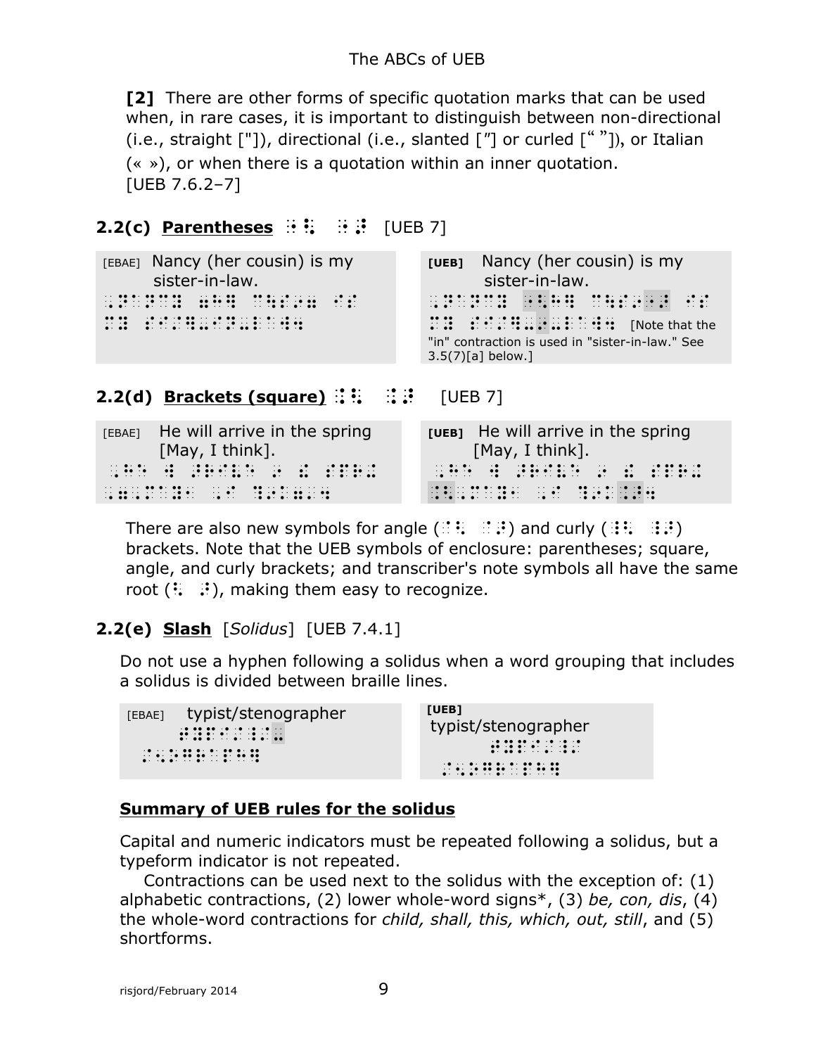**[2]** There are other forms of specific quotation marks that can be used when, in rare cases, it is important to distinguish between non-directional (i.e., straight ["]), directional (i.e., slanted [″] or curled [“ ”]), or Italian (« »), or when there is a quotation within an inner quotation. [UEB 7.6.2–7]

## 2.2(c) Parentheses ⠐⠣ ⠐⠜ [UEB 7]

| [EBAE] Nancy (her cousin) is my sister-in-law. | [UEB] Nancy (her cousin) is my sister-in-law. |
|---|---|
| ⠠⠝⠁⠝⠉⠽ ⠶⠓⠻ ⠉⠳⠎⠔⠶ ⠊⠎ ⠍⠽ ⠎⠊⠌⠻⠤⠔⠤⠇⠁⠺⠲ | ⠠⠝⠁⠝⠉⠽ ⠐⠣⠓⠻ ⠉⠳⠎⠔⠐⠜ ⠊⠎ ⠍⠽ ⠎⠊⠌⠻⠤⠔⠤⠇⠁⠺⠲ [Note that the "in" contraction is used in "sister-in-law." See 3.5(7)[a] below.] |

## 2.2(d) Brackets (square) ⠨⠣ ⠨⠜ [UEB 7]

| [EBAE] He will arrive in the spring [May, I think]. | [UEB] He will arrive in the spring [May, I think]. |
|---|---|
| ⠠⠓⠑ ⠺ ⠜⠗⠊⠧⠑ ⠔ ⠮ ⠎⠏⠗⠬ ⠠⠶⠠⠍⠁⠽⠂ ⠠⠊ ⠹⠔⠅⠠⠶⠲ | ⠠⠓⠑ ⠺ ⠜⠗⠊⠧⠑ ⠔ ⠮ ⠎⠏⠗⠬ ⠨⠣⠠⠍⠁⠽⠂ ⠠⠊ ⠹⠔⠅⠨⠜⠲ |

There are also new symbols for angle (⠈⠣ ⠈⠜) and curly (⠸⠣ ⠸⠜) brackets. Note that the UEB symbols of enclosure: parentheses; square, angle, and curly brackets; and transcriber's note symbols all have the same root (⠣ ⠜), making them easy to recognize.

## 2.2(e) Slash [*Solidus*] [UEB 7.4.1]

Do not use a hyphen following a solidus when a word grouping that includes a solidus is divided between braille lines.

| [EBAE] typist/stenographer | [UEB] typist/stenographer |
|---|---|
| ⠞⠽⠏⠊⠌⠸⠌⠤ ⠑⠝⠕⠛⠗⠁⠏⠓⠻ | ⠞⠽⠏⠊⠌⠸⠌ ⠑⠝⠕⠛⠗⠁⠏⠓⠻ |

### Summary of UEB rules for the solidus

Capital and numeric indicators must be repeated following a solidus, but a typeform indicator is not repeated.

Contractions can be used next to the solidus with the exception of: (1) alphabetic contractions, (2) lower whole-word signs*, (3) *be, con, dis*, (4) the whole-word contractions for *child, shall, this, which, out, still*, and (5) shortforms.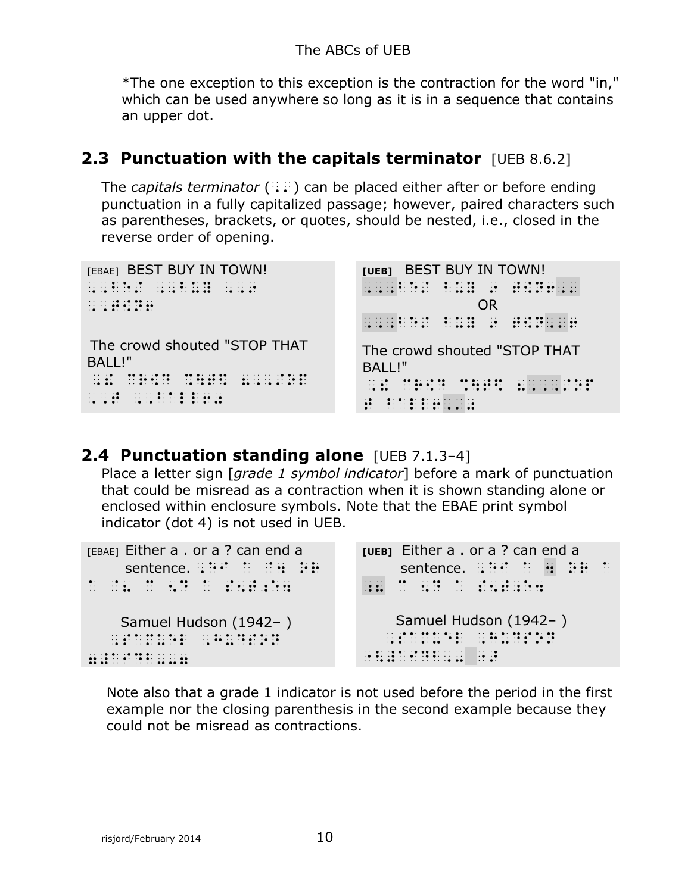*The one exception to this exception is the contraction for the word "in," which can be used anywhere so long as it is in a sequence that contains an upper dot.

## 2.3 Punctuation with the capitals terminator [UEB 8.6.2]

The *capitals terminator* (⠠⠄) can be placed either after or before ending punctuation in a fully capitalized passage; however, paired characters such as parentheses, brackets, or quotes, should be nested, i.e., closed in the reverse order of opening.

| [EBAE] | [UEB] |
|---|---|
| BEST BUY IN TOWN! | BEST BUY IN TOWN! |
| The crowd shouted "STOP THAT BALL!" | OR |
| | The crowd shouted "STOP THAT BALL!" |

## 2.4 Punctuation standing alone [UEB 7.1.3–4]

Place a letter sign [*grade 1 symbol indicator*] before a mark of punctuation that could be misread as a contraction when it is shown standing alone or enclosed within enclosure symbols. Note that the EBAE print symbol indicator (dot 4) is not used in UEB.

| [EBAE] | [UEB] |
|---|---|
| Either a . or a ? can end a sentence. | Either a . or a ? can end a sentence. |
| Samuel Hudson (1942– ) | Samuel Hudson (1942– ) |

Note also that a grade 1 indicator is not used before the period in the first example nor the closing parenthesis in the second example because they could not be misread as contractions.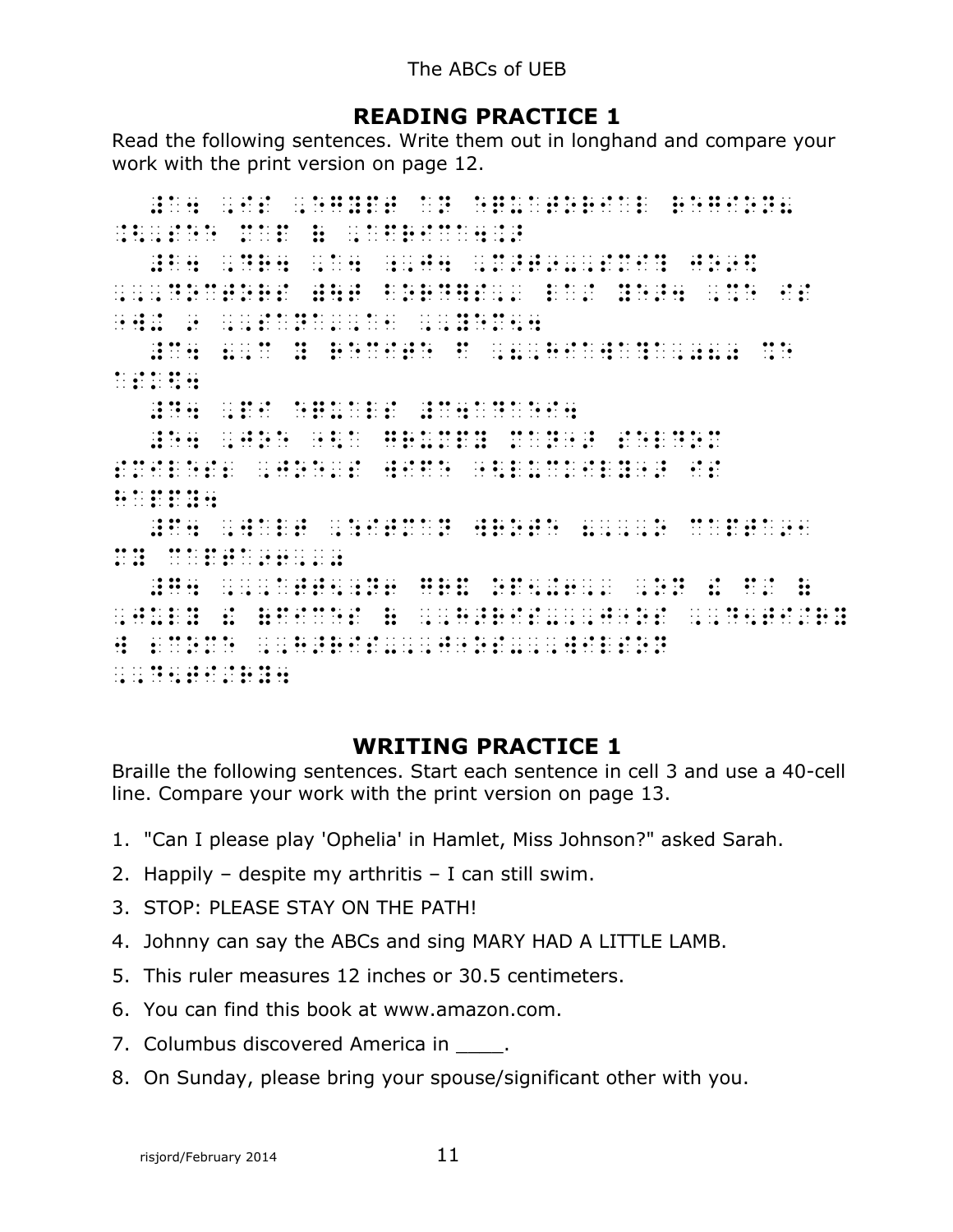## READING PRACTICE 1

Read the following sentences. Write them out in longhand and compare your work with the print version on page 12.

## WRITING PRACTICE 1

Braille the following sentences. Start each sentence in cell 3 and use a 40-cell line. Compare your work with the print version on page 13.

1. "Can I please play 'Ophelia' in Hamlet, Miss Johnson?" asked Sarah.
2. Happily – despite my arthritis – I can still swim.
3. STOP: PLEASE STAY ON THE PATH!
4. Johnny can say the ABCs and sing MARY HAD A LITTLE LAMB.
5. This ruler measures 12 inches or 30.5 centimeters.
6. You can find this book at www.amazon.com.
7. Columbus discovered America in ____.
8. On Sunday, please bring your spouse/significant other with you.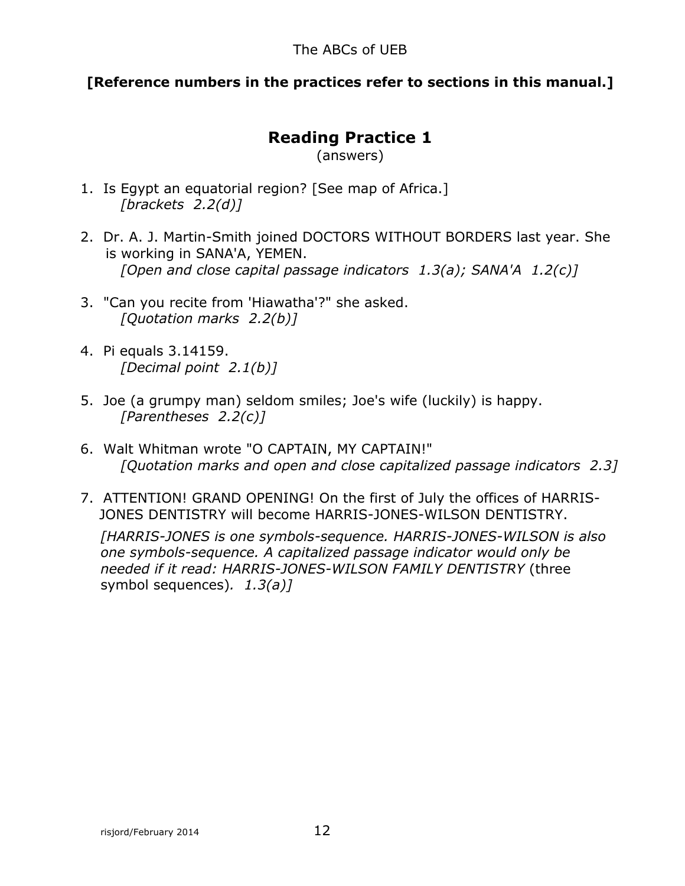**[Reference numbers in the practices refer to sections in this manual.]**

## Reading Practice 1

(answers)

1. Is Egypt an equatorial region? [See map of Africa.]
   *[brackets 2.2(d)]*

2. Dr. A. J. Martin-Smith joined DOCTORS WITHOUT BORDERS last year. She is working in SANA'A, YEMEN.
   *[Open and close capital passage indicators 1.3(a); SANA'A 1.2(c)]*

3. "Can you recite from 'Hiawatha'?" she asked.
   *[Quotation marks 2.2(b)]*

4. Pi equals 3.14159.
   *[Decimal point 2.1(b)]*

5. Joe (a grumpy man) seldom smiles; Joe's wife (luckily) is happy.
   *[Parentheses 2.2(c)]*

6. Walt Whitman wrote "O CAPTAIN, MY CAPTAIN!"
   *[Quotation marks and open and close capitalized passage indicators 2.3]*

7. ATTENTION! GRAND OPENING! On the first of July the offices of HARRIS-JONES DENTISTRY will become HARRIS-JONES-WILSON DENTISTRY.

   *[HARRIS-JONES is one symbols-sequence. HARRIS-JONES-WILSON is also one symbols-sequence. A capitalized passage indicator would only be needed if it read: HARRIS-JONES-WILSON FAMILY DENTISTRY* (three symbol sequences)*. 1.3(a)]*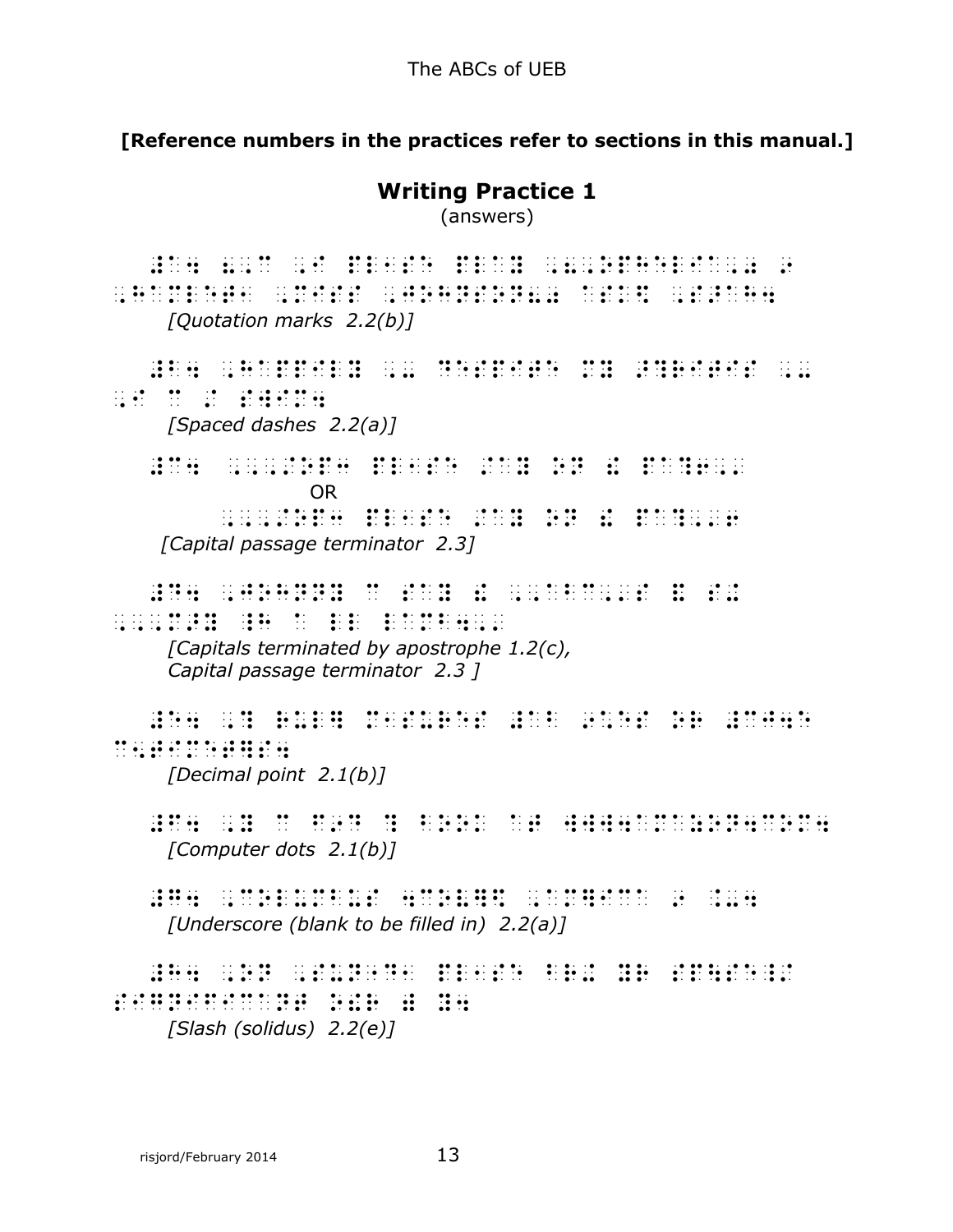**[Reference numbers in the practices refer to sections in this manual.]**

## Writing Practice 1

(answers)

*[Quotation marks 2.2(b)]*

*[Spaced dashes 2.2(a)]*

OR

*[Capital passage terminator 2.3]*

*[Capitals terminated by apostrophe 1.2(c),*
*Capital passage terminator 2.3 ]*

*[Decimal point 2.1(b)]*

*[Computer dots 2.1(b)]*

*[Underscore (blank to be filled in) 2.2(a)]*

*[Slash (solidus) 2.2(e)]*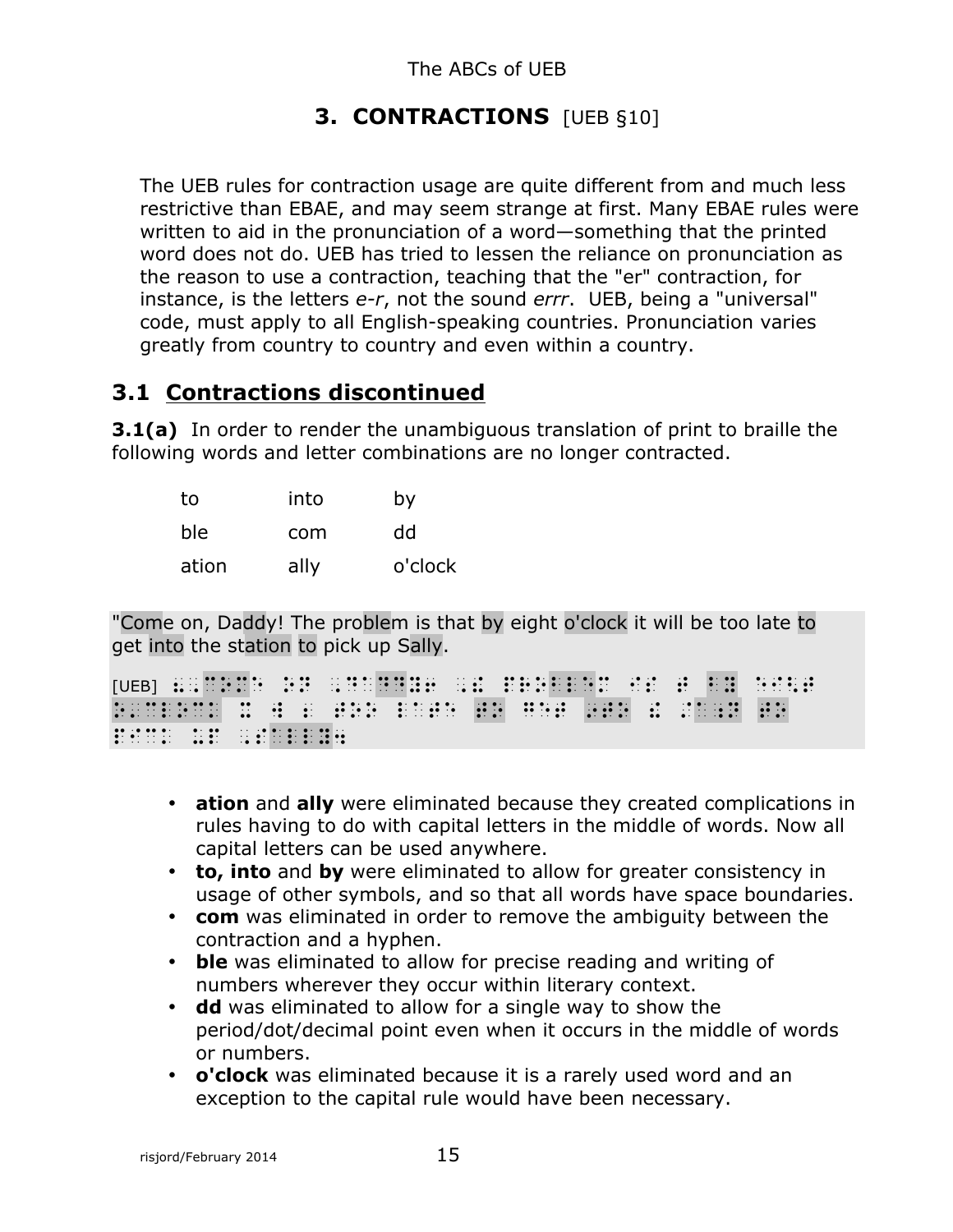# 3. CONTRACTIONS [UEB §10]

The UEB rules for contraction usage are quite different from and much less restrictive than EBAE, and may seem strange at first. Many EBAE rules were written to aid in the pronunciation of a word—something that the printed word does not do. UEB has tried to lessen the reliance on pronunciation as the reason to use a contraction, teaching that the "er" contraction, for instance, is the letters *e-r*, not the sound *errr*. UEB, being a "universal" code, must apply to all English-speaking countries. Pronunciation varies greatly from country to country and even within a country.

## 3.1 Contractions discontinued

**3.1(a)** In order to render the unambiguous translation of print to braille the following words and letter combinations are no longer contracted.

| | | |
|---|---|---|
| to | into | by |
| ble | com | dd |
| ation | ally | o'clock |

"Come on, Daddy! The problem is that by eight o'clock it will be too late to get into the station to pick up Sally.

[UEB] ⠦⠠⠉⠕⠍⠑ ⠕⠝⠂ ⠠⠙⠁⠙⠙⠽⠖ ⠠⠮ ⠏⠗⠕⠃⠇⠑⠍ ⠊⠎ ⠞ ⠃⠽ ⠑⠊⠣⠞ ⠕⠄⠉⠇⠕⠉⠅ ⠭ ⠺ ⠆ ⠞⠕⠕ ⠇⠁⠞⠑ ⠞⠕ ⠛ ⠔⠞⠕ ⠮ ⠌⠁⠞⠊⠕⠝ ⠞⠕ ⠏⠊⠉⠅ ⠥⠏ ⠠⠎⠁⠇⠇⠽⠲

- **ation** and **ally** were eliminated because they created complications in rules having to do with capital letters in the middle of words. Now all capital letters can be used anywhere.
- **to, into** and **by** were eliminated to allow for greater consistency in usage of other symbols, and so that all words have space boundaries.
- **com** was eliminated in order to remove the ambiguity between the contraction and a hyphen.
- **ble** was eliminated to allow for precise reading and writing of numbers wherever they occur within literary context.
- **dd** was eliminated to allow for a single way to show the period/dot/decimal point even when it occurs in the middle of words or numbers.
- **o'clock** was eliminated because it is a rarely used word and an exception to the capital rule would have been necessary.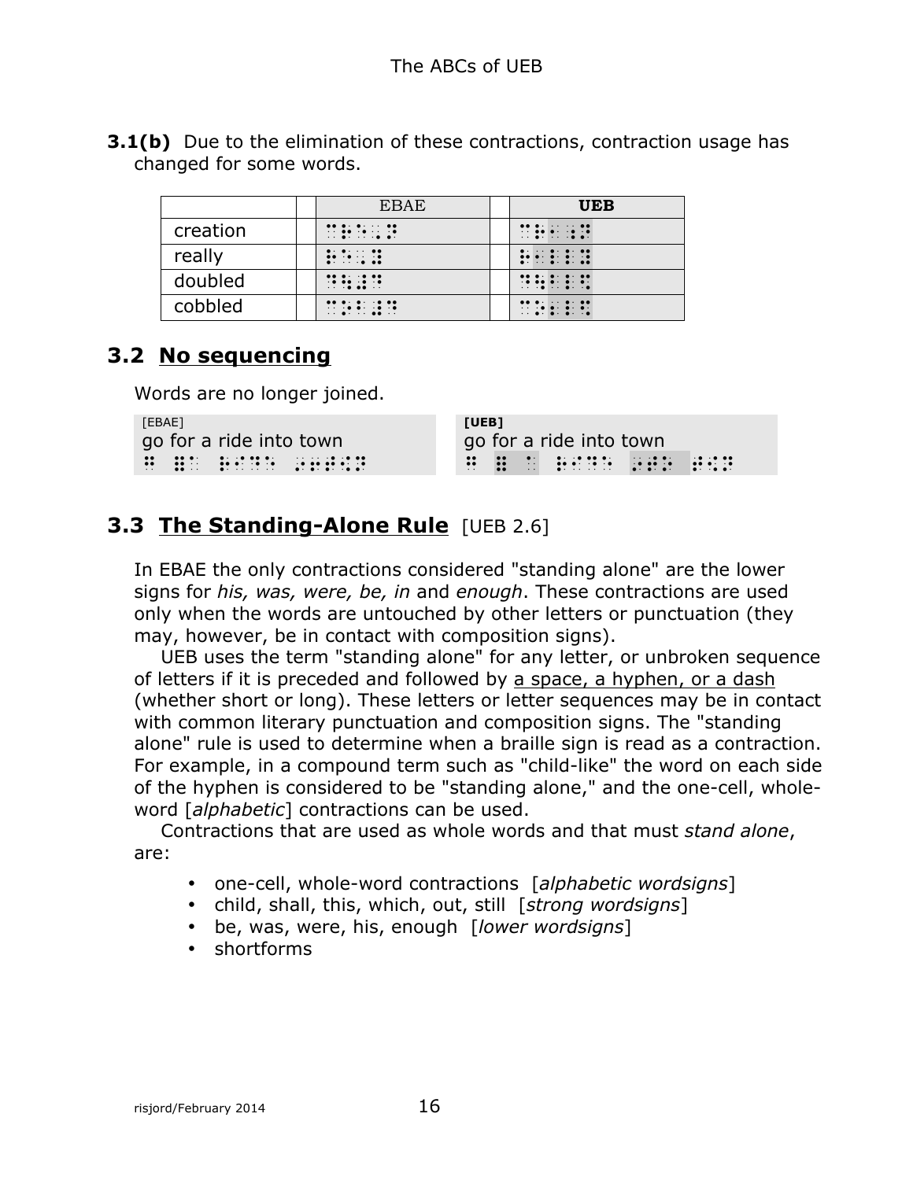**3.1(b)** Due to the elimination of these contractions, contraction usage has changed for some words.

| | | EBAE | | **UEB** |
|---|---|---|---|---|
| creation | | ⠉⠗⠑⠠⠝ | | ⠉⠗⠂⠰⠝ |
| really | | ⠗⠑⠰⠽ | | ⠗⠂⠇⠇⠽ |
| doubled | | ⠙⠳⠼⠙ | | ⠙⠳⠃⠇⠫ |
| cobbled | | ⠉⠕⠃⠼⠙ | | ⠉⠕⠆⠇⠫ |

## 3.2 No sequencing

Words are no longer joined.

| [EBAE] | [UEB] |
|---|---|
| go for a ride into town | go for a ride into town |
| ⠛ ⠿⠁ ⠗⠊⠙⠑ ⠔⠖⠞⠪⠝ | ⠛ ⠿ ⠁ ⠗⠊⠙⠑ ⠔⠞⠕ ⠞⠪⠝ |

## 3.3 The Standing-Alone Rule [UEB 2.6]

In EBAE the only contractions considered "standing alone" are the lower signs for *his, was, were, be, in* and *enough*. These contractions are used only when the words are untouched by other letters or punctuation (they may, however, be in contact with composition signs).

UEB uses the term "standing alone" for any letter, or unbroken sequence of letters if it is preceded and followed by <u>a space, a hyphen, or a dash</u> (whether short or long). These letters or letter sequences may be in contact with common literary punctuation and composition signs. The "standing alone" rule is used to determine when a braille sign is read as a contraction. For example, in a compound term such as "child-like" the word on each side of the hyphen is considered to be "standing alone," and the one-cell, whole-word [*alphabetic*] contractions can be used.

Contractions that are used as whole words and that must *stand alone*, are:

- one-cell, whole-word contractions [*alphabetic wordsigns*]
- child, shall, this, which, out, still [*strong wordsigns*]
- be, was, were, his, enough [*lower wordsigns*]
- shortforms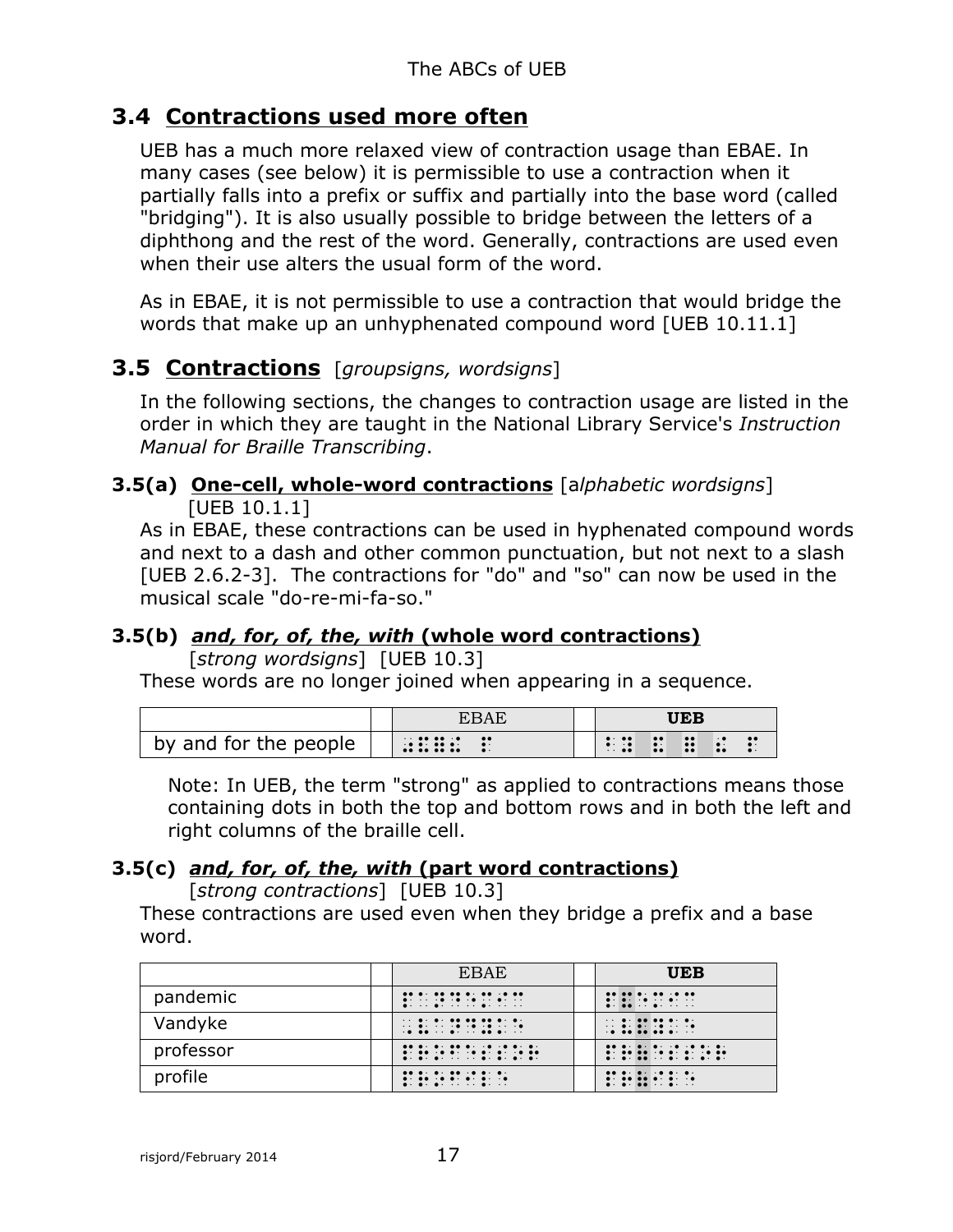## 3.4 Contractions used more often

UEB has a much more relaxed view of contraction usage than EBAE. In many cases (see below) it is permissible to use a contraction when it partially falls into a prefix or suffix and partially into the base word (called "bridging"). It is also usually possible to bridge between the letters of a diphthong and the rest of the word. Generally, contractions are used even when their use alters the usual form of the word.

As in EBAE, it is not permissible to use a contraction that would bridge the words that make up an unhyphenated compound word [UEB 10.11.1]

## 3.5 Contractions [*groupsigns, wordsigns*]

In the following sections, the changes to contraction usage are listed in the order in which they are taught in the National Library Service's *Instruction Manual for Braille Transcribing*.

### 3.5(a) One-cell, whole-word contractions [*alphabetic wordsigns*] [UEB 10.1.1]

As in EBAE, these contractions can be used in hyphenated compound words and next to a dash and other common punctuation, but not next to a slash [UEB 2.6.2-3]. The contractions for "do" and "so" can now be used in the musical scale "do-re-mi-fa-so."

### 3.5(b) *and, for, of, the, with* (whole word contractions) [*strong wordsigns*] [UEB 10.3]

These words are no longer joined when appearing in a sequence.

| | | EBAE | | **UEB** |
|---|---|---|---|---|
| by and for the people | | ⠰⠯⠿⠮ ⠏ | | ⠃⠽ ⠯ ⠿ ⠮ ⠏ |

Note: In UEB, the term "strong" as applied to contractions means those containing dots in both the top and bottom rows and in both the left and right columns of the braille cell.

### 3.5(c) *and, for, of, the, with* (part word contractions) [*strong contractions*] [UEB 10.3]

These contractions are used even when they bridge a prefix and a base word.

| | | EBAE | | **UEB** |
|---|---|---|---|---|
| pandemic | | ⠏⠁⠝⠙⠑⠍⠊⠉ | | ⠏⠯⠑⠍⠊⠉ |
| Vandyke | | ⠠⠧⠁⠝⠙⠽⠅⠑ | | ⠠⠧⠯⠽⠅⠑ |
| professor | | ⠏⠗⠕⠋⠑⠎⠎⠕⠗ | | ⠏⠗⠷⠑⠎⠎⠕⠗ |
| profile | | ⠏⠗⠕⠋⠊⠇⠑ | | ⠏⠗⠷⠊⠇⠑ |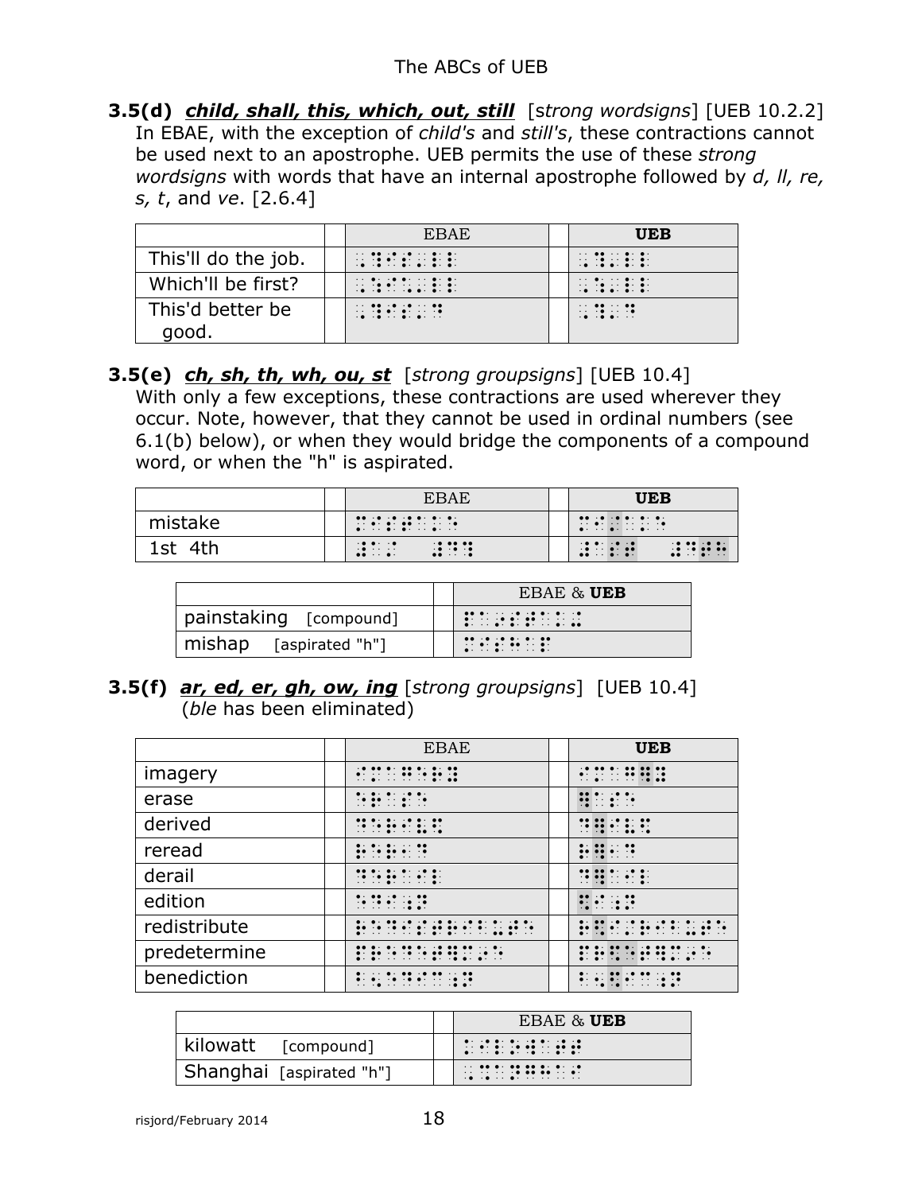**3.5(d)** ***child, shall, this, which, out, still*** [*strong wordsigns*] [UEB 10.2.2]
In EBAE, with the exception of *child's* and *still's*, these contractions cannot be used next to an apostrophe. UEB permits the use of these *strong wordsigns* with words that have an internal apostrophe followed by *d, ll, re, s, t*, and *ve*. [2.6.4]

| | | EBAE | | **UEB** |
|---|---|---|---|---|
| This'll do the job. | | ⠠⠹⠊⠎⠄⠇⠇ | | ⠠⠹⠄⠇⠇ |
| Which'll be first? | | ⠠⠱⠊⠡⠄⠇⠇ | | ⠠⠱⠄⠇⠇ |
| This'd better be good. | | ⠠⠹⠊⠎⠄⠙ | | ⠠⠹⠄⠙ |

**3.5(e)** ***ch, sh, th, wh, ou, st*** [*strong groupsigns*] [UEB 10.4]
With only a few exceptions, these contractions are used wherever they occur. Note, however, that they cannot be used in ordinal numbers (see 6.1(b) below), or when they would bridge the components of a compound word, or when the "h" is aspirated.

| | | EBAE | | **UEB** |
|---|---|---|---|---|
| mistake | | ⠍⠊⠌⠁⠅⠑ | | ⠍⠊⠌⠁⠅⠑ |
| 1st 4th | | ⠼⠁⠎⠞ ⠼⠙⠞⠓ | | ⠼⠁⠌ ⠼⠙⠹ |

| | | EBAE & **UEB** |
|---|---|---|
| painstaking [compound] | | ⠏⠁⠔⠎⠞⠁⠅⠬ |
| mishap [aspirated "h"] | | ⠍⠊⠎⠓⠁⠏ |

**3.5(f)** ***ar, ed, er, gh, ow, ing*** [*strong groupsigns*] [UEB 10.4]
(*ble* has been eliminated)

| | | EBAE | | **UEB** |
|---|---|---|---|---|
| imagery | | ⠊⠍⠁⠛⠑⠗⠽ | | ⠊⠍⠁⠛⠻⠽ |
| erase | | ⠑⠗⠁⠎⠑ | | ⠻⠁⠎⠑ |
| derived | | ⠙⠑⠗⠊⠧⠫ | | ⠙⠻⠊⠧⠫ |
| reread | | ⠗⠑⠗⠂⠙ | | ⠗⠻⠂⠙ |
| derail | | ⠙⠑⠗⠁⠊⠇ | | ⠙⠻⠁⠊⠇ |
| edition | | ⠑⠙⠊⠰⠝ | | ⠫⠊⠰⠝ |
| redistribute | | ⠗⠑⠙⠊⠌⠗⠊⠃⠥⠞⠑ | | ⠗⠫⠊⠌⠗⠊⠃⠥⠞⠑ |
| predetermine | | ⠏⠗⠑⠙⠑⠞⠻⠍⠔⠑ | | ⠏⠗⠫⠑⠞⠻⠍⠔⠑ |
| benediction | | ⠃⠢⠑⠙⠊⠉⠰⠝ | | ⠃⠢⠫⠊⠉⠰⠝ |

| | | EBAE & **UEB** |
|---|---|---|
| kilowatt [compound] | | ⠅⠊⠇⠕⠺⠁⠞⠞ |
| Shanghai [aspirated "h"] | | ⠠⠩⠁⠝⠛⠓⠁⠊ |

risjord/February 2014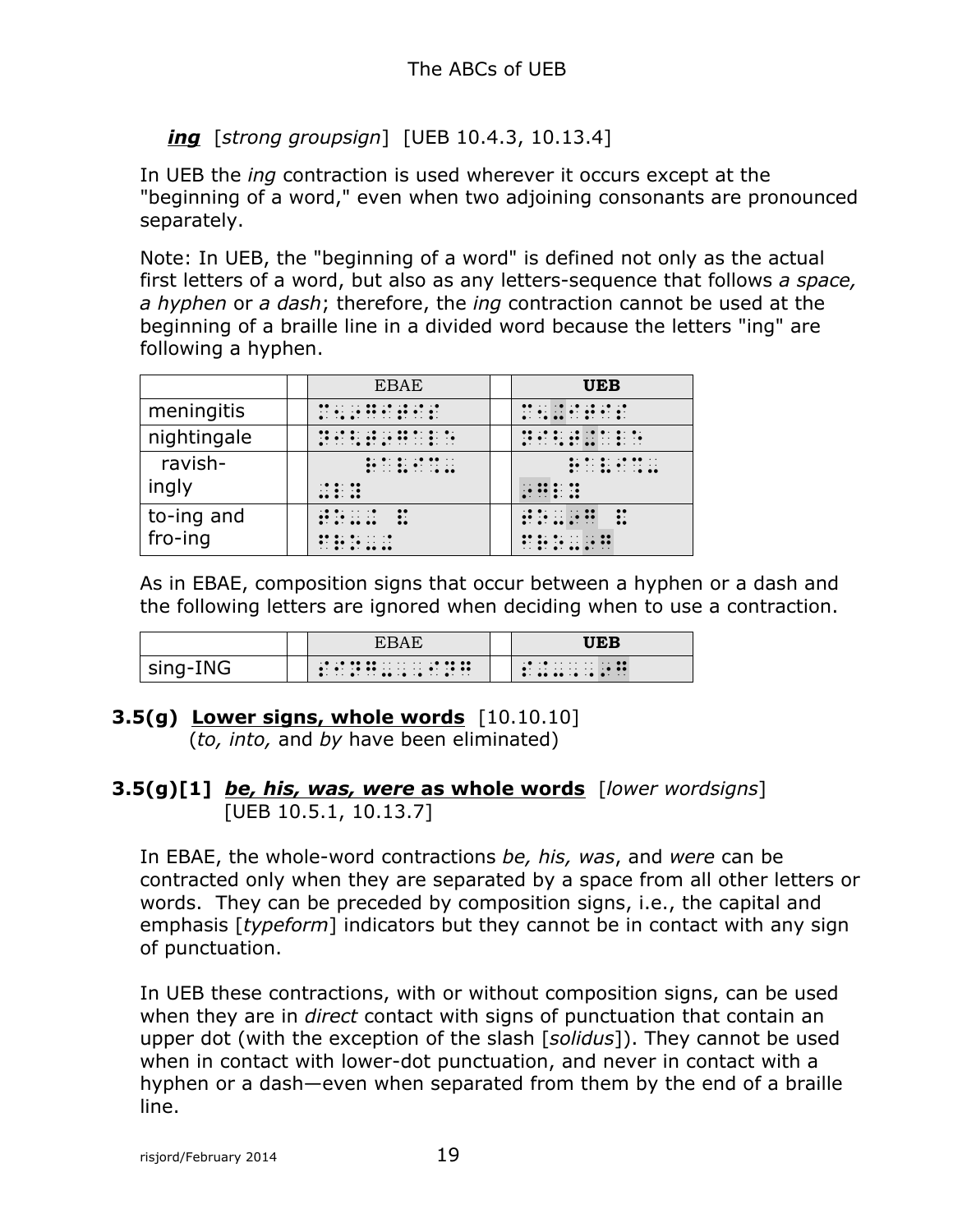***ing*** [*strong groupsign*] [UEB 10.4.3, 10.13.4]

In UEB the *ing* contraction is used wherever it occurs except at the "beginning of a word," even when two adjoining consonants are pronounced separately.

Note: In UEB, the "beginning of a word" is defined not only as the actual first letters of a word, but also as any letters-sequence that follows *a space, a hyphen* or *a dash*; therefore, the *ing* contraction cannot be used at the beginning of a braille line in a divided word because the letters "ing" are following a hyphen.

| | | EBAE | | **UEB** |
|---|---|---|---|---|
| meningitis | | ⠍⠢⠊⠝⠛⠊⠞⠊⠎ | | ⠍⠢⠬⠊⠞⠊⠎ |
| nightingale | | ⠝⠊⠣⠞⠊⠝⠛⠁⠇⠑ | | ⠝⠊⠣⠞⠬⠁⠇⠑ |
| ravish-<br>ingly | | ⠗⠁⠧⠊⠩⠤<br>⠬⠇⠽ | | ⠗⠁⠧⠊⠩⠤<br>⠔⠛⠇⠽ |
| to-ing and fro-ing | | ⠞⠕⠤⠬ ⠯<br>⠋⠗⠕⠤⠬ | | ⠞⠕⠤⠔⠛ ⠯<br>⠋⠗⠕⠤⠔⠛ |

As in EBAE, composition signs that occur between a hyphen or a dash and the following letters are ignored when deciding when to use a contraction.

| | | EBAE | | **UEB** |
|---|---|---|---|---|
| sing-ING | | ⠎⠊⠝⠛⠤⠠⠠⠊⠝⠛ | | ⠎⠬⠤⠠⠠⠔⠛ |

### 3.5(g) Lower signs, whole words [10.10.10]

(*to, into,* and *by* have been eliminated)

### 3.5(g)[1] *be, his, was, were* as whole words [*lower wordsigns*] [UEB 10.5.1, 10.13.7]

In EBAE, the whole-word contractions *be, his, was*, and *were* can be contracted only when they are separated by a space from all other letters or words. They can be preceded by composition signs, i.e., the capital and emphasis [*typeform*] indicators but they cannot be in contact with any sign of punctuation.

In UEB these contractions, with or without composition signs, can be used when they are in *direct* contact with signs of punctuation that contain an upper dot (with the exception of the slash [*solidus*]). They cannot be used when in contact with lower-dot punctuation, and never in contact with a hyphen or a dash—even when separated from them by the end of a braille line.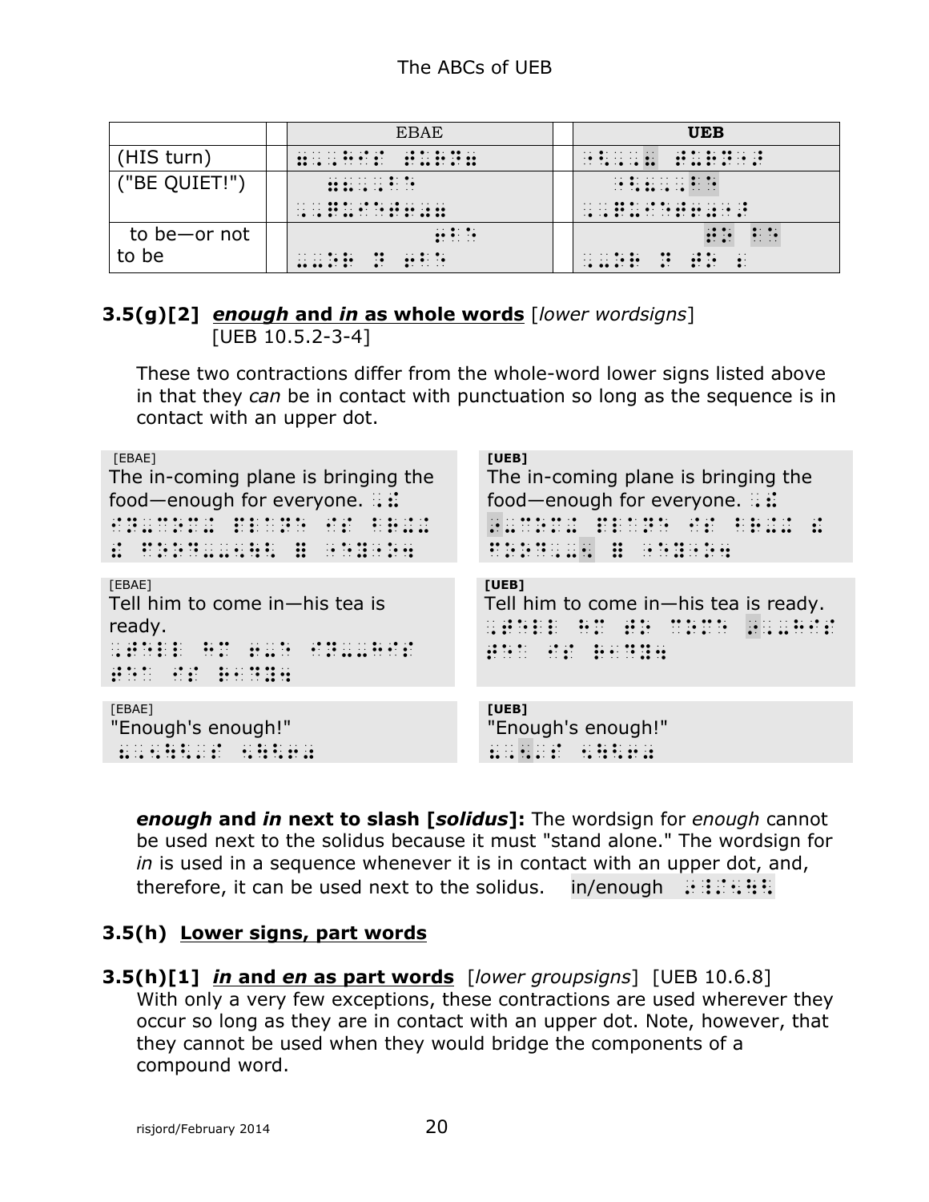| | | EBAE | | **UEB** |
|---|---|---|---|---|
| (HIS turn) | | ⠶⠠⠠⠓⠊⠎ ⠞⠥⠗⠝⠶ | | ⠐⠣⠠⠠⠶ ⠞⠥⠗⠝⠐⠜ |
| ("BE QUIET!") | | ⠶⠦⠠⠠⠃⠑ ⠠⠠⠟⠥⠊⠑⠞⠖⠴⠶ | | ⠐⠣⠦⠠⠠⠠⠆ ⠠⠠⠟⠥⠊⠑⠞⠖⠴⠐⠜ |
| to be—or not to be | | ⠖⠆⠤⠤ ⠕⠗ ⠝⠕⠞ ⠖⠆ | | ⠞⠕ ⠃⠑⠠⠤ ⠕⠗ ⠝⠕⠞ ⠞⠕ ⠆ |

### 3.5(g)[2] ***enough* and *in* as whole words** [*lower wordsigns*] [UEB 10.5.2-3-4]

These two contractions differ from the whole-word lower signs listed above in that they *can* be in contact with punctuation so long as the sequence is in contact with an upper dot.

[EBAE]
The in-coming plane is bringing the food—enough for everyone. ⠠⠮ ⠔⠤⠩⠬ ⠏⠇⠁⠝⠑ ⠊⠎ ⠃⠗⠬⠬ ⠮ ⠋⠕⠕⠙⠠⠤⠢ ⠿ ⠑⠧⠻⠽⠐⠕⠲

[UEB]
The in-coming plane is bringing the food—enough for everyone. ⠠⠮ ⠔⠤⠒⠬ ⠏⠇⠁⠝⠑ ⠊⠎ ⠃⠗⠬⠬ ⠮ ⠋⠕⠕⠙⠠⠤⠢ ⠿ ⠑⠧⠻⠽⠐⠕⠲

[EBAE]
Tell him to come in—his tea is ready. ⠠⠞⠑⠇⠇ ⠓⠍ ⠖⠐⠉ ⠔⠤⠤⠓⠊⠎ ⠞⠑⠁ ⠊⠎ ⠗⠂⠙⠽⠲

[UEB]
Tell him to come in—his tea is ready. ⠠⠞⠑⠇⠇ ⠓⠍ ⠞⠕ ⠐⠉ ⠔⠠⠤⠓⠊⠎ ⠞⠂ ⠊⠎ ⠗⠂⠙⠽⠲

[EBAE]
"Enough's enough!" ⠦⠠⠢⠄⠎ ⠢⠖⠴

[UEB]
"Enough's enough!" ⠦⠠⠢⠄⠎ ⠢⠖⠴

***enough* and *in* next to slash [*solidus*]:** The wordsign for *enough* cannot be used next to the solidus because it must "stand alone." The wordsign for *in* is used in a sequence whenever it is in contact with an upper dot, and, therefore, it can be used next to the solidus. in/enough ⠔⠸⠌⠢⠳

### 3.5(h) **Lower signs, part words**

### 3.5(h)[1] ***in* and *en* as part words** [*lower groupsigns*] [UEB 10.6.8]

With only a very few exceptions, these contractions are used wherever they occur so long as they are in contact with an upper dot. Note, however, that they cannot be used when they would bridge the components of a compound word.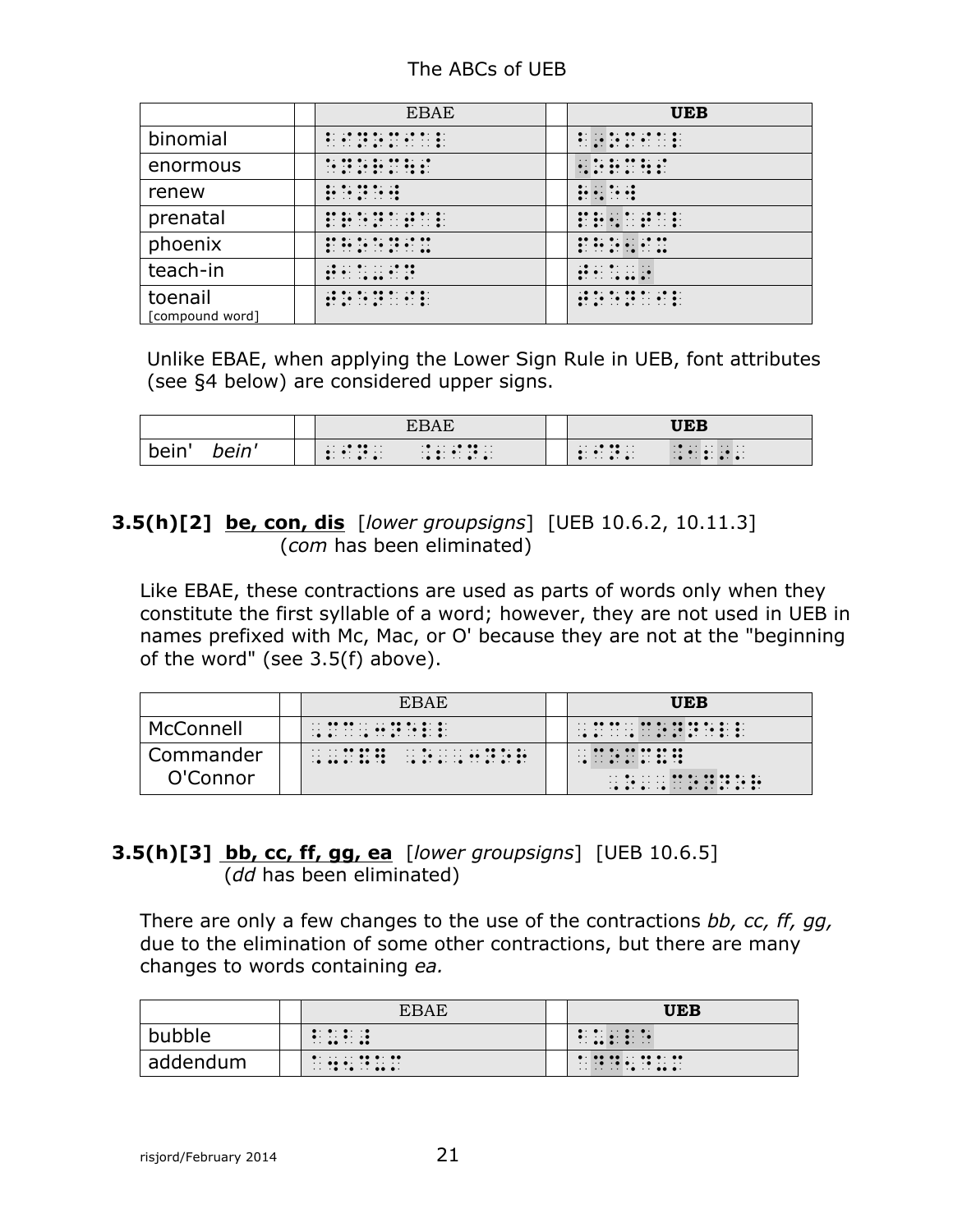| | EBAE | UEB |
|---|---|---|
| binomial | | |
| enormous | | |
| renew | | |
| prenatal | | |
| phoenix | | |
| teach-in | | |
| toenail [compound word] | | |

Unlike EBAE, when applying the Lower Sign Rule in UEB, font attributes (see §4 below) are considered upper signs.

| | EBAE | UEB |
|---|---|---|
| bein' *bein'* | | |

**3.5(h)[2] be, con, dis** [*lower groupsigns*] [UEB 10.6.2, 10.11.3]
(*com* has been eliminated)

Like EBAE, these contractions are used as parts of words only when they constitute the first syllable of a word; however, they are not used in UEB in names prefixed with Mc, Mac, or O' because they are not at the "beginning of the word" (see 3.5(f) above).

| | EBAE | UEB |
|---|---|---|
| McConnell | | |
| Commander O'Connor | | |

**3.5(h)[3] bb, cc, ff, gg, ea** [*lower groupsigns*] [UEB 10.6.5]
(*dd* has been eliminated)

There are only a few changes to the use of the contractions *bb, cc, ff, gg,* due to the elimination of some other contractions, but there are many changes to words containing *ea.*

| | EBAE | UEB |
|---|---|---|
| bubble | | |
| addendum | | |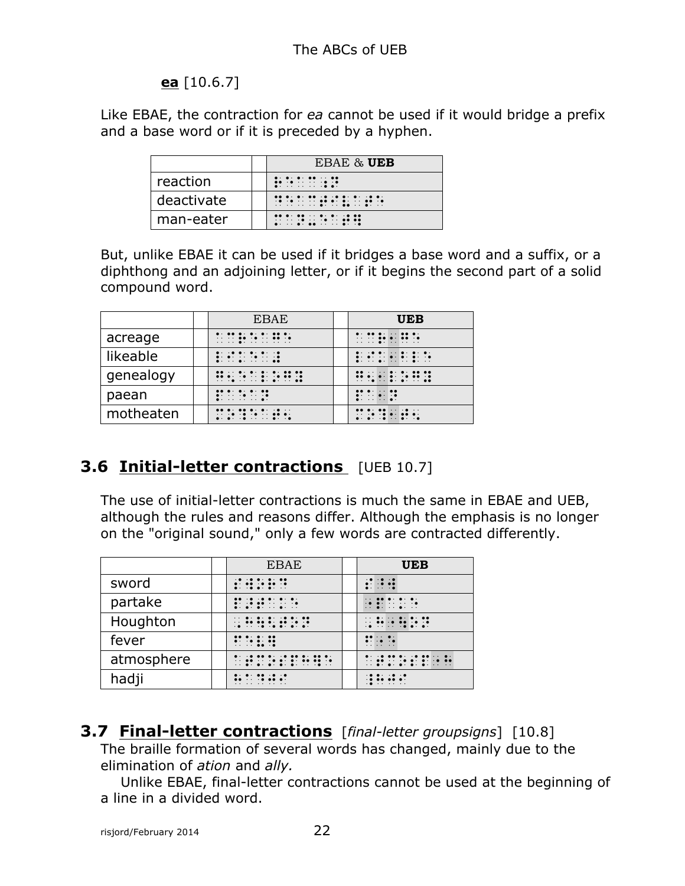**ea** [10.6.7]

Like EBAE, the contraction for *ea* cannot be used if it would bridge a prefix and a base word or if it is preceded by a hyphen.

| | | EBAE & **UEB** |
|---|---|---|
| reaction | | ⠗⠂⠉⠰⠝ |
| deactivate | | ⠙⠑⠁⠉⠞⠊⠧⠁⠞⠑ |
| man-eater | | ⠍⠁⠝⠤⠑⠁⠞⠻ |

But, unlike EBAE it can be used if it bridges a base word and a suffix, or a diphthong and an adjoining letter, or if it begins the second part of a solid compound word.

| | | EBAE | | **UEB** |
|---|---|---|---|---|
| acreage | | ⠁⠉⠗⠑⠁⠛⠑ | | ⠁⠉⠗⠂⠛⠑ |
| likeable | | ⠇⠊⠅⠑⠁⠼ | | ⠇⠊⠅⠂⠃⠇⠑ |
| genealogy | | ⠛⠑⠁⠇⠕⠛⠽ | | ⠛⠂⠇⠕⠛⠽ |
| paean | | ⠏⠁⠑⠁⠝ | | ⠏⠁⠂⠝ |
| motheaten | | ⠍⠕⠹⠑⠁⠞⠢ | | ⠍⠕⠹⠂⠞⠢ |

## 3.6 Initial-letter contractions [UEB 10.7]

The use of initial-letter contractions is much the same in EBAE and UEB, although the rules and reasons differ. Although the emphasis is no longer on the "original sound," only a few words are contracted differently.

| | | EBAE | | **UEB** |
|---|---|---|---|---|
| sword | | ⠎⠺⠕⠗⠙ | | ⠎⠸⠺ |
| partake | | ⠏⠜⠞⠁⠅⠑ | | ⠐⠏⠁⠅⠑ |
| Houghton | | ⠠⠓⠳⠣⠞⠕⠝ | | ⠠⠓⠐⠳⠕⠝ |
| fever | | ⠋⠑⠧⠻ | | ⠋⠐⠑ |
| atmosphere | | ⠁⠞⠍⠕⠎⠏⠓⠻⠑ | | ⠁⠞⠍⠕⠎⠏⠓⠐⠓ |
| hadji | | ⠓⠁⠙⠚⠊ | | ⠸⠓⠙⠚⠊ |

## 3.7 Final-letter contractions [*final-letter groupsigns*] [10.8]

The braille formation of several words has changed, mainly due to the elimination of *ation* and *ally.*

Unlike EBAE, final-letter contractions cannot be used at the beginning of a line in a divided word.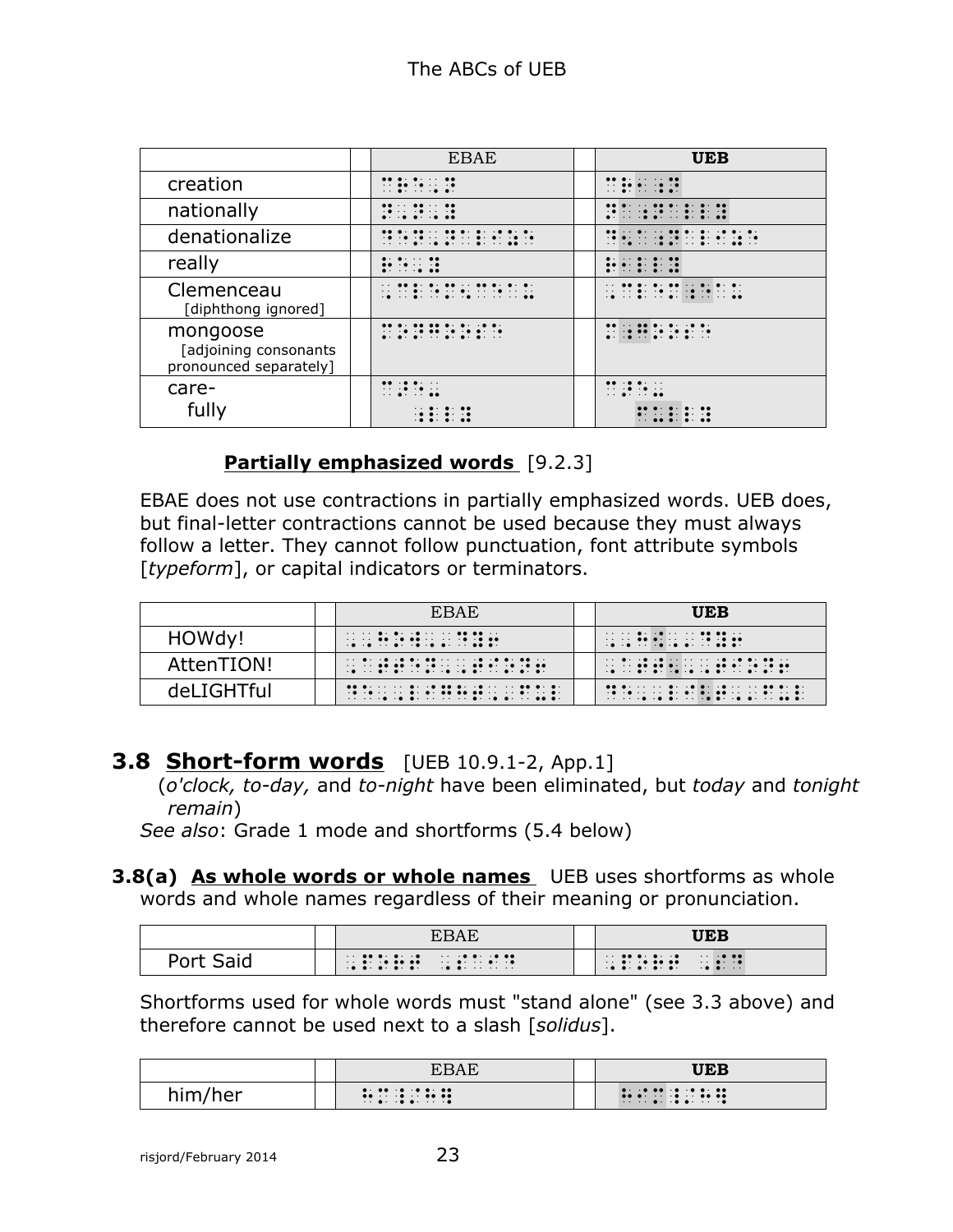| | | EBAE | | **UEB** |
|---|---|---|---|---|
| creation | | ⠉⠗⠑⠁⠰⠝ | | ⠉⠗⠂⠰⠝ |
| nationally | | ⠐⠝⠰⠽ | | ⠝⠁⠰⠝⠁⠇⠇⠽ |
| denationalize | | ⠙⠑⠐⠝⠁⠇⠊⠵⠑ | | ⠙⠢⠁⠰⠝⠁⠇⠊⠵⠑ |
| really | | ⠗⠑⠰⠽ | | ⠗⠂⠇⠇⠽ |
| Clemenceau [diphthong ignored] | | ⠠⠉⠇⠑⠍⠑⠝⠉⠑⠁⠥ | | ⠠⠉⠇⠑⠍⠰⠑⠁⠥ |
| mongoose [adjoining consonants pronounced separately] | | ⠍⠕⠝⠛⠕⠕⠎⠑ | | ⠍⠰⠛⠕⠕⠎⠑ |
| care- fully | | ⠉⠜⠑⠤ ⠰⠇⠇⠽ | | ⠉⠜⠑⠤ ⠋⠥⠇⠇⠽ |

### Partially emphasized words [9.2.3]

EBAE does not use contractions in partially emphasized words. UEB does, but final-letter contractions cannot be used because they must always follow a letter. They cannot follow punctuation, font attribute symbols [*typeform*], or capital indicators or terminators.

| | | EBAE | | **UEB** |
|---|---|---|---|---|
| HOWdy! | | ⠠⠠⠓⠕⠺⠠⠄⠙⠽⠖ | | ⠠⠠⠓⠪⠠⠄⠙⠽⠖ |
| AttenTION! | | ⠠⠁⠞⠞⠑⠝⠠⠠⠞⠊⠕⠝⠖ | | ⠠⠁⠞⠞⠢⠠⠠⠞⠊⠕⠝⠖ |
| deLIGHTful | | ⠙⠑⠠⠠⠇⠊⠛⠓⠞⠠⠄⠋⠥⠇ | | ⠙⠑⠠⠠⠇⠊⠣⠞⠠⠄⠋⠥⠇ |

## 3.8 Short-form words [UEB 10.9.1-2, App.1]

(*o'clock, to-day,* and *to-night* have been eliminated, but *today* and *tonight remain*)

*See also*: Grade 1 mode and shortforms (5.4 below)

**3.8(a) As whole words or whole names** UEB uses shortforms as whole words and whole names regardless of their meaning or pronunciation.

| | | EBAE | | **UEB** |
|---|---|---|---|---|
| Port Said | | ⠠⠏⠕⠗⠞ ⠠⠎⠁⠊⠙ | | ⠠⠏⠕⠗⠞ ⠠⠎⠙ |

Shortforms used for whole words must "stand alone" (see 3.3 above) and therefore cannot be used next to a slash [*solidus*].

| | | EBAE | | **UEB** |
|---|---|---|---|---|
| him/her | | ⠓⠍⠸⠌⠓⠻ | | ⠓⠊⠍⠸⠌⠓⠻ |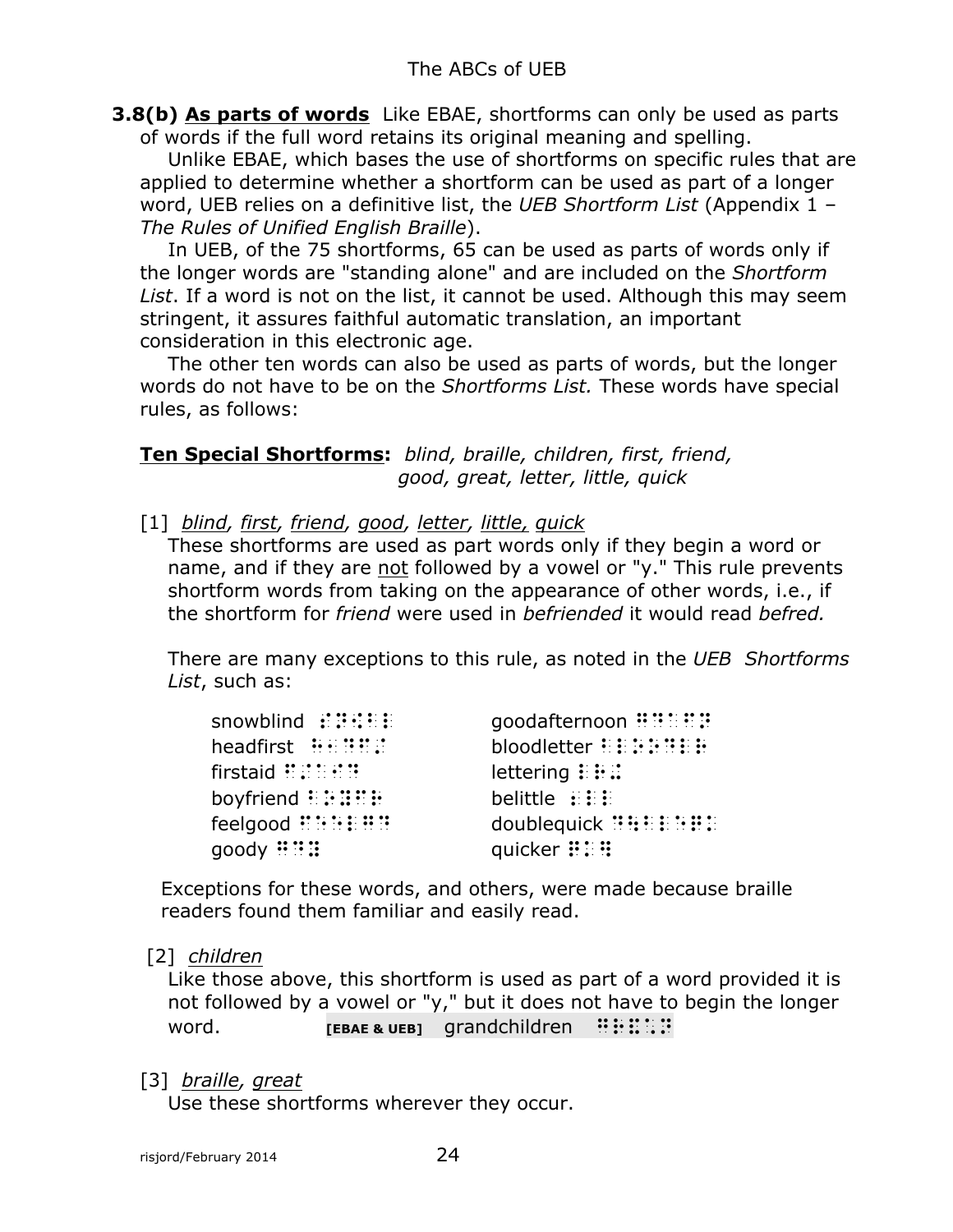**3.8(b) As parts of words** Like EBAE, shortforms can only be used as parts of words if the full word retains its original meaning and spelling.

Unlike EBAE, which bases the use of shortforms on specific rules that are applied to determine whether a shortform can be used as part of a longer word, UEB relies on a definitive list, the *UEB Shortform List* (Appendix 1 – *The Rules of Unified English Braille*).

In UEB, of the 75 shortforms, 65 can be used as parts of words only if the longer words are "standing alone" and are included on the *Shortform List*. If a word is not on the list, it cannot be used. Although this may seem stringent, it assures faithful automatic translation, an important consideration in this electronic age.

The other ten words can also be used as parts of words, but the longer words do not have to be on the *Shortforms List.* These words have special rules, as follows:

**Ten Special Shortforms:** *blind, braille, children, first, friend, good, great, letter, little, quick*

[1] *blind, first, friend, good, letter, little, quick*

These shortforms are used as part words only if they begin a word or name, and if they are not followed by a vowel or "y." This rule prevents shortform words from taking on the appearance of other words, i.e., if the shortform for *friend* were used in *befriended* it would read *befred.*

There are many exceptions to this rule, as noted in the *UEB Shortforms List*, such as:

| | |
|---|---|
| snowblind ⠎⠝⠪⠃⠇ | goodafternoon ⠛⠙⠁⠋⠝ |
| headfirst ⠓⠂⠙⠋⠌ | bloodletter ⠃⠇⠕⠕⠙⠇⠗ |
| firstaid ⠋⠌⠁⠊⠙ | lettering ⠇⠗⠬ |
| boyfriend ⠃⠕⠽⠋⠗ | belittle ⠆⠇⠇ |
| feelgood ⠋⠑⠑⠇⠛⠙ | doublequick ⠙⠳⠃⠇⠑⠟⠅ |
| goody ⠛⠙⠽ | quicker ⠟⠅⠻ |

Exceptions for these words, and others, were made because braille readers found them familiar and easily read.

[2] *children*

Like those above, this shortform is used as part of a word provided it is not followed by a vowel or "y," but it does not have to begin the longer word. **[EBAE & UEB]** grandchildren ⠛⠗⠯⠡⠝

[3] *braille, great*

Use these shortforms wherever they occur.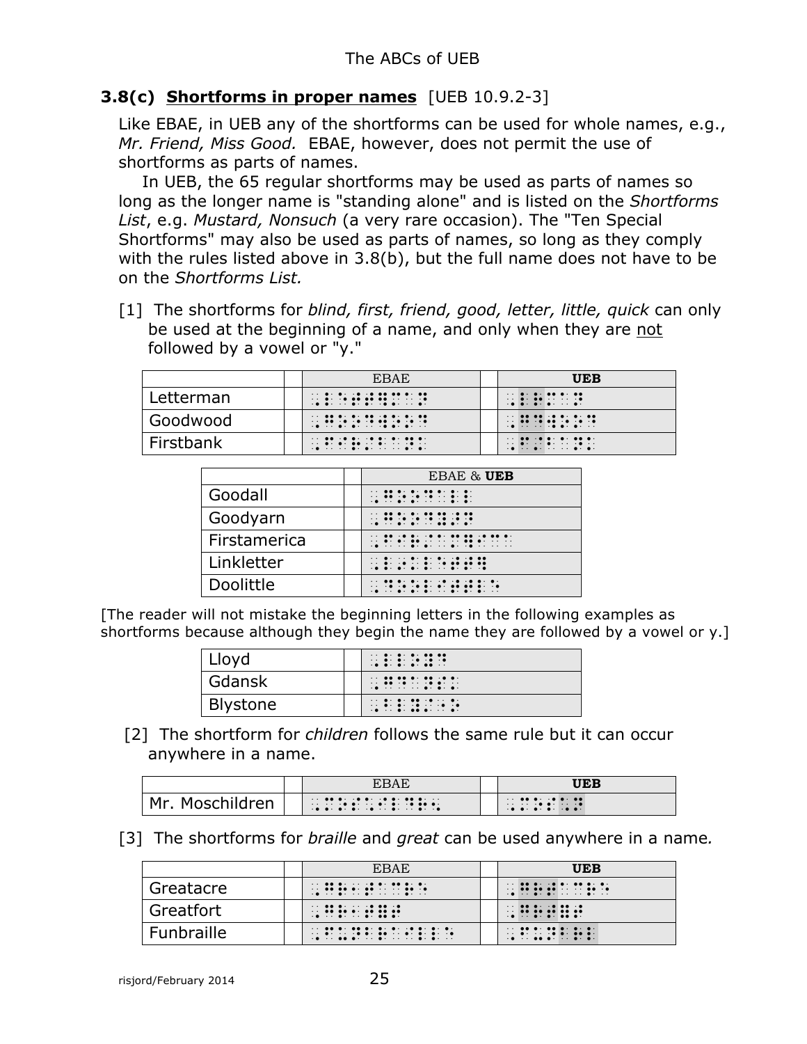## 3.8(c) **Shortforms in proper names** [UEB 10.9.2-3]

Like EBAE, in UEB any of the shortforms can be used for whole names, e.g., *Mr. Friend, Miss Good.* EBAE, however, does not permit the use of shortforms as parts of names.

In UEB, the 65 regular shortforms may be used as parts of names so long as the longer name is "standing alone" and is listed on the *Shortforms List*, e.g. *Mustard, Nonsuch* (a very rare occasion). The "Ten Special Shortforms" may also be used as parts of names, so long as they comply with the rules listed above in 3.8(b), but the full name does not have to be on the *Shortforms List.*

[1] The shortforms for *blind, first, friend, good, letter, little, quick* can only be used at the beginning of a name, and only when they are <u>not</u> followed by a vowel or "y."

| | EBAE | **UEB** |
|---|---|---|
| Letterman | ⠠⠇⠑⠞⠞⠻⠍⠁⠝ | ⠠⠇⠗⠍⠁⠝ |
| Goodwood | ⠠⠛⠕⠕⠙⠺⠕⠕⠙ | ⠠⠛⠙⠺⠕⠕⠙ |
| Firstbank | ⠠⠋⠊⠌⠃⠁⠝⠅ | ⠠⠋⠌⠃⠁⠝⠅ |

| | EBAE & **UEB** |
|---|---|
| Goodall | ⠠⠛⠕⠕⠙⠁⠇⠇ |
| Goodyarn | ⠠⠛⠕⠕⠙⠽⠜⠝ |
| Firstamerica | ⠠⠋⠊⠌⠁⠍⠻⠊⠉⠁ |
| Linkletter | ⠠⠇⠔⠅⠇⠑⠞⠞⠻ |
| Doolittle | ⠠⠙⠕⠕⠇⠊⠞⠞⠇⠑ |

[The reader will not mistake the beginning letters in the following examples as shortforms because although they begin the name they are followed by a vowel or y.]

| | |
|---|---|
| Lloyd | ⠠⠇⠇⠕⠽⠙ |
| Gdansk | ⠠⠛⠙⠁⠝⠎⠅ |
| Blystone | ⠠⠃⠇⠽⠌⠐⠕ |

[2] The shortform for *children* follows the same rule but it can occur anywhere in a name.

| | EBAE | **UEB** |
|---|---|---|
| Mr. Moschildren | ⠠⠍⠗⠲ ⠠⠍⠕⠎⠡⠊⠇⠙⠗⠢ | ⠠⠍⠗⠲ ⠠⠍⠕⠎⠡⠝ |

[3] The shortforms for *braille* and *great* can be used anywhere in a name.

| | EBAE | **UEB** |
|---|---|---|
| Greatacre | ⠠⠛⠗⠂⠞⠁⠉⠗⠑ | ⠠⠛⠗⠞⠁⠉⠗⠑ |
| Greatfort | ⠠⠛⠗⠂⠞⠿⠞ | ⠠⠛⠗⠞⠿⠞ |
| Funbraille | ⠠⠋⠥⠝⠃⠗⠁⠊⠇⠇⠑ | ⠠⠋⠥⠝⠃⠗⠇ |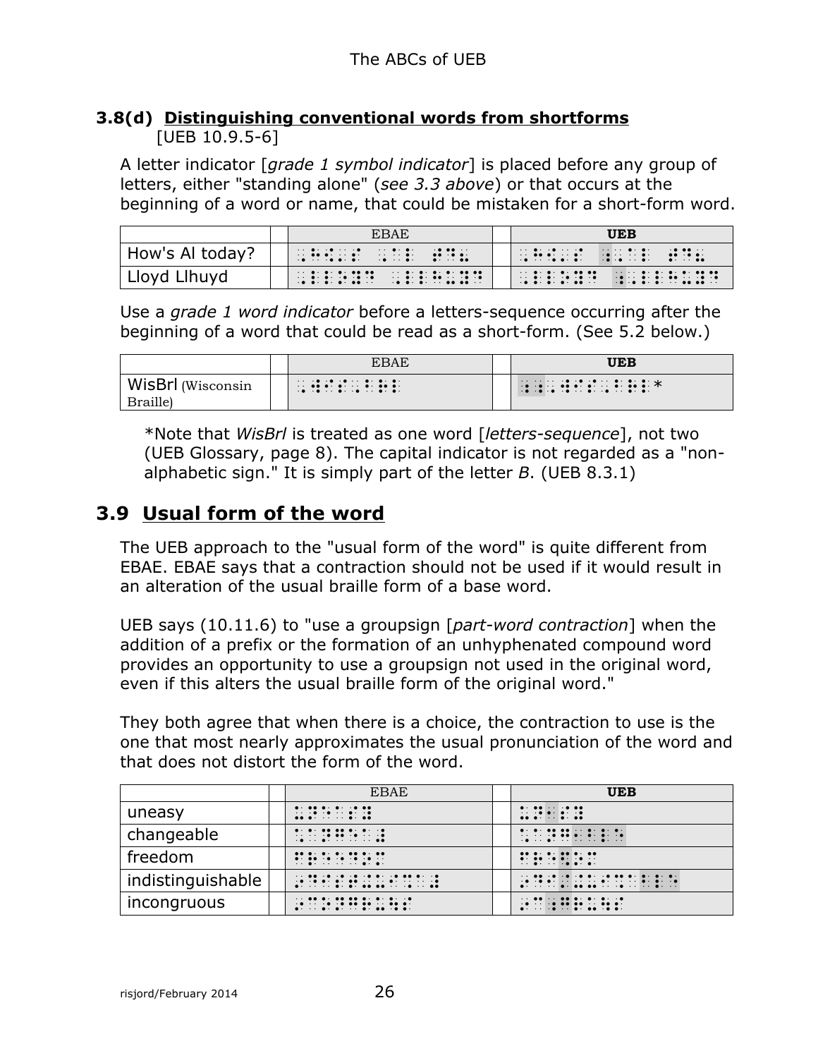### 3.8(d) Distinguishing conventional words from shortforms

[UEB 10.9.5-6]

A letter indicator [*grade 1 symbol indicator*] is placed before any group of letters, either "standing alone" (*see 3.3 above*) or that occurs at the beginning of a word or name, that could be mistaken for a short-form word.

| | | EBAE | | **UEB** |
|---|---|---|---|---|
| How's Al today? | | ⠠⠓⠪⠄⠎ ⠠⠁⠇ ⠞⠙⠦ | | ⠠⠓⠪⠄⠎ ⠰⠠⠁⠇ ⠞⠙⠦ |
| Lloyd Llhuyd | | ⠠⠇⠇⠕⠽⠙ ⠠⠇⠇⠓⠥⠽⠙ | | ⠠⠇⠇⠕⠽⠙ ⠰⠠⠇⠇⠓⠥⠽⠙ |

Use a *grade 1 word indicator* before a letters-sequence occurring after the beginning of a word that could be read as a short-form. (See 5.2 below.)

| | | EBAE | | **UEB** |
|---|---|---|---|---|
| WisBrl (Wisconsin Braille) | | ⠠⠺⠊⠎⠠⠃⠗⠇ | | ⠰⠰⠠⠺⠊⠎⠠⠃⠗⠇* |

*Note that *WisBrl* is treated as one word [*letters-sequence*], not two (UEB Glossary, page 8). The capital indicator is not regarded as a "non-alphabetic sign." It is simply part of the letter *B*. (UEB 8.3.1)

## 3.9 Usual form of the word

The UEB approach to the "usual form of the word" is quite different from EBAE. EBAE says that a contraction should not be used if it would result in an alteration of the usual braille form of a base word.

UEB says (10.11.6) to "use a groupsign [*part-word contraction*] when the addition of a prefix or the formation of an unhyphenated compound word provides an opportunity to use a groupsign not used in the original word, even if this alters the usual braille form of the original word."

They both agree that when there is a choice, the contraction to use is the one that most nearly approximates the usual pronunciation of the word and that does not distort the form of the word.

| | | EBAE | | **UEB** |
|---|---|---|---|---|
| uneasy | | ⠥⠝⠑⠁⠎⠽ | | ⠥⠝⠂⠎⠽ |
| changeable | | ⠡⠁⠝⠛⠑⠁⠼ | | ⠡⠁⠝⠛⠂⠃⠇⠑ |
| freedom | | ⠋⠗⠑⠑⠙⠕⠍ | | ⠋⠗⠑⠫⠕⠍ |
| indistinguishable | | ⠔⠙⠊⠎⠞⠔⠛⠥⠊⠩⠁⠼ | | ⠔⠙⠊⠌⠔⠛⠥⠊⠩⠁⠃⠇⠑ |
| incongruous | | ⠔⠉⠕⠝⠛⠗⠥⠳⠎ | | ⠔⠉⠕⠰⠛⠗⠥⠳⠎ |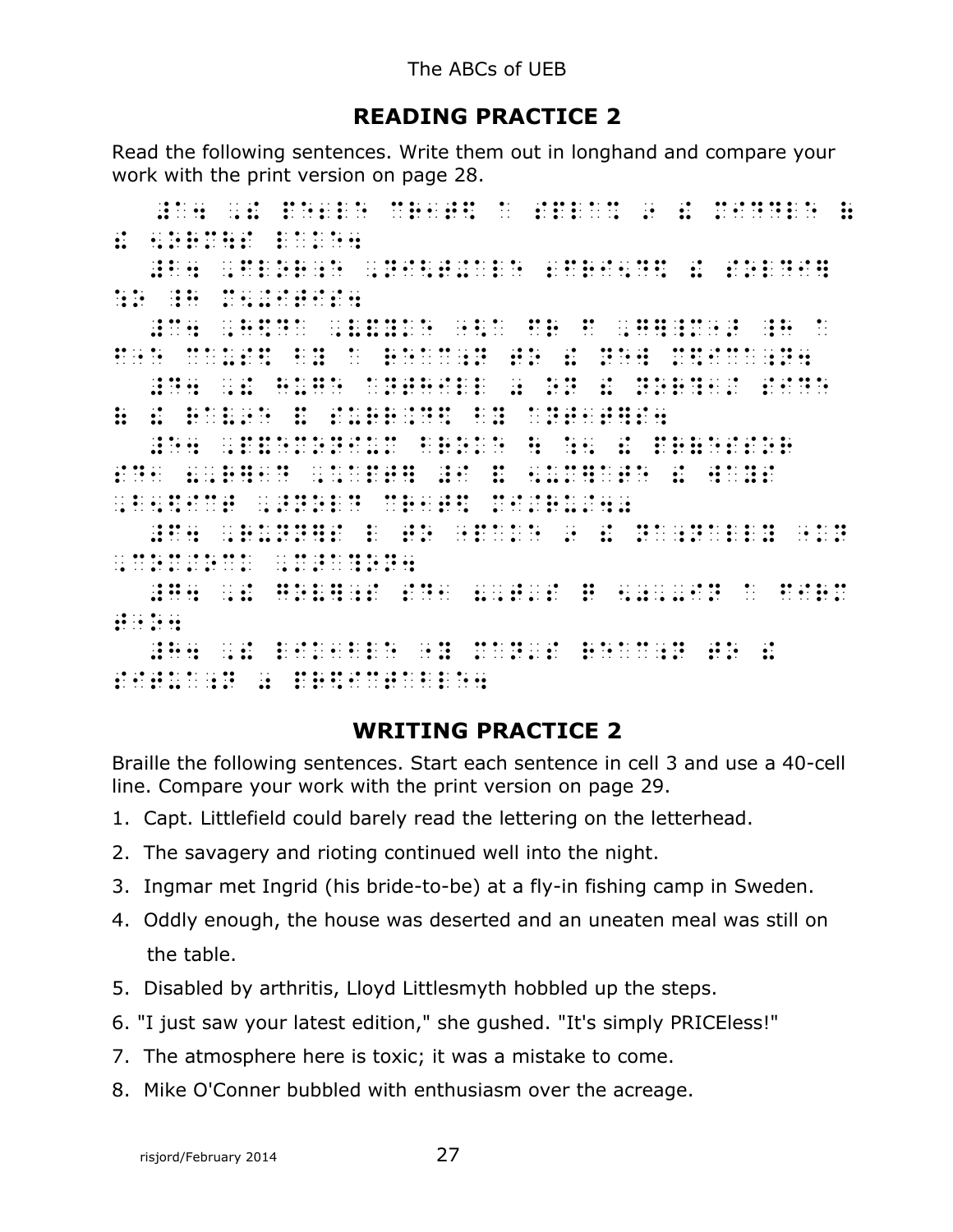## READING PRACTICE 2

Read the following sentences. Write them out in longhand and compare your work with the print version on page 28.

## WRITING PRACTICE 2

Braille the following sentences. Start each sentence in cell 3 and use a 40-cell line. Compare your work with the print version on page 29.

1. Capt. Littlefield could barely read the lettering on the letterhead.
2. The savagery and rioting continued well into the night.
3. Ingmar met Ingrid (his bride-to-be) at a fly-in fishing camp in Sweden.
4. Oddly enough, the house was deserted and an uneaten meal was still on the table.
5. Disabled by arthritis, Lloyd Littlesmyth hobbled up the steps.
6. "I just saw your latest edition," she gushed. "It's simply PRICEless!"
7. The atmosphere here is toxic; it was a mistake to come.
8. Mike O'Conner bubbled with enthusiasm over the acreage.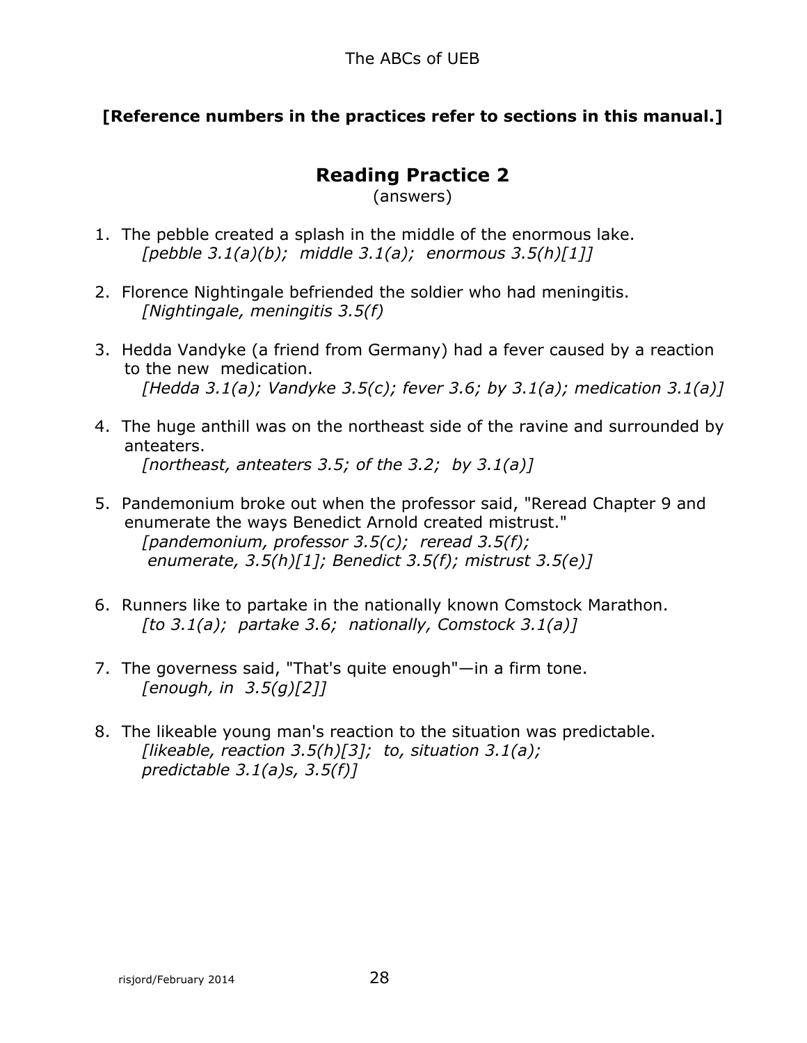**[Reference numbers in the practices refer to sections in this manual.]**

## Reading Practice 2

(answers)

1. The pebble created a splash in the middle of the enormous lake.
   *[pebble 3.1(a)(b); middle 3.1(a); enormous 3.5(h)[1]]*

2. Florence Nightingale befriended the soldier who had meningitis.
   *[Nightingale, meningitis 3.5(f)*

3. Hedda Vandyke (a friend from Germany) had a fever caused by a reaction to the new medication.
   *[Hedda 3.1(a); Vandyke 3.5(c); fever 3.6; by 3.1(a); medication 3.1(a)]*

4. The huge anthill was on the northeast side of the ravine and surrounded by anteaters.
   *[northeast, anteaters 3.5; of the 3.2; by 3.1(a)]*

5. Pandemonium broke out when the professor said, "Reread Chapter 9 and enumerate the ways Benedict Arnold created mistrust."
   *[pandemonium, professor 3.5(c); reread 3.5(f); enumerate, 3.5(h)[1]; Benedict 3.5(f); mistrust 3.5(e)]*

6. Runners like to partake in the nationally known Comstock Marathon.
   *[to 3.1(a); partake 3.6; nationally, Comstock 3.1(a)]*

7. The governess said, "That's quite enough"—in a firm tone.
   *[enough, in 3.5(g)[2]]*

8. The likeable young man's reaction to the situation was predictable.
   *[likeable, reaction 3.5(h)[3]; to, situation 3.1(a); predictable 3.1(a)s, 3.5(f)]*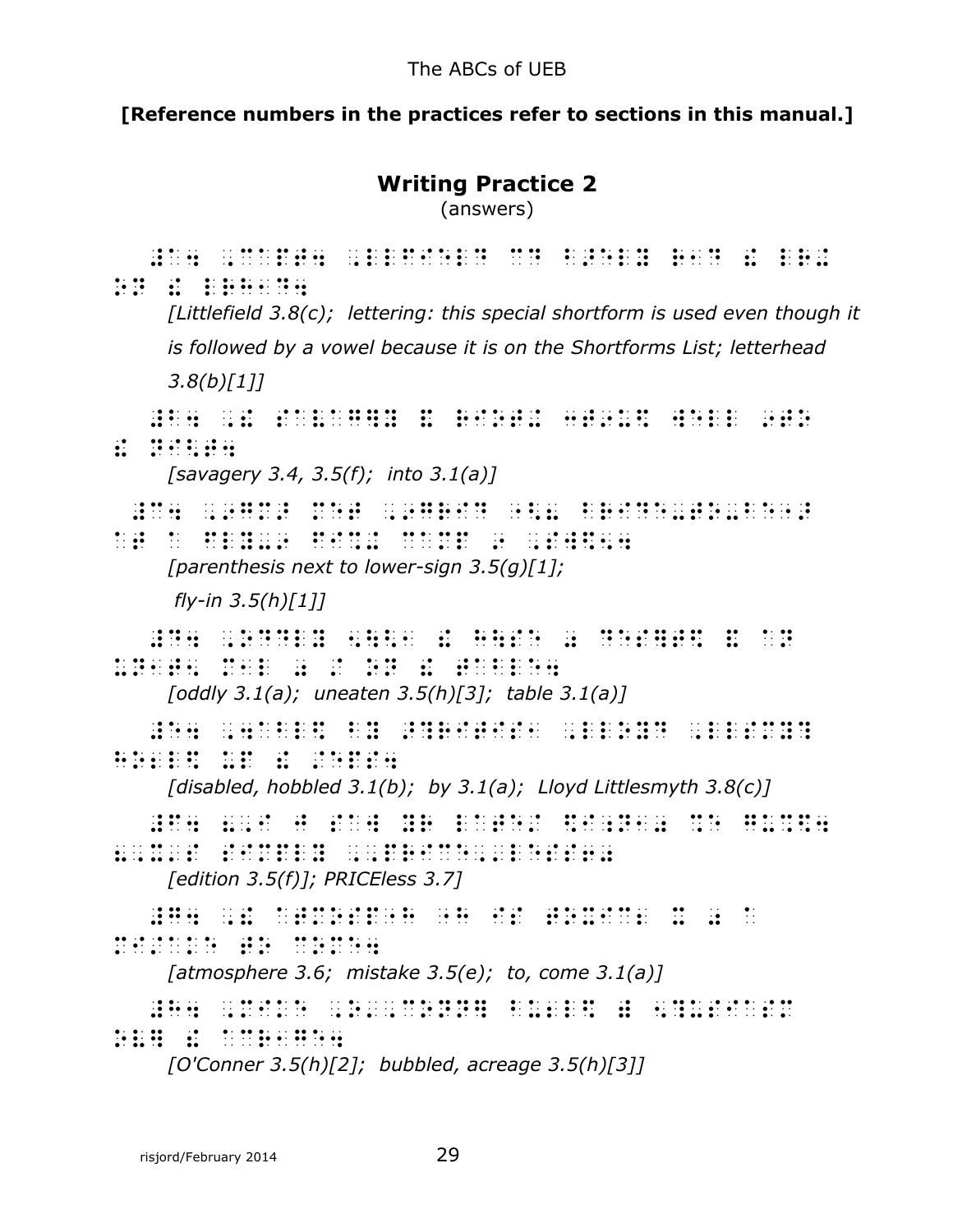**[Reference numbers in the practices refer to sections in this manual.]**

## Writing Practice 2

(answers)

*[Littlefield 3.8(c); lettering: this special shortform is used even though it is followed by a vowel because it is on the Shortforms List; letterhead 3.8(b)[1]]*

*[savagery 3.4, 3.5(f); into 3.1(a)]*

*[parenthesis next to lower-sign 3.5(g)[1];*

*fly-in 3.5(h)[1]]*

*[oddly 3.1(a); uneaten 3.5(h)[3]; table 3.1(a)]*

*[disabled, hobbled 3.1(b); by 3.1(a); Lloyd Littlesmyth 3.8(c)]*

*[edition 3.5(f)]; PRICEless 3.7]*

*[atmosphere 3.6; mistake 3.5(e); to, come 3.1(a)]*

*[O'Conner 3.5(h)[2]; bubbled, acreage 3.5(h)[3]]*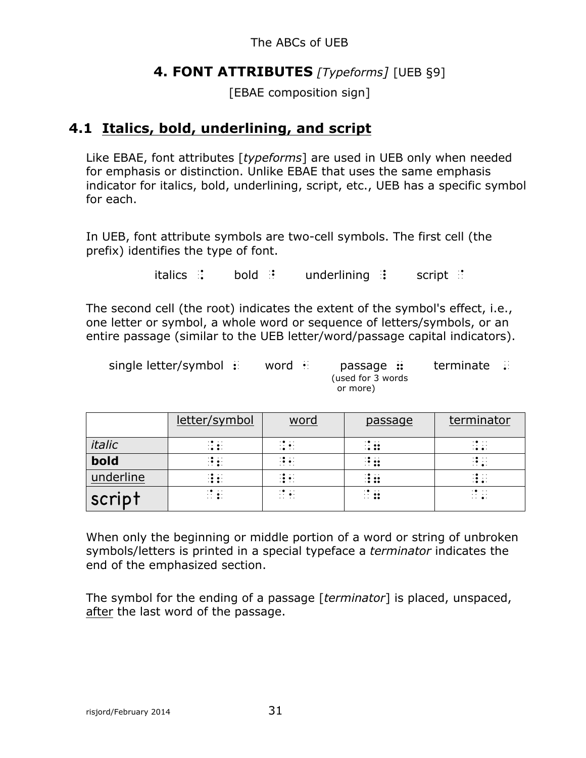# 4. FONT ATTRIBUTES *[Typeforms]* [UEB §9]

[EBAE composition sign]

## 4.1 Italics, bold, underlining, and script

Like EBAE, font attributes [*typeforms*] are used in UEB only when needed for emphasis or distinction. Unlike EBAE that uses the same emphasis indicator for italics, bold, underlining, script, etc., UEB has a specific symbol for each.

In UEB, font attribute symbols are two-cell symbols. The first cell (the prefix) identifies the type of font.

italics ⠨ bold ⠘ underlining ⠸ script ⠈

The second cell (the root) indicates the extent of the symbol's effect, i.e., one letter or symbol, a whole word or sequence of letters/symbols, or an entire passage (similar to the UEB letter/word/passage capital indicators).

single letter/symbol ⠆ word ⠂ passage ⠶ (used for 3 words or more) terminate ⠄

| | letter/symbol | word | passage | terminator |
|---|---|---|---|---|
| *italic* | ⠨⠆ | ⠨⠂ | ⠨⠶ | ⠨⠄ |
| **bold** | ⠘⠆ | ⠘⠂ | ⠘⠶ | ⠘⠄ |
| underline | ⠸⠆ | ⠸⠂ | ⠸⠶ | ⠸⠄ |
| script | ⠈⠆ | ⠈⠂ | ⠈⠶ | ⠈⠄ |

When only the beginning or middle portion of a word or string of unbroken symbols/letters is printed in a special typeface a *terminator* indicates the end of the emphasized section.

The symbol for the ending of a passage [*terminator*] is placed, unspaced, after the last word of the passage.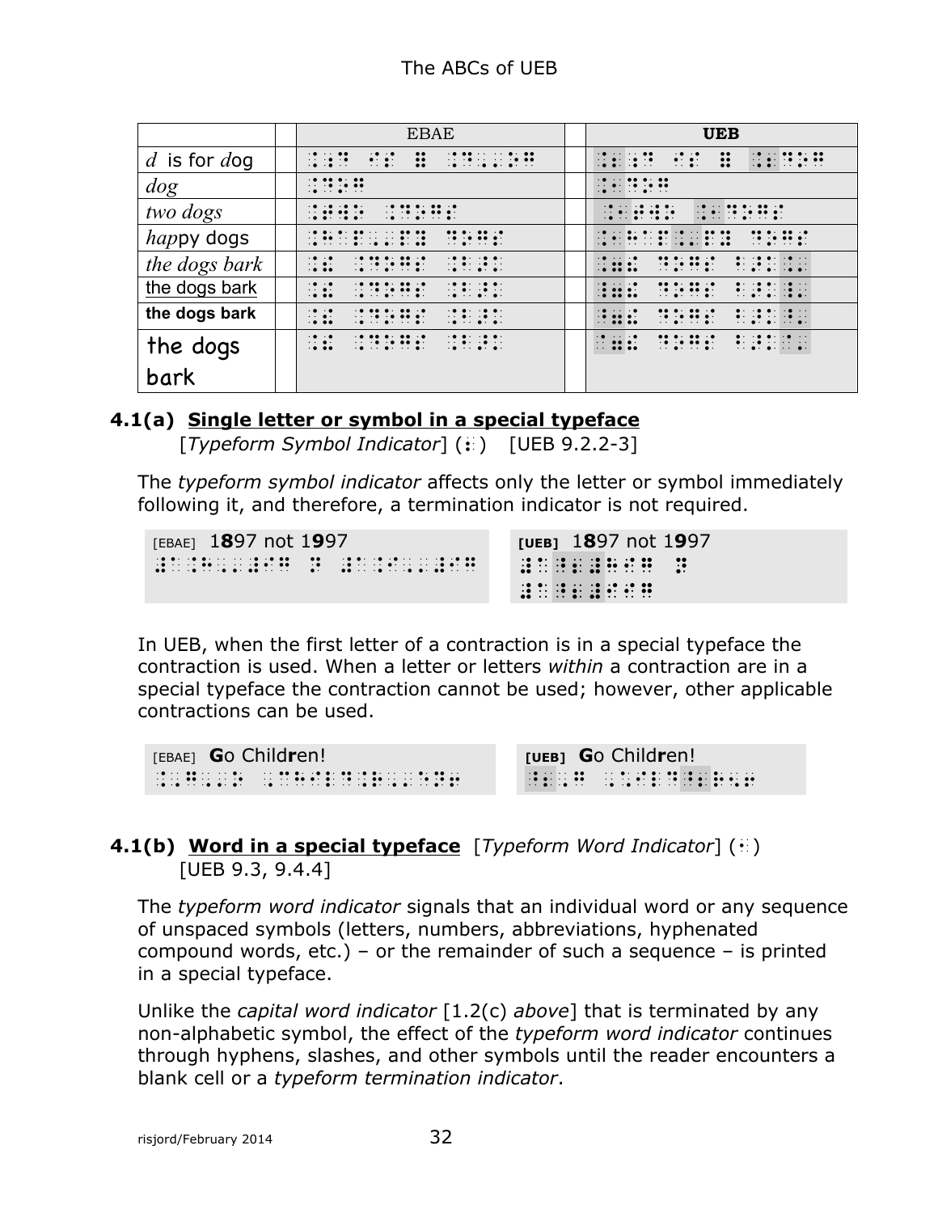| | | EBAE | | UEB |
|---|---|---|---|---|
| *d* is for *d*og | | ⠨⠰⠙ ⠊⠎ ⠿ ⠨⠙⠠⠄⠕⠛ | | ⠨⠆⠰⠙ ⠊⠎ ⠿ ⠨⠆⠙⠕⠛ |
| *dog* | | ⠨⠙⠕⠛ | | ⠨⠂⠙⠕⠛ |
| *two dogs* | | ⠨⠞⠺⠕ ⠨⠙⠕⠛⠎ | | ⠨⠂⠞⠺⠕ ⠨⠂⠙⠕⠛⠎ |
| *hap*py dogs | | ⠨⠓⠁⠏⠠⠄⠏⠽ ⠙⠕⠛⠎ | | ⠨⠂⠓⠁⠏⠨⠄⠏⠽ ⠙⠕⠛⠎ |
| *the dogs bark* | | ⠨⠨⠮ ⠙⠕⠛⠎ ⠨⠃⠜⠅ | | ⠨⠶⠮ ⠙⠕⠛⠎ ⠃⠜⠅⠨⠄ |
| the dogs bark (underlined) | | ⠨⠨⠮ ⠙⠕⠛⠎ ⠨⠃⠜⠅ | | ⠸⠶⠮ ⠙⠕⠛⠎ ⠃⠜⠅⠸⠄ |
| **the dogs bark** | | ⠨⠨⠮ ⠙⠕⠛⠎ ⠨⠃⠜⠅ | | ⠘⠶⠮ ⠙⠕⠛⠎ ⠃⠜⠅⠘⠄ |
| the dogs bark (script) | | ⠨⠨⠮ ⠙⠕⠛⠎ ⠨⠃⠜⠅ | | ⠈⠶⠮ ⠙⠕⠛⠎ ⠃⠜⠅⠈⠄ |

### 4.1(a) Single letter or symbol in a special typeface

[*Typeform Symbol Indicator*] (⠆) [UEB 9.2.2-3]

The *typeform symbol indicator* affects only the letter or symbol immediately following it, and therefore, a termination indicator is not required.

[EBAE] 1**8**97 not 1**9**97
⠼⠁⠨⠓⠠⠄⠊⠛ ⠝ ⠼⠁⠨⠊⠠⠄⠊⠛

[UEB] 1**8**97 not 1**9**97
⠼⠁⠘⠆⠼⠓⠊⠛ ⠝
⠼⠁⠘⠆⠼⠊⠊⠛

In UEB, when the first letter of a contraction is in a special typeface the contraction is used. When a letter or letters *within* a contraction are in a special typeface the contraction cannot be used; however, other applicable contractions can be used.

[EBAE] **G**o Child**r**en!
⠨⠠⠛⠠⠄⠕ ⠠⠡⠊⠇⠙⠨⠗⠠⠄⠑⠝⠖

[UEB] **G**o Child**r**en!
⠘⠆⠠⠛ ⠠⠡⠊⠇⠙⠘⠆⠗⠢⠖

### 4.1(b) Word in a special typeface [*Typeform Word Indicator*] (⠂) [UEB 9.3, 9.4.4]

The *typeform word indicator* signals that an individual word or any sequence of unspaced symbols (letters, numbers, abbreviations, hyphenated compound words, etc.) – or the remainder of such a sequence – is printed in a special typeface.

Unlike the *capital word indicator* [1.2(c) *above*] that is terminated by any non-alphabetic symbol, the effect of the *typeform word indicator* continues through hyphens, slashes, and other symbols until the reader encounters a blank cell or a *typeform termination indicator*.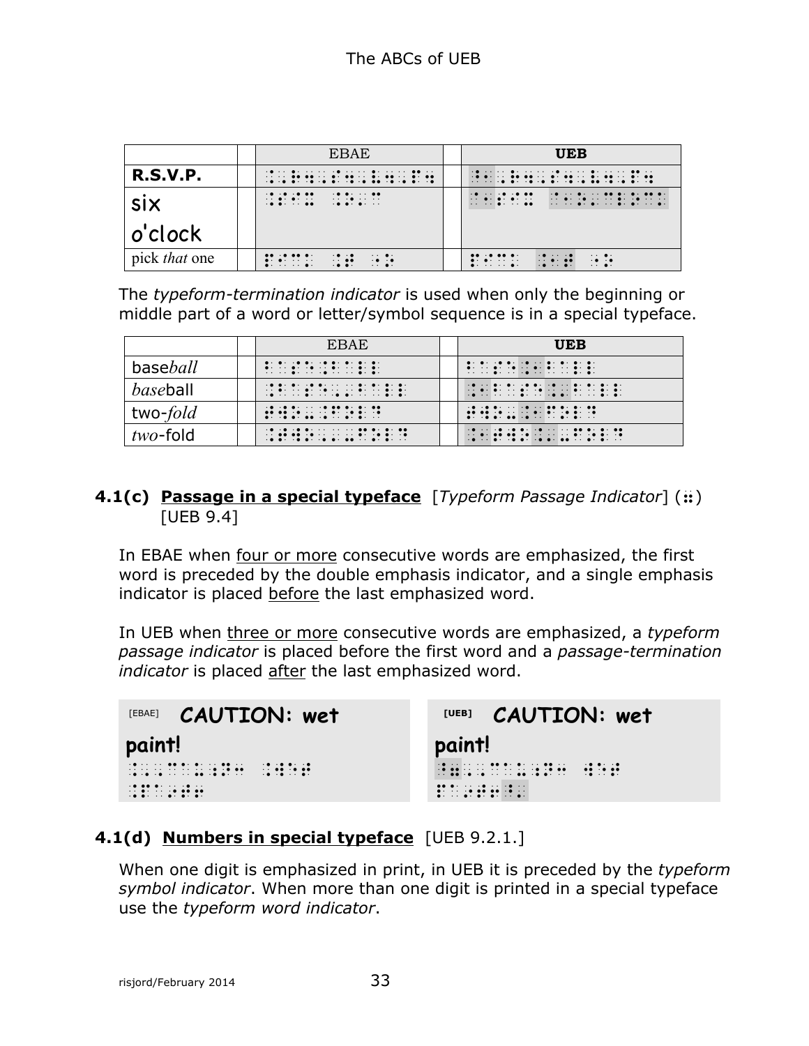| | | EBAE | | UEB |
|---|---|---|---|---|
| **R.S.V.P.** | | ⠠⠗⠲⠠⠎⠲⠠⠧⠲⠠⠏⠲ | | ⠠⠠⠗⠲⠠⠎⠲⠠⠧⠲⠠⠏⠲ |
| six o'clock | | ⠎⠊⠭ ⠕⠄⠉⠇⠕⠉⠅ | | ⠎⠊⠭ ⠕⠄⠉⠇⠕⠉⠅ |
| pick *that* one | | ⠏⠊⠉⠅ ⠨⠞ ⠐⠕ | | ⠏⠊⠉⠅ ⠨⠂⠞ ⠐⠕ |

The *typeform-termination indicator* is used when only the beginning or middle part of a word or letter/symbol sequence is in a special typeface.

| | | EBAE | | UEB |
|---|---|---|---|---|
| base*ball* | | ⠃⠁⠎⠑⠨⠃⠁⠇⠇ | | ⠃⠁⠎⠑⠨⠂⠃⠁⠇⠇ |
| *base*ball | | ⠨⠃⠁⠎⠑⠠⠤⠃⠁⠇⠇ | | ⠨⠂⠃⠁⠎⠑⠨⠄⠃⠁⠇⠇ |
| two-*fold* | | ⠞⠺⠕⠤⠨⠋⠕⠇⠙ | | ⠞⠺⠕⠤⠨⠂⠋⠕⠇⠙ |
| *two*-fold | | ⠨⠞⠺⠕⠠⠤⠤⠋⠕⠇⠙ | | ⠨⠂⠞⠺⠕⠨⠄⠤⠋⠕⠇⠙ |

### 4.1(c) **Passage in a special typeface** [*Typeform Passage Indicator*] (⠶) [UEB 9.4]

In EBAE when four or more consecutive words are emphasized, the first word is preceded by the double emphasis indicator, and a single emphasis indicator is placed before the last emphasized word.

In UEB when three or more consecutive words are emphasized, a *typeform passage indicator* is placed before the first word and a *passage-termination indicator* is placed after the last emphasized word.

[EBAE] **CAUTION: wet paint!**

⠸⠸⠠⠠⠉⠁⠥⠰⠝⠒ ⠸⠺⠑⠞ ⠸⠏⠁⠔⠞⠖

[UEB] **CAUTION: wet paint!**

⠘⠶⠠⠠⠉⠁⠥⠰⠝⠒ ⠺⠑⠞ ⠏⠁⠔⠞⠖⠘⠄

### 4.1(d) **Numbers in special typeface** [UEB 9.2.1.]

When one digit is emphasized in print, in UEB it is preceded by the *typeform symbol indicator*. When more than one digit is printed in a special typeface use the *typeform word indicator*.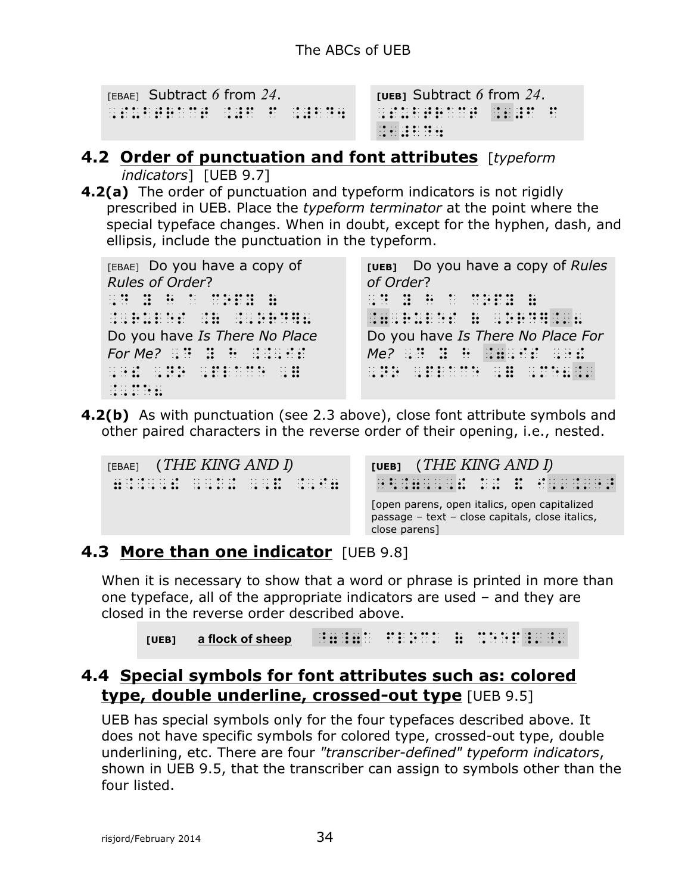| [EBAE] Subtract *6* from *24*. | [UEB] Subtract *6* from *24*. |
|---|---|
| ⠠⠎⠥⠃⠞⠗⠁⠉⠞ ⠨⠼⠋ ⠋⠗⠕⠍ ⠨⠼⠃⠙⠲ | ⠠⠎⠥⠃⠞⠗⠁⠉⠞ ⠨⠂⠼⠋ ⠋⠗⠕⠍ ⠨⠂⠼⠃⠙⠲ |

## 4.2 Order of punctuation and font attributes [*typeform indicators*] [UEB 9.7]

**4.2(a)** The order of punctuation and typeform indicators is not rigidly prescribed in UEB. Place the *typeform terminator* at the point where the special typeface changes. When in doubt, except for the hyphen, dash, and ellipsis, include the punctuation in the typeform.

| [EBAE] | [UEB] |
|---|---|
| Do you have a copy of *Rules of Order*? | Do you have a copy of *Rules of Order*? |
| Do you have *Is There No Place For Me?* | Do you have *Is There No Place For Me?* |

**4.2(b)** As with punctuation (see 2.3 above), close font attribute symbols and other paired characters in the reverse order of their opening, i.e., nested.

| [EBAE] (*THE KING AND I*) | [UEB] (*THE KING AND I*) |
|---|---|
| | [open parens, open italics, open capitalized passage – text – close capitals, close italics, close parens] |

## 4.3 More than one indicator [UEB 9.8]

When it is necessary to show that a word or phrase is printed in more than one typeface, all of the appropriate indicators are used – and they are closed in the reverse order described above.

[UEB] ***a flock of sheep*** (underlined and bold)

## 4.4 Special symbols for font attributes such as: colored type, double underline, crossed-out type [UEB 9.5]

UEB has special symbols only for the four typefaces described above. It does not have specific symbols for colored type, crossed-out type, double underlining, etc. There are four *"transcriber-defined" typeform indicators*, shown in UEB 9.5, that the transcriber can assign to symbols other than the four listed.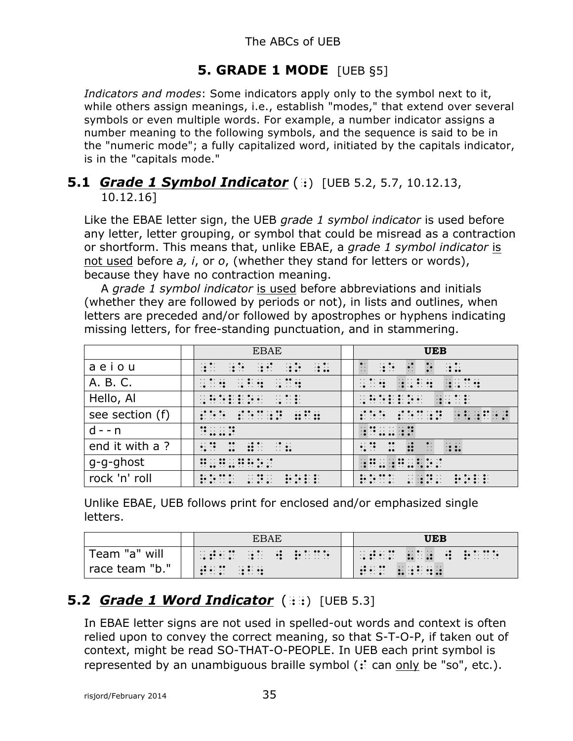# 5. GRADE 1 MODE [UEB §5]

*Indicators and modes*: Some indicators apply only to the symbol next to it, while others assign meanings, i.e., establish "modes," that extend over several symbols or even multiple words. For example, a number indicator assigns a number meaning to the following symbols, and the sequence is said to be in the "numeric mode"; a fully capitalized word, initiated by the capitals indicator, is in the "capitals mode."

## 5.1 ***Grade 1 Symbol Indicator*** (⠰) [UEB 5.2, 5.7, 10.12.13, 10.12.16]

Like the EBAE letter sign, the UEB *grade 1 symbol indicator* is used before any letter, letter grouping, or symbol that could be misread as a contraction or shortform. This means that, unlike EBAE, a *grade 1 symbol indicator* is not used before *a, i*, or *o*, (whether they stand for letters or words), because they have no contraction meaning.

A *grade 1 symbol indicator* is used before abbreviations and initials (whether they are followed by periods or not), in lists and outlines, when letters are preceded and/or followed by apostrophes or hyphens indicating missing letters, for free-standing punctuation, and in stammering.

| | | EBAE | | **UEB** |
|---|---|---|---|---|
| a e i o u | | ⠰⠁ ⠰⠑ ⠰⠊ ⠰⠕ ⠰⠥ | | ⠁ ⠰⠑ ⠊ ⠕ ⠰⠥ |
| A. B. C. | | ⠠⠁⠲ ⠠⠃⠲ ⠠⠉⠲ | | ⠠⠁⠲ ⠰⠠⠃⠲ ⠰⠠⠉⠲ |
| Hello, Al | | ⠠⠓⠑⠇⠇⠕⠂ ⠠⠁⠇ | | ⠠⠓⠑⠇⠇⠕⠂ ⠰⠠⠁⠇ |
| see section (f) | | ⠎⠑⠑ ⠎⠑⠉⠰⠝ ⠶⠋⠶ | | ⠎⠑⠑ ⠎⠑⠉⠰⠝ ⠐⠣⠰⠋⠐⠜ |
| d - - n | | ⠙⠤⠤⠝ | | ⠰⠙⠤⠤⠰⠝ |
| end it with a ? | | ⠢⠙ ⠭ ⠾⠁ ⠐⠦ | | ⠢⠙ ⠭ ⠾ ⠁ ⠰⠦ |
| g-g-ghost | | ⠛⠤⠛⠤⠛⠓⠕⠌ | | ⠰⠛⠤⠰⠛⠤⠛⠓⠕⠌ |
| rock 'n' roll | | ⠗⠕⠉⠅ ⠄⠝⠄ ⠗⠕⠇⠇ | | ⠗⠕⠉⠅ ⠄⠰⠝⠄ ⠗⠕⠇⠇ |

Unlike EBAE, UEB follows print for enclosed and/or emphasized single letters.

| | | EBAE | | **UEB** |
|---|---|---|---|---|
| Team "a" will race team "b." | | ⠠⠞⠑⠁⠍ ⠰⠁ ⠺ ⠗⠁⠉⠑ ⠞⠑⠁⠍ ⠰⠃⠲ | | ⠠⠞⠑⠁⠍ ⠦⠁⠴ ⠺ ⠗⠁⠉⠑ ⠞⠑⠁⠍ ⠦⠰⠃⠲⠴ |

## 5.2 ***Grade 1 Word Indicator*** (⠰⠰) [UEB 5.3]

In EBAE letter signs are not used in spelled-out words and context is often relied upon to convey the correct meaning, so that S-T-O-P, if taken out of context, might be read SO-THAT-O-PEOPLE. In UEB each print symbol is represented by an unambiguous braille symbol (⠎ can only be "so", etc.).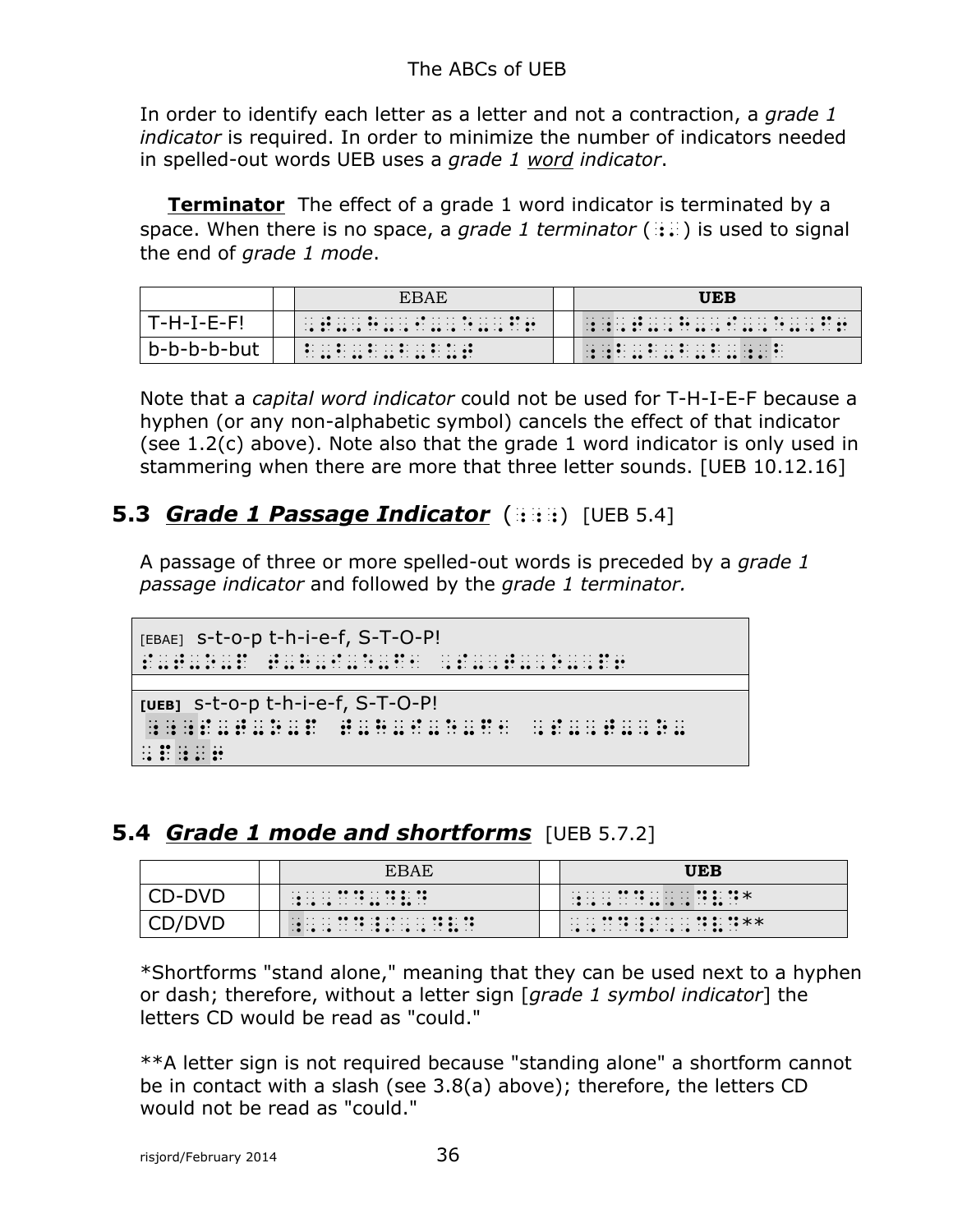In order to identify each letter as a letter and not a contraction, a *grade 1 indicator* is required. In order to minimize the number of indicators needed in spelled-out words UEB uses a *grade 1 word indicator*.

**Terminator** The effect of a grade 1 word indicator is terminated by a space. When there is no space, a *grade 1 terminator* (⠰⠄) is used to signal the end of *grade 1 mode*.

| | | EBAE | | **UEB** |
|---|---|---|---|---|
| T-H-I-E-F! | | ⠠⠞⠤⠠⠓⠤⠠⠊⠤⠠⠑⠤⠠⠋⠖ | | ⠰⠰⠠⠞⠤⠠⠓⠤⠠⠊⠤⠠⠑⠤⠠⠋⠖ |
| b-b-b-b-but | | ⠃⠤⠃⠤⠃⠤⠃⠤⠃ | | ⠰⠰⠃⠤⠃⠤⠃⠤⠃⠤⠰⠄⠃ |

Note that a *capital word indicator* could not be used for T-H-I-E-F because a hyphen (or any non-alphabetic symbol) cancels the effect of that indicator (see 1.2(c) above). Note also that the grade 1 word indicator is only used in stammering when there are more that three letter sounds. [UEB 10.12.16]

## 5.3 ***Grade 1 Passage Indicator*** (⠰⠰⠰) [UEB 5.4]

A passage of three or more spelled-out words is preceded by a *grade 1 passage indicator* and followed by the *grade 1 terminator.*

[EBAE] s-t-o-p t-h-i-e-f, S-T-O-P!

⠎⠤⠞⠤⠕⠤⠏ ⠞⠤⠓⠤⠊⠤⠑⠤⠋⠂ ⠠⠎⠤⠠⠞⠤⠠⠕⠤⠠⠏⠖

**[UEB]** s-t-o-p t-h-i-e-f, S-T-O-P!

⠰⠰⠰⠎⠤⠞⠤⠕⠤⠏ ⠞⠤⠓⠤⠊⠤⠑⠤⠋⠂ ⠠⠎⠤⠠⠞⠤⠠⠕⠤
⠠⠏⠰⠄⠖

## 5.4 ***Grade 1 mode and shortforms*** [UEB 5.7.2]

| | | EBAE | | **UEB** |
|---|---|---|---|---|
| CD-DVD | | ⠠⠠⠉⠙⠤⠠⠠⠙⠧⠙ | | ⠠⠠⠉⠙⠤⠰⠠⠠⠙⠧⠙* |
| CD/DVD | | ⠰⠠⠠⠉⠙⠸⠌⠠⠠⠙⠧⠙ | | ⠠⠠⠉⠙⠸⠌⠠⠠⠙⠧⠙** |

*Shortforms "stand alone," meaning that they can be used next to a hyphen or dash; therefore, without a letter sign [*grade 1 symbol indicator*] the letters CD would be read as "could."

**A letter sign is not required because "standing alone" a shortform cannot be in contact with a slash (see 3.8(a) above); therefore, the letters CD would not be read as "could."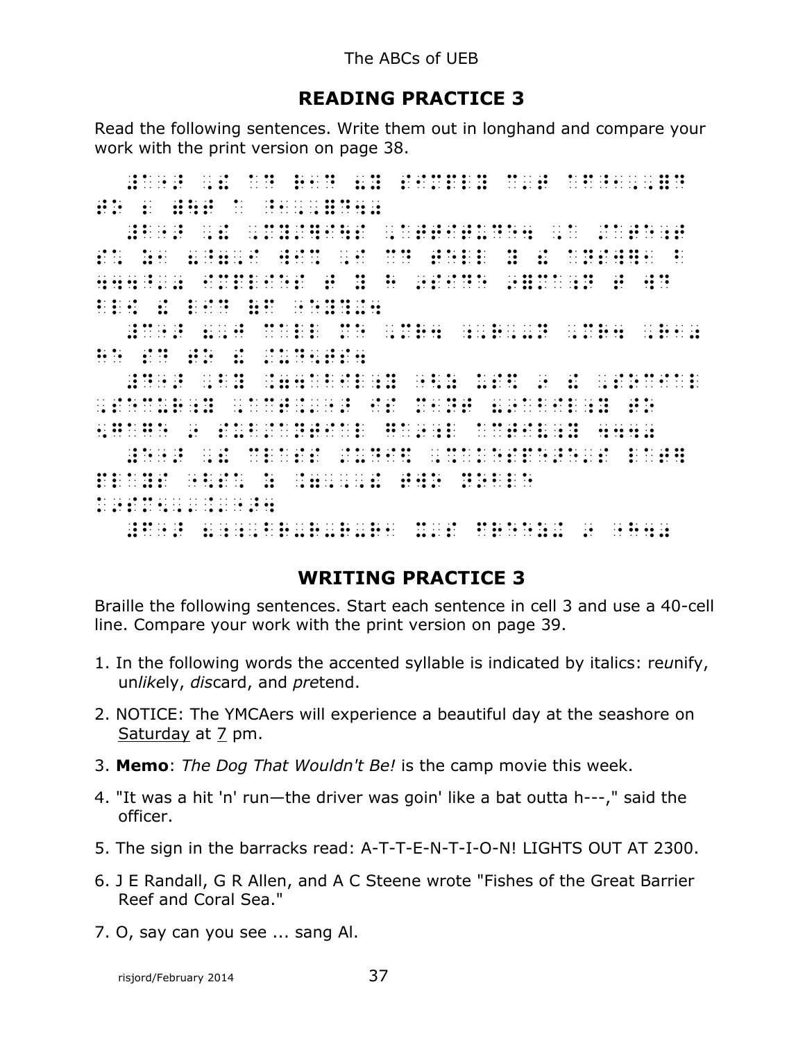## READING PRACTICE 3

Read the following sentences. Write them out in longhand and compare your work with the print version on page 38.

## WRITING PRACTICE 3

Braille the following sentences. Start each sentence in cell 3 and use a 40-cell line. Compare your work with the print version on page 39.

1. In the following words the accented syllable is indicated by italics: re*u*nify, un*like*ly, *dis*card, and *pre*tend.
2. NOTICE: The YMCAers will experience a beautiful day at the seashore on Saturday at 7 pm.
3. **Memo**: *The Dog That Wouldn't Be!* is the camp movie this week.
4. "It was a hit 'n' run—the driver was goin' like a bat outta h---," said the officer.
5. The sign in the barracks read: A-T-T-E-N-T-I-O-N! LIGHTS OUT AT 2300.
6. J E Randall, G R Allen, and A C Steene wrote "Fishes of the Great Barrier Reef and Coral Sea."
7. O, say can you see ... sang Al.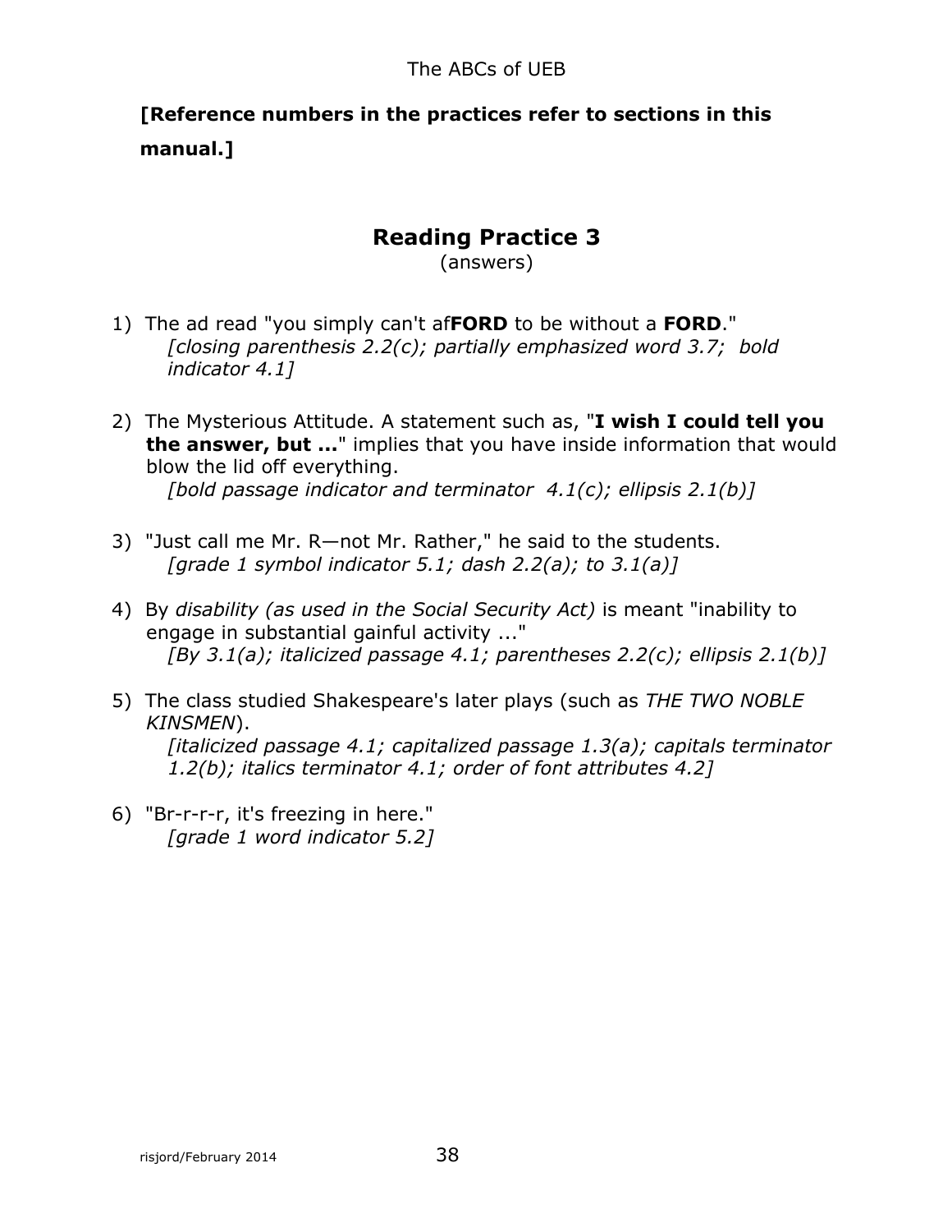**[Reference numbers in the practices refer to sections in this manual.]**

## Reading Practice 3

(answers)

1) The ad read "you simply can't af**FORD** to be without a **FORD**."
   *[closing parenthesis 2.2(c); partially emphasized word 3.7; bold indicator 4.1]*

2) The Mysterious Attitude. A statement such as, "**I wish I could tell you the answer, but ...**" implies that you have inside information that would blow the lid off everything.
   *[bold passage indicator and terminator 4.1(c); ellipsis 2.1(b)]*

3) "Just call me Mr. R—not Mr. Rather," he said to the students.
   *[grade 1 symbol indicator 5.1; dash 2.2(a); to 3.1(a)]*

4) By *disability (as used in the Social Security Act)* is meant "inability to engage in substantial gainful activity ..."
   *[By 3.1(a); italicized passage 4.1; parentheses 2.2(c); ellipsis 2.1(b)]*

5) The class studied Shakespeare's later plays (such as *THE TWO NOBLE KINSMEN*).
   *[italicized passage 4.1; capitalized passage 1.3(a); capitals terminator 1.2(b); italics terminator 4.1; order of font attributes 4.2]*

6) "Br-r-r-r, it's freezing in here."
   *[grade 1 word indicator 5.2]*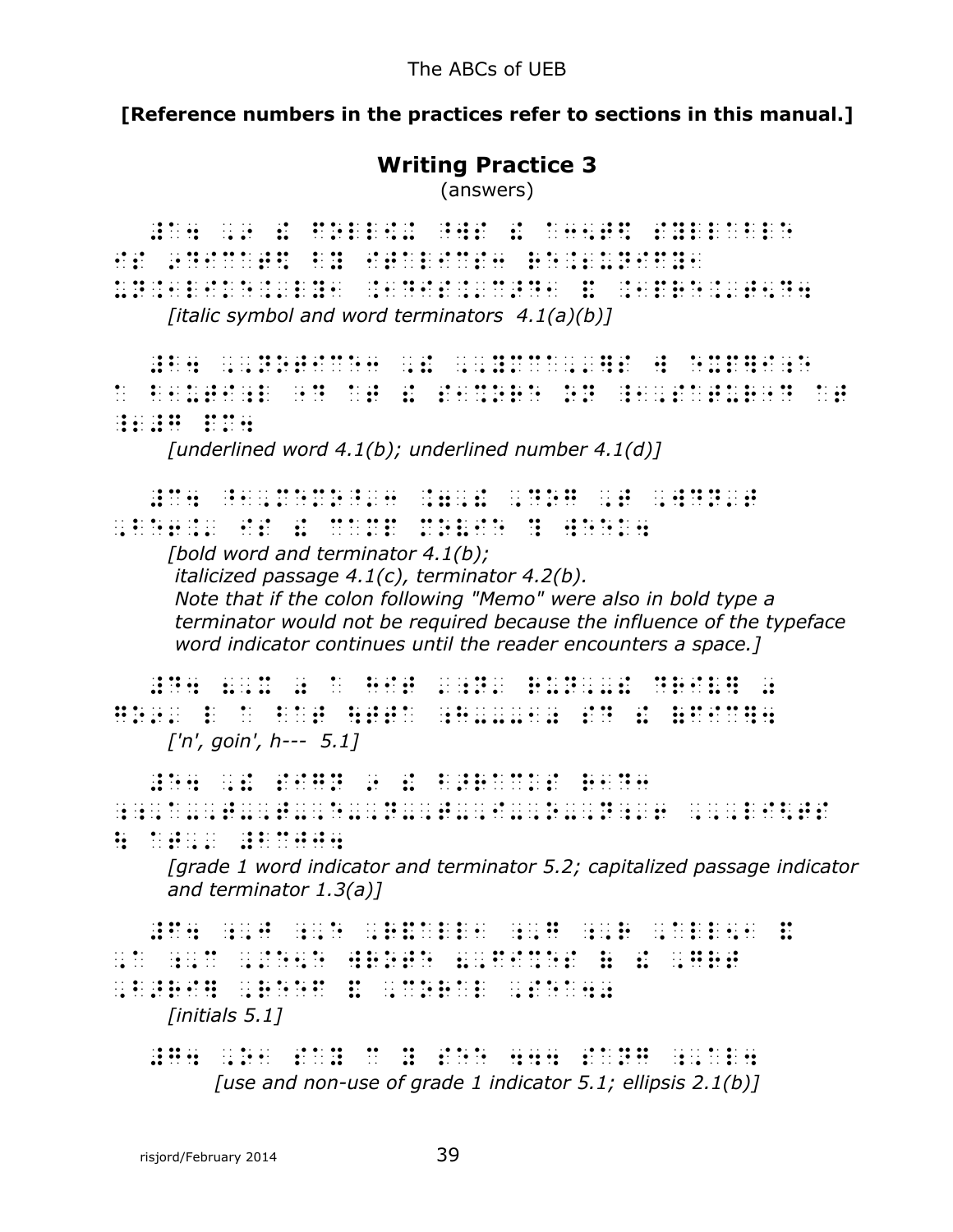**[Reference numbers in the practices refer to sections in this manual.]**

## Writing Practice 3

(answers)

*[italic symbol and word terminators 4.1(a)(b)]*

*[underlined word 4.1(b); underlined number 4.1(d)]*

*[bold word and terminator 4.1(b);*
*italicized passage 4.1(c), terminator 4.2(b).*
*Note that if the colon following "Memo" were also in bold type a terminator would not be required because the influence of the typeface word indicator continues until the reader encounters a space.]*

*['n', goin', h--- 5.1]*

*[grade 1 word indicator and terminator 5.2; capitalized passage indicator and terminator 1.3(a)]*

*[initials 5.1]*

*[use and non-use of grade 1 indicator 5.1; ellipsis 2.1(b)]*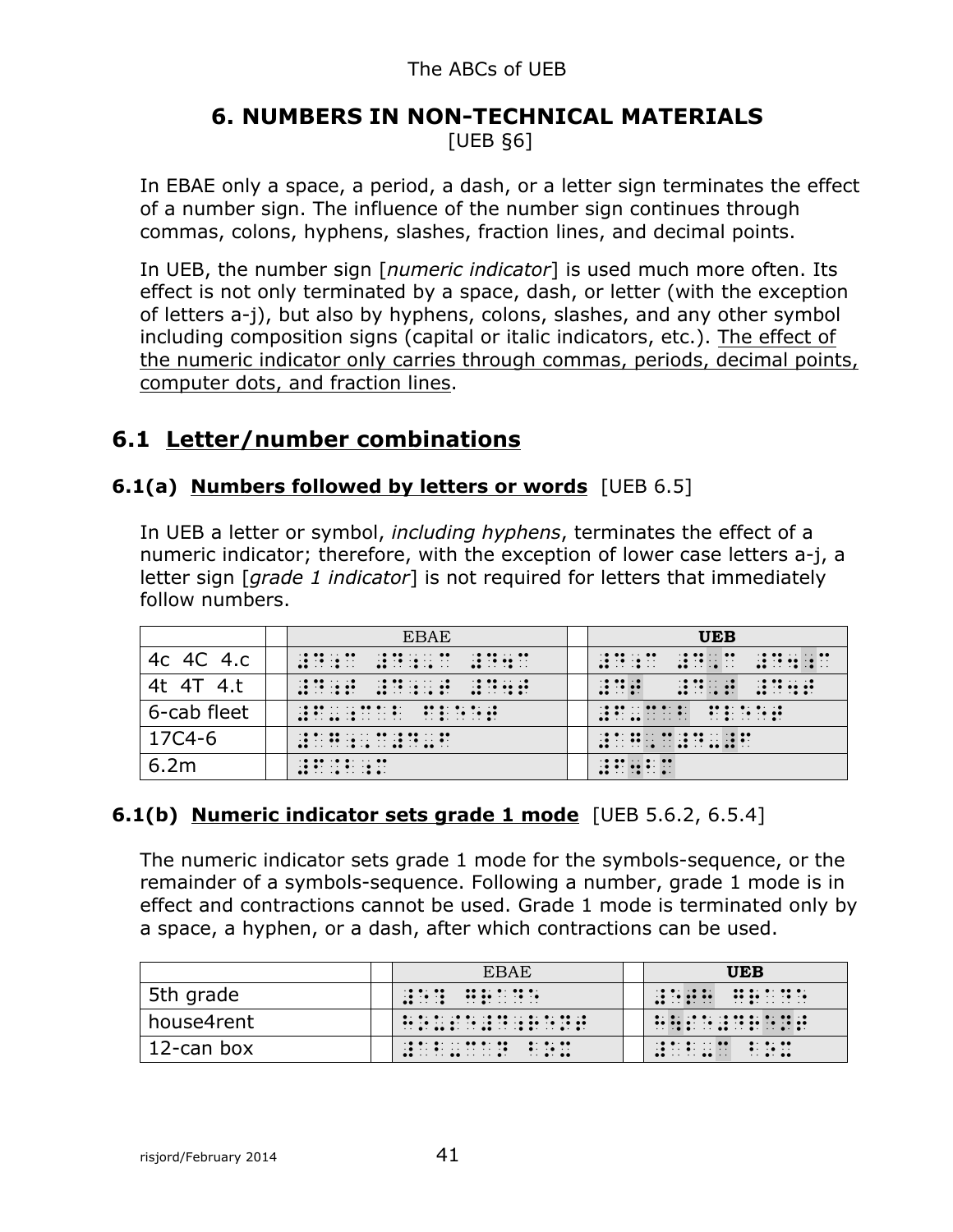# 6. NUMBERS IN NON-TECHNICAL MATERIALS

[UEB §6]

In EBAE only a space, a period, a dash, or a letter sign terminates the effect of a number sign. The influence of the number sign continues through commas, colons, hyphens, slashes, fraction lines, and decimal points.

In UEB, the number sign [*numeric indicator*] is used much more often. Its effect is not only terminated by a space, dash, or letter (with the exception of letters a-j), but also by hyphens, colons, slashes, and any other symbol including composition signs (capital or italic indicators, etc.). The effect of the numeric indicator only carries through commas, periods, decimal points, computer dots, and fraction lines.

## 6.1 Letter/number combinations

### 6.1(a) Numbers followed by letters or words [UEB 6.5]

In UEB a letter or symbol, *including hyphens*, terminates the effect of a numeric indicator; therefore, with the exception of lower case letters a-j, a letter sign [*grade 1 indicator*] is not required for letters that immediately follow numbers.

| | | EBAE | | **UEB** |
|---|---|---|---|---|
| 4c 4C 4.c | | ⠼⠙⠰⠉ ⠼⠙⠰⠠⠉ ⠼⠙⠨⠉ | | ⠼⠙⠰⠉ ⠼⠙⠠⠉ ⠼⠙⠲⠰⠉ |
| 4t 4T 4.t | | ⠼⠙⠰⠞ ⠼⠙⠰⠠⠞ ⠼⠙⠨⠞ | | ⠼⠙⠞ ⠼⠙⠠⠞ ⠼⠙⠲⠞ |
| 6-cab fleet | | ⠼⠋⠤⠰⠉⠁⠃ ⠋⠇⠑⠑⠞ | | ⠼⠋⠤⠉⠁⠃ ⠋⠇⠑⠑⠞ |
| 17C4-6 | | ⠼⠁⠛⠰⠠⠉⠼⠙⠤⠋ | | ⠼⠁⠛⠠⠉⠼⠙⠤⠼⠋ |
| 6.2m | | ⠼⠋⠨⠃⠰⠍ | | ⠼⠋⠲⠃⠍ |

### 6.1(b) Numeric indicator sets grade 1 mode [UEB 5.6.2, 6.5.4]

The numeric indicator sets grade 1 mode for the symbols-sequence, or the remainder of a symbols-sequence. Following a number, grade 1 mode is in effect and contractions cannot be used. Grade 1 mode is terminated only by a space, a hyphen, or a dash, after which contractions can be used.

| | | EBAE | | **UEB** |
|---|---|---|---|---|
| 5th grade | | ⠼⠑⠹ ⠛⠗⠁⠙⠑ | | ⠼⠑⠞⠓ ⠛⠗⠁⠙⠑ |
| house4rent | | ⠓⠳⠎⠑⠼⠙⠰⠗⠢⠞ | | ⠓⠳⠎⠑⠼⠙⠗⠑⠝⠞ |
| 12-can box | | ⠼⠁⠃⠤⠉⠁⠝ ⠃⠕⠭ | | ⠼⠁⠃⠤⠉ ⠃⠕⠭ |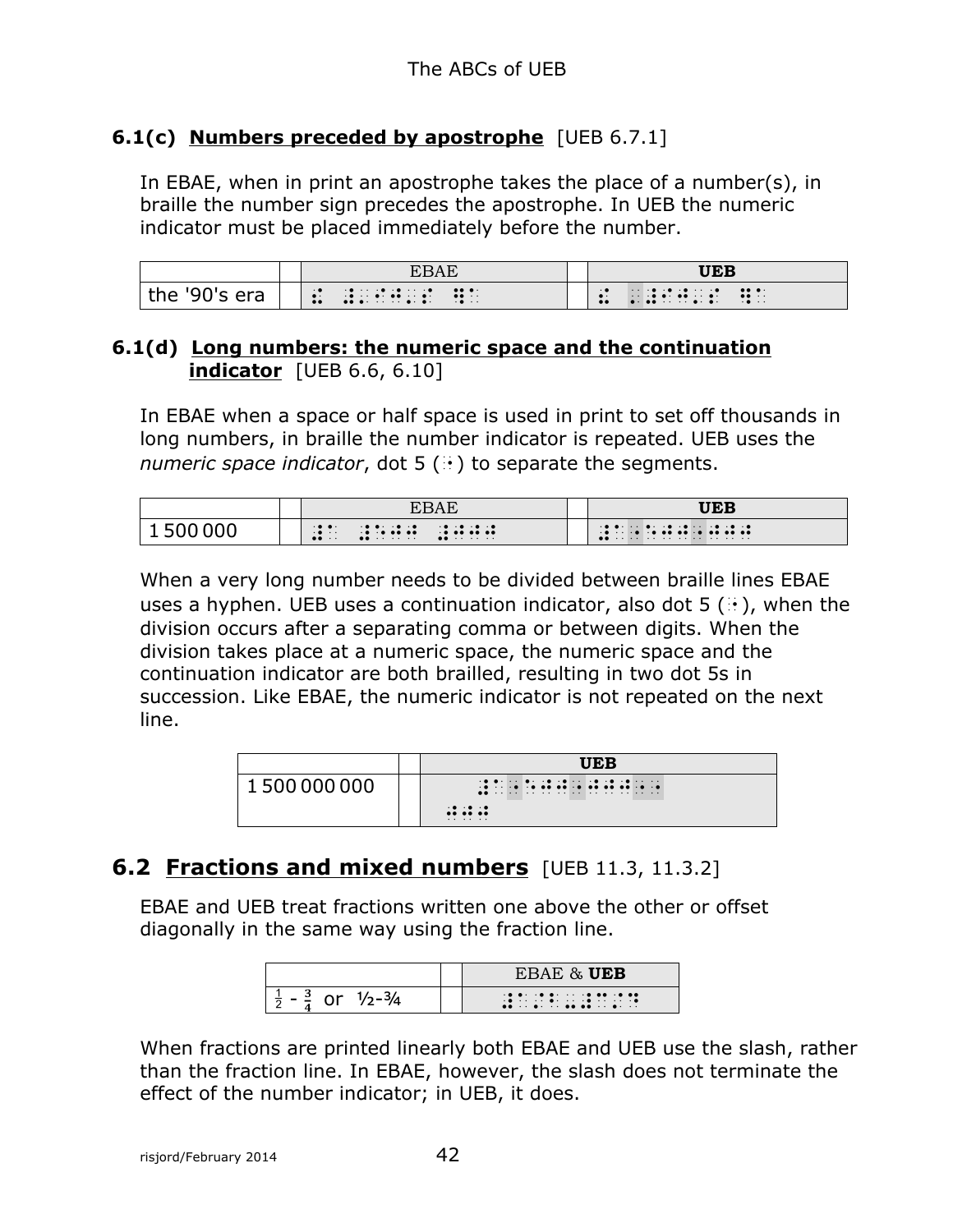### 6.1(c) Numbers preceded by apostrophe [UEB 6.7.1]

In EBAE, when in print an apostrophe takes the place of a number(s), in braille the number sign precedes the apostrophe. In UEB the numeric indicator must be placed immediately before the number.

| | | EBAE | | **UEB** |
|---|---|---|---|---|
| the '90's era | | ⠮ ⠼⠄⠊⠚⠄⠎ ⠻⠁ | | ⠮ ⠄⠼⠊⠚⠄⠎ ⠻⠁ |

### 6.1(d) Long numbers: the numeric space and the continuation indicator [UEB 6.6, 6.10]

In EBAE when a space or half space is used in print to set off thousands in long numbers, in braille the number indicator is repeated. UEB uses the *numeric space indicator*, dot 5 (⠐) to separate the segments.

| | | EBAE | | **UEB** |
|---|---|---|---|---|
| 1 500 000 | | ⠼⠁ ⠼⠑⠚⠚ ⠼⠚⠚⠚ | | ⠼⠁⠐⠑⠚⠚⠐⠚⠚⠚ |

When a very long number needs to be divided between braille lines EBAE uses a hyphen. UEB uses a continuation indicator, also dot 5 (⠐), when the division occurs after a separating comma or between digits. When the division takes place at a numeric space, the numeric space and the continuation indicator are both brailled, resulting in two dot 5s in succession. Like EBAE, the numeric indicator is not repeated on the next line.

| | | **UEB** |
|---|---|---|
| 1 500 000 000 | | ⠼⠁⠐⠑⠚⠚⠐⠚⠚⠚⠐⠐<br>⠚⠚⠚ |

## 6.2 Fractions and mixed numbers [UEB 11.3, 11.3.2]

EBAE and UEB treat fractions written one above the other or offset diagonally in the same way using the fraction line.

| | | EBAE & **UEB** |
|---|---|---|
| $\frac{1}{2}$ - $\frac{3}{4}$ or ½-¾ | | ⠼⠁⠌⠃⠤⠼⠉⠌⠙ |

When fractions are printed linearly both EBAE and UEB use the slash, rather than the fraction line. In EBAE, however, the slash does not terminate the effect of the number indicator; in UEB, it does.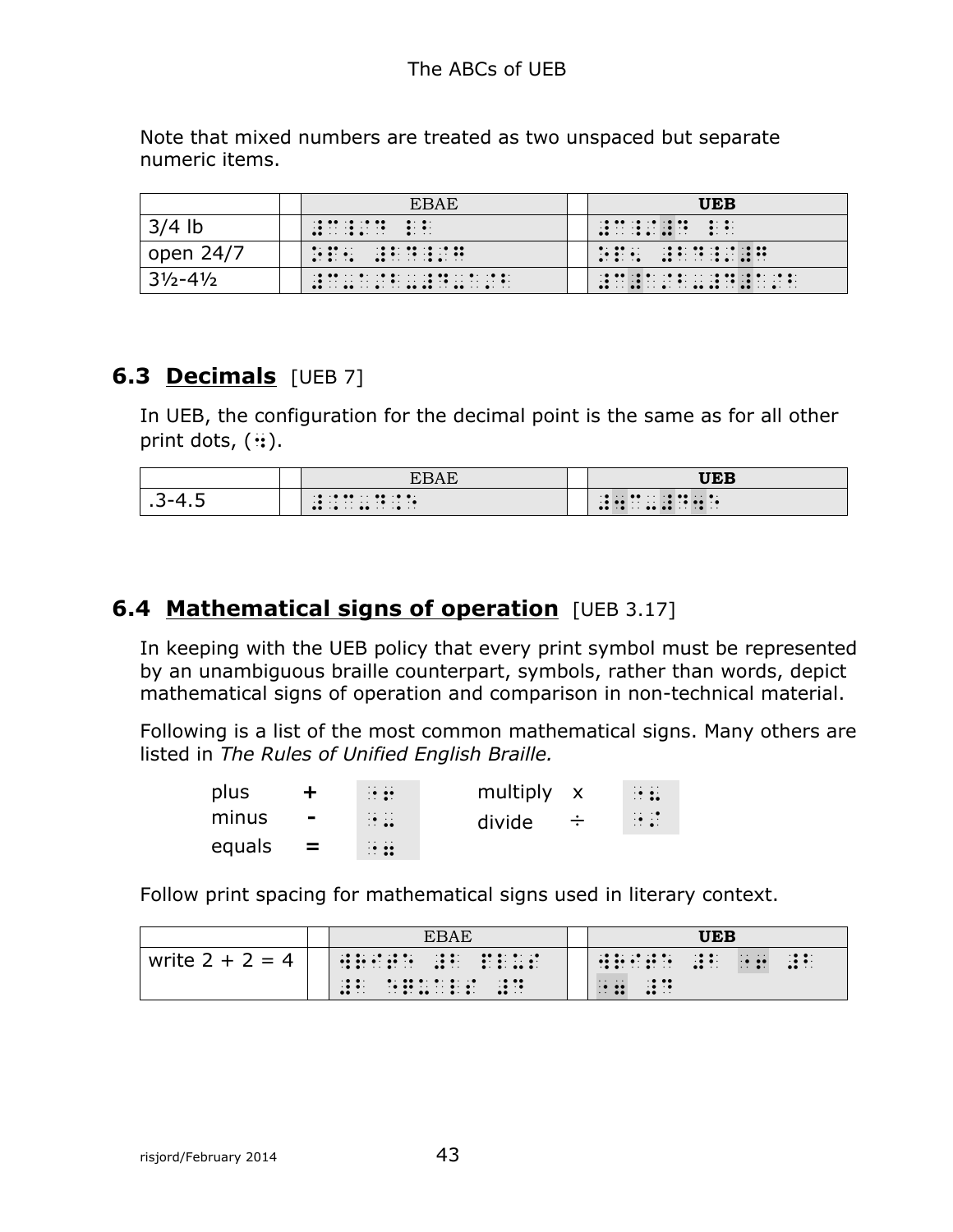Note that mixed numbers are treated as two unspaced but separate numeric items.

| | | EBAE | | **UEB** |
|---|---|---|---|---|
| 3/4 lb | | ⠼⠉⠌⠙ ⠇⠃ | | ⠼⠉⠸⠌⠼⠙ ⠇⠃ |
| open 24/7 | | ⠕⠏⠢ ⠼⠃⠙⠌⠛ | | ⠕⠏⠢ ⠼⠃⠙⠸⠌⠼⠛ |
| 3½-4½ | | ⠼⠉⠤⠁⠌⠃⠤⠼⠙⠤⠁⠌⠃ | | ⠼⠉⠼⠁⠌⠃⠤⠼⠙⠼⠁⠌⠃ |

## 6.3 **Decimals** [UEB 7]

In UEB, the configuration for the decimal point is the same as for all other print dots, (⠲).

| | | EBAE | | **UEB** |
|---|---|---|---|---|
| .3-4.5 | | ⠼⠨⠉⠤⠼⠙⠨⠑ | | ⠼⠲⠉⠤⠼⠙⠲⠑ |

## 6.4 **Mathematical signs of operation** [UEB 3.17]

In keeping with the UEB policy that every print symbol must be represented by an unambiguous braille counterpart, symbols, rather than words, depict mathematical signs of operation and comparison in non-technical material.

Following is a list of the most common mathematical signs. Many others are listed in *The Rules of Unified English Braille.*

| | | | | | |
|---|---|---|---|---|---|
| plus | **+** | ⠐⠖ | multiply | x | ⠐⠦ |
| minus | **-** | ⠐⠤ | divide | ÷ | ⠐⠌ |
| equals | **=** | ⠐⠶ | | | |

Follow print spacing for mathematical signs used in literary context.

| | | EBAE | | **UEB** |
|---|---|---|---|---|
| write 2 + 2 = 4 | | ⠺⠗⠊⠞⠑ ⠼⠃ ⠏⠇⠥⠎ ⠼⠃ ⠑⠟⠥⠁⠇⠎ ⠼⠙ | | ⠺⠗⠊⠞⠑ ⠼⠃ ⠐⠖ ⠼⠃ ⠐⠶ ⠼⠙ |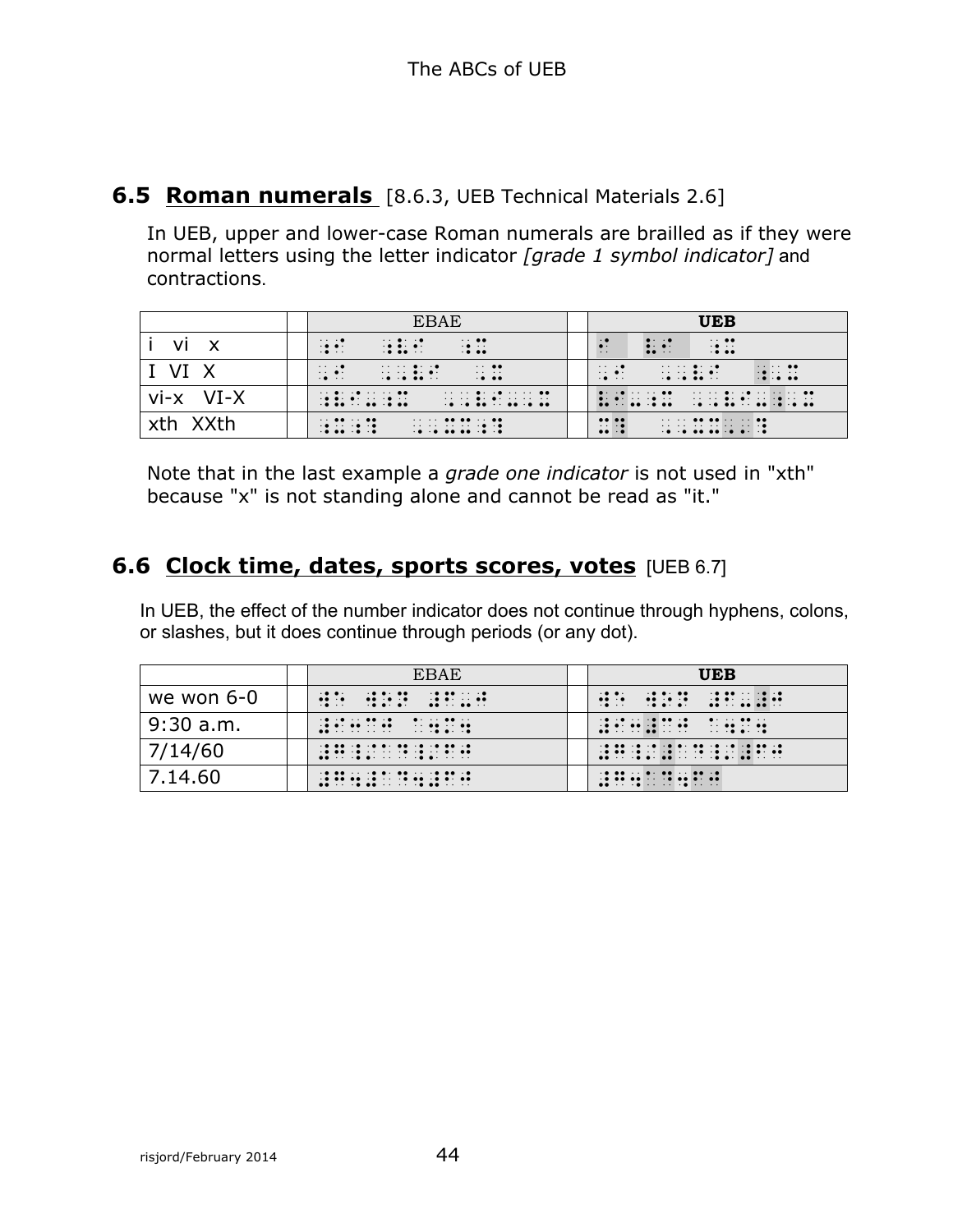## 6.5 Roman numerals [8.6.3, UEB Technical Materials 2.6]

In UEB, upper and lower-case Roman numerals are brailled as if they were normal letters using the letter indicator *[grade 1 symbol indicator]* and contractions.

| | | EBAE | | **UEB** |
|---|---|---|---|---|
| i vi x | | ⠰⠊ ⠰⠧⠊ ⠰⠭ | | ⠊ ⠧⠊ ⠰⠭ |
| I VI X | | ⠠⠊ ⠠⠠⠧⠊ ⠠⠭ | | ⠠⠊ ⠠⠠⠧⠊ ⠰⠠⠭ |
| vi-x VI-X | | ⠰⠧⠊⠤⠰⠭ ⠠⠠⠧⠊⠤⠠⠠⠭ | | ⠧⠊⠤⠰⠭ ⠠⠠⠧⠊⠤⠰⠠⠭ |
| xth XXth | | ⠰⠭⠰⠹ ⠠⠠⠭⠭⠰⠹ | | ⠭⠹ ⠠⠠⠭⠭⠠⠄⠹ |

Note that in the last example a *grade one indicator* is not used in "xth" because "x" is not standing alone and cannot be read as "it."

## 6.6 Clock time, dates, sports scores, votes [UEB 6.7]

In UEB, the effect of the number indicator does not continue through hyphens, colons, or slashes, but it does continue through periods (or any dot).

| | | EBAE | | **UEB** |
|---|---|---|---|---|
| we won 6-0 | | ⠺⠑ ⠺⠕⠝ ⠼⠋⠤⠚ | | ⠺⠑ ⠺⠕⠝ ⠼⠋⠤⠼⠚ |
| 9:30 a.m. | | ⠼⠊⠒⠉⠚ ⠁⠲⠍⠲ | | ⠼⠊⠒⠼⠉⠚ ⠁⠲⠍⠲ |
| 7/14/60 | | ⠼⠛⠌⠁⠙⠌⠋⠚ | | ⠼⠛⠸⠌⠼⠁⠙⠸⠌⠼⠋⠚ |
| 7.14.60 | | ⠼⠛⠲⠼⠁⠙⠲⠼⠋⠚ | | ⠼⠛⠲⠁⠙⠲⠋⠚ |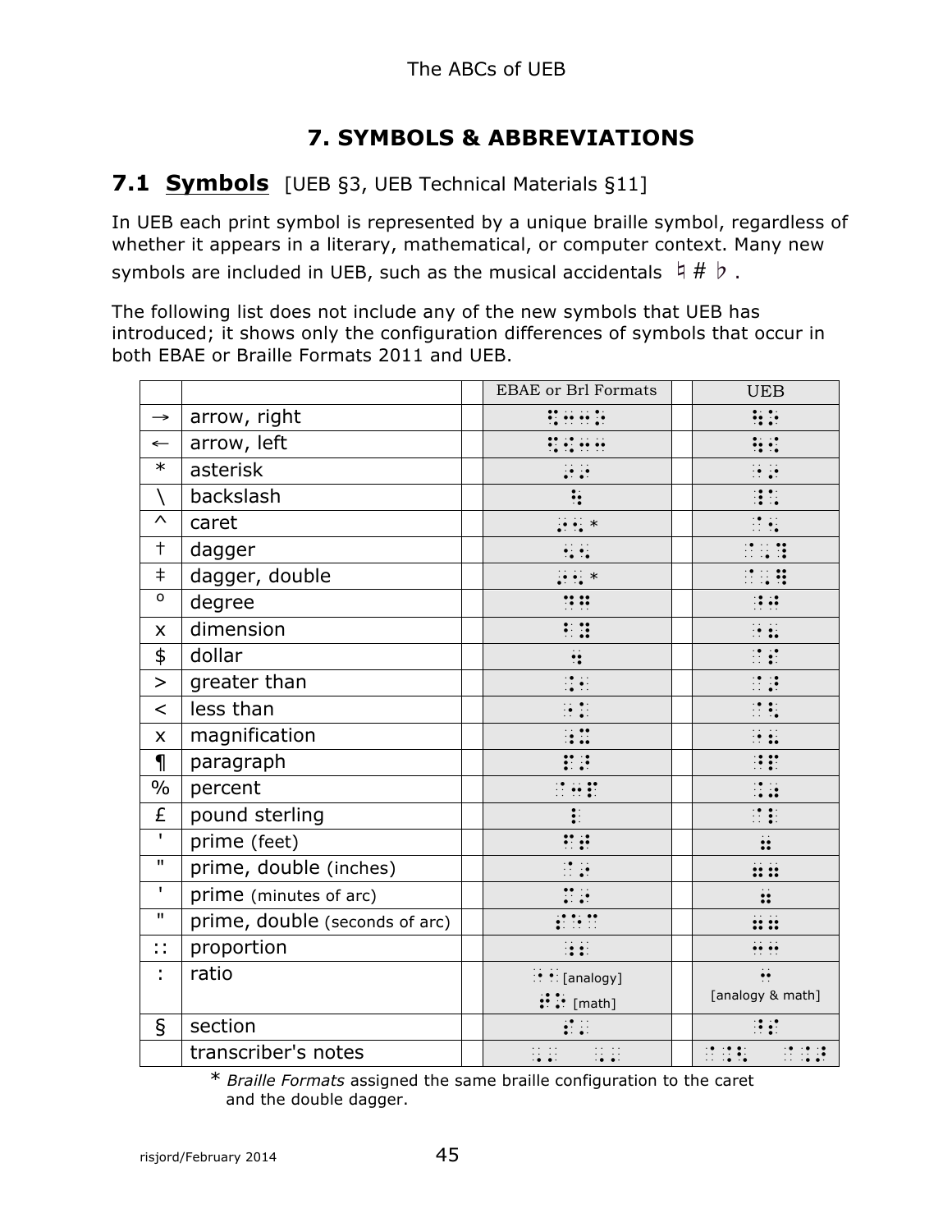# 7. SYMBOLS & ABBREVIATIONS

## 7.1 **Symbols** [UEB §3, UEB Technical Materials §11]

In UEB each print symbol is represented by a unique braille symbol, regardless of whether it appears in a literary, mathematical, or computer context. Many new symbols are included in UEB, such as the musical accidentals ♮ # ♭ .

The following list does not include any of the new symbols that UEB has introduced; it shows only the configuration differences of symbols that occur in both EBAE or Braille Formats 2011 and UEB.

| | | EBAE or Brl Formats | UEB |
|---|---|---|---|
| → | arrow, right | ⠫⠒⠒⠕ | ⠳⠕ |
| ← | arrow, left | ⠫⠪⠒⠒ | ⠳⠪ |
| * | asterisk | ⠔⠔ | ⠐⠔ |
| \ | backslash | ⠳ | ⠸⠡ |
| ^ | caret | ⠔⠢ * | ⠈⠢ |
| † | dagger | ⠢⠔ | ⠈⠠⠹ |
| ‡ | dagger, double | ⠔⠢ * | ⠈⠠⠻ |
| º | degree | ⠙⠛ | ⠘⠚ |
| x | dimension | ⠑⠿ | ⠐⠦ |
| $ | dollar | ⠙ | ⠈⠎ |
| > | greater than | ⠨⠂ | ⠈⠜ |
| < | less than | ⠐⠅ | ⠈⠣ |
| x | magnification | ⠰⠭ | ⠐⠦ |
| ¶ | paragraph | ⠏⠼ | ⠘⠏ |
| % | percent | ⠈⠒⠏ | ⠨⠴ |
| £ | pound sterling | ⠇ | ⠈⠇ |
| ' | prime (feet) | ⠛⠼ | ⠶ |
| " | prime, double (inches) | ⠘⠄ | ⠶⠶ |
| ' | prime (minutes of arc) | ⠛⠄ | ⠶ |
| " | prime, double (seconds of arc) | ⠯⠑⠘ | ⠶⠶ |
| :: | proportion | ⠰⠆ | ⠒⠒ |
| : | ratio | ⠐⠂ [analogy]<br>⠯⠑ [math] | ⠒<br>[analogy & math] |
| § | section | ⠯⠈ | ⠘⠎ |
| | transcriber's notes | ⠰⠄ ⠠⠆ | ⠈⠨⠣ ⠈⠨⠜ |

\* *Braille Formats* assigned the same braille configuration to the caret and the double dagger.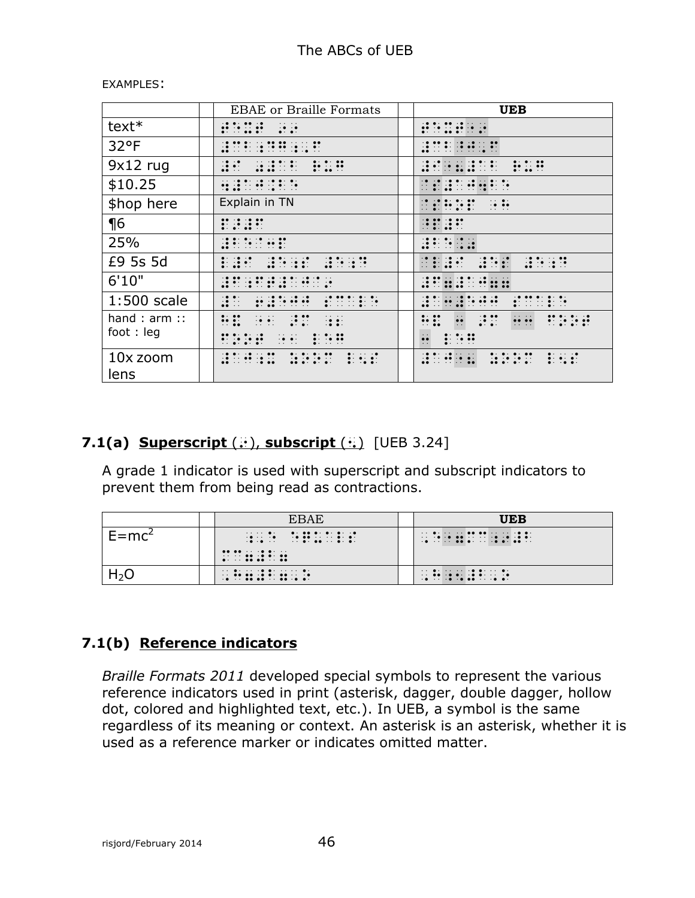EXAMPLES:

| | | EBAE or Braille Formats | | UEB |
|---|---|---|---|---|
| text* | | ⠞⠑⠭⠞ ⠔⠔ | | ⠞⠑⠭⠞⠐⠔ |
| 32°F | | ⠼⠉⠃⠘⠨⠚⠠⠋ | | ⠼⠉⠃⠘⠚⠠⠋ |
| 9x12 rug | | ⠼⠊ ⠭⠼⠁⠃ ⠗⠥⠛ | | ⠼⠊⠐⠦⠼⠁⠃ ⠗⠥⠛ |
| $10.25 | | ⠈⠼⠁⠚⠨⠃⠑ | | ⠈⠎⠼⠁⠚⠲⠃⠑ |
| $hop here | | Explain in TN | | ⠈⠎⠓⠕⠏ ⠐⠓ |
| ¶6 | | ⠏⠠⠼⠋ | | ⠈⠠⠏⠼⠋ |
| 25% | | ⠼⠃⠑⠈⠉⠔⠻ | | ⠼⠃⠑⠨⠴ |
| £9 5s 5d | | ⠇⠼⠊ ⠼⠑⠎ ⠼⠑⠙ | | ⠈⠇⠼⠊ ⠼⠑⠰⠎ ⠼⠑⠙ |
| 6'10" | | ⠼⠋⠠⠄⠼⠁⠚⠠⠄⠠⠄ | | ⠼⠋⠶⠼⠁⠚⠶⠶ |
| 1:500 scale | | ⠼⠁⠒⠼⠑⠚⠚ ⠎⠉⠁⠇⠑ | | ⠼⠁⠒⠼⠑⠚⠚ ⠎⠉⠁⠇⠑ |
| hand : arm :: foot : leg | | ⠓⠯ ⠐⠂ ⠜⠍ ⠐⠂⠐⠂ ⠋⠕⠕⠞ ⠐⠂ ⠇⠑⠛ | | ⠓⠯ ⠒ ⠜⠍ ⠒⠒ ⠋⠕⠕⠞ ⠒ ⠇⠑⠛ |
| 10x zoom lens | | ⠼⠁⠚⠰⠭ ⠵⠕⠕⠍ ⠇⠢⠎ | | ⠼⠁⠚⠰⠭ ⠵⠕⠕⠍ ⠇⠢⠎ |

## 7.1(a) Superscript (⠰⠔), subscript (⠰⠢) [UEB 3.24]

A grade 1 indicator is used with superscript and subscript indicators to prevent them from being read as contractions.

| | | EBAE | | UEB |
|---|---|---|---|---|
| $E=mc^2$ | | ⠠⠑ ⠐⠶ ⠍⠉⠘⠆ | | ⠠⠑⠐⠶⠍⠉⠰⠔⠼⠃ |
| $H_2O$ | | ⠠⠓⠆⠠⠕ | | ⠠⠓⠰⠢⠼⠃⠠⠕ |

## 7.1(b) Reference indicators

*Braille Formats 2011* developed special symbols to represent the various reference indicators used in print (asterisk, dagger, double dagger, hollow dot, colored and highlighted text, etc.). In UEB, a symbol is the same regardless of its meaning or context. An asterisk is an asterisk, whether it is used as a reference marker or indicates omitted matter.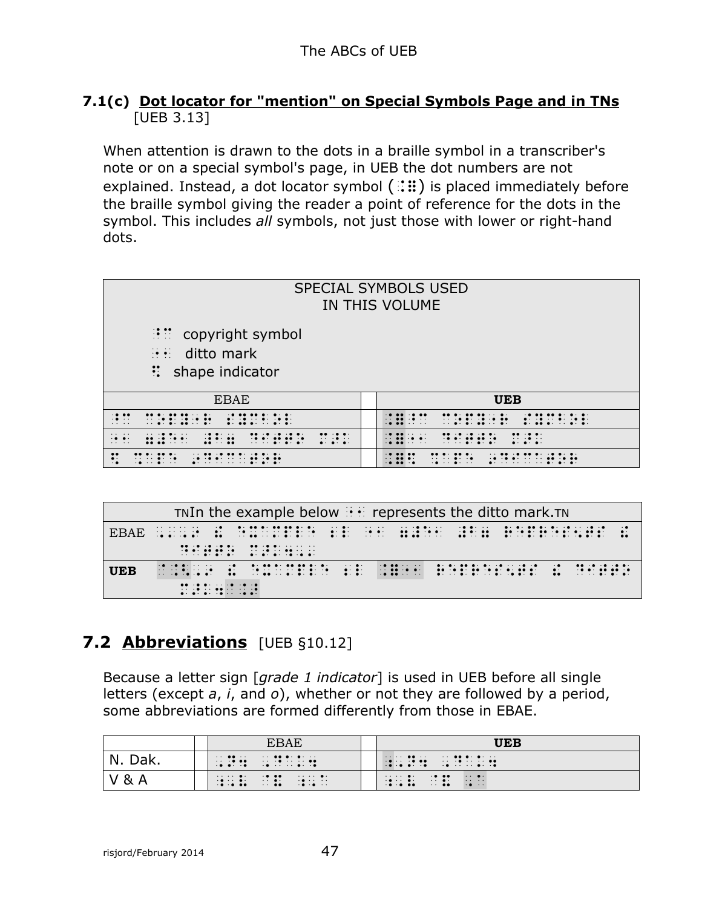### 7.1(c) Dot locator for "mention" on Special Symbols Page and in TNs

[UEB 3.13]

When attention is drawn to the dots in a braille symbol in a transcriber's note or on a special symbol's page, in UEB the dot numbers are not explained. Instead, a dot locator symbol (⠸⠿) is placed immediately before the braille symbol giving the reader a point of reference for the dots in the symbol. This includes *all* symbols, not just those with lower or right-hand dots.

| SPECIAL SYMBOLS USED IN THIS VOLUME<br>⠘⠉ copyright symbol<br>⠐⠂ ditto mark<br>⠫ shape indicator | | |
|---|---|---|
| EBAE | | **UEB** |
| ⠘⠉ ⠉⠕⠏⠽⠐⠗ ⠎⠽⠍⠃⠕⠇ | | ⠸⠿⠘⠉ ⠉⠕⠏⠽⠐⠗ ⠎⠽⠍⠃⠕⠇ |
| ⠐⠂ ⠿⠊⠞⠂ ⠯⠊⠿ ⠙⠊⠞⠞⠕ ⠍⠜⠅ | | ⠸⠿⠐⠂ ⠙⠊⠞⠞⠕ ⠍⠜⠅ |
| ⠫ ⠩⠁⠏⠑ ⠔⠙⠊⠉⠁⠞⠕⠗ | | ⠸⠿⠫ ⠩⠁⠏⠑ ⠔⠙⠊⠉⠁⠞⠕⠗ |

| TNIn the example below ⠐⠂ represents the ditto mark.TN | |
|---|---|
| EBAE | ⠠⠔⠠⠀⠮ ⠑⠭⠁⠍⠏⠇⠑ ⠆⠇ ⠐⠂ ⠿⠊⠞⠂ ⠯⠊⠿ ⠗⠑⠏⠗⠑⠎⠢⠞⠎ ⠮ ⠙⠊⠞⠞⠕ ⠍⠜⠅⠲⠠⠄ |
| **UEB** | ⠈⠨⠣⠔ ⠮ ⠑⠭⠁⠍⠏⠇⠑ ⠆⠇ ⠸⠿⠐⠂ ⠗⠑⠏⠗⠑⠎⠢⠞⠎ ⠮ ⠙⠊⠞⠞⠕ ⠍⠜⠅⠲⠈⠨⠜ |

## 7.2 Abbreviations [UEB §10.12]

Because a letter sign [*grade 1 indicator*] is used in UEB before all single letters (except *a*, *i*, and *o*), whether or not they are followed by a period, some abbreviations are formed differently from those in EBAE.

| | | EBAE | | **UEB** |
|---|---|---|---|---|
| N. Dak. | | ⠠⠝⠲ ⠠⠙⠁⠅⠲ | | ⠰⠠⠝⠲ ⠠⠙⠁⠅⠲ |
| V & A | | ⠠⠧ ⠈⠯ ⠠⠁ | | ⠠⠧ ⠈⠯ ⠠⠁ |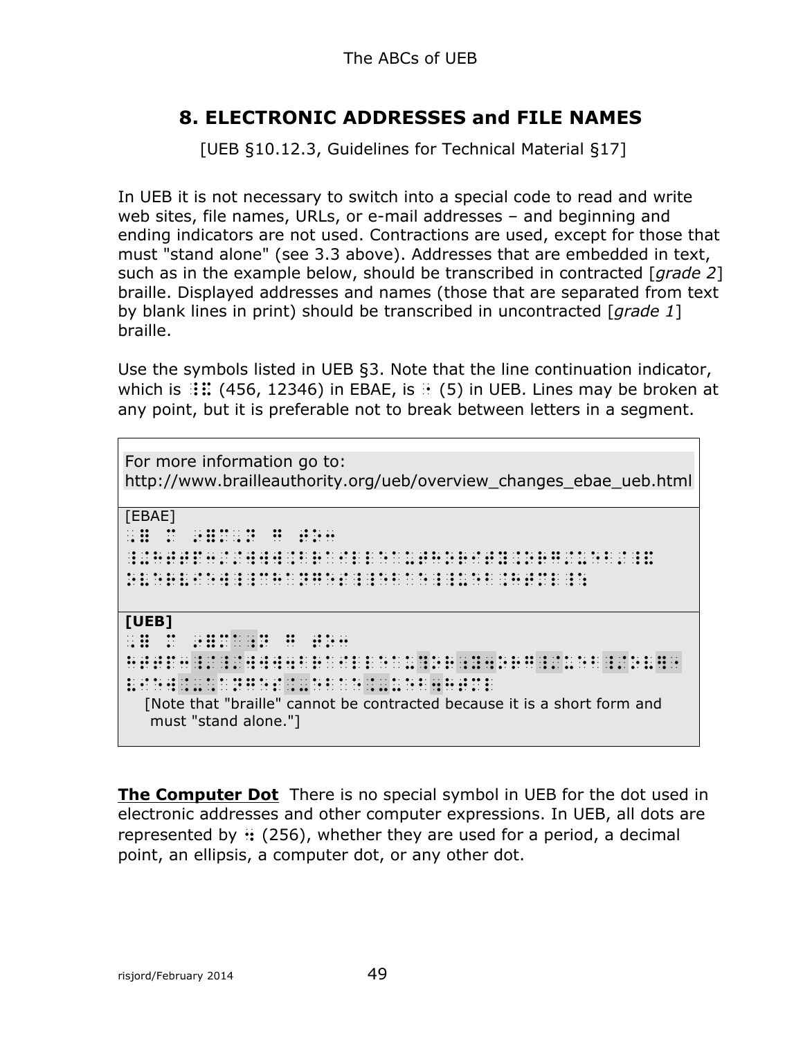# 8. ELECTRONIC ADDRESSES and FILE NAMES

[UEB §10.12.3, Guidelines for Technical Material §17]

In UEB it is not necessary to switch into a special code to read and write web sites, file names, URLs, or e-mail addresses – and beginning and ending indicators are not used. Contractions are used, except for those that must "stand alone" (see 3.3 above). Addresses that are embedded in text, such as in the example below, should be transcribed in contracted [*grade 2*] braille. Displayed addresses and names (those that are separated from text by blank lines in print) should be transcribed in uncontracted [*grade 1*] braille.

Use the symbols listed in UEB §3. Note that the line continuation indicator, which is ⠸⠯ (456, 12346) in EBAE, is ⠐ (5) in UEB. Lines may be broken at any point, but it is preferable not to break between letters in a segment.

| For more information go to: http://www.brailleauthority.org/ueb/overview_changes_ebae_ueb.html |
|---|
| [EBAE]<br>⠠⠿ ⠍⠕ ⠔⠿⠍⠁⠠⠝ ⠛ ⠞⠕⠒<br>⠸⠩⠓⠞⠞⠏⠒⠸⠌⠸⠌⠺⠺⠺⠨⠃⠗⠁⠊⠇⠇⠑⠁⠥⠞⠓⠕⠗⠊⠞⠽⠨⠕⠗⠛⠸⠌⠥⠑⠃⠸⠌⠕⠧⠑⠗⠸⠯<br>⠧⠊⠑⠺⠨⠤⠉⠓⠁⠝⠛⠑⠎⠨⠤⠑⠃⠁⠑⠨⠤⠥⠑⠃⠨⠓⠞⠍⠇⠸⠱ |
| **[UEB]**<br>⠠⠿ ⠍⠕ ⠔⠿⠍⠁⠠⠝ ⠛ ⠞⠕⠒<br>⠓⠞⠞⠏⠒⠸⠌⠸⠌⠺⠺⠺⠲⠃⠗⠁⠊⠇⠇⠑⠁⠥⠹⠕⠗⠊⠞⠽⠲⠕⠗⠛⠸⠌⠥⠑⠃⠸⠌⠕⠧⠻⠐<br>⠧⠊⠑⠺⠨⠤⠡⠁⠝⠛⠑⠎⠨⠤⠑⠃⠁⠑⠨⠤⠥⠑⠃⠲⠓⠞⠍⠇<br>[Note that "braille" cannot be contracted because it is a short form and must "stand alone."] |

**The Computer Dot** There is no special symbol in UEB for the dot used in electronic addresses and other computer expressions. In UEB, all dots are represented by ⠲ (256), whether they are used for a period, a decimal point, an ellipsis, a computer dot, or any other dot.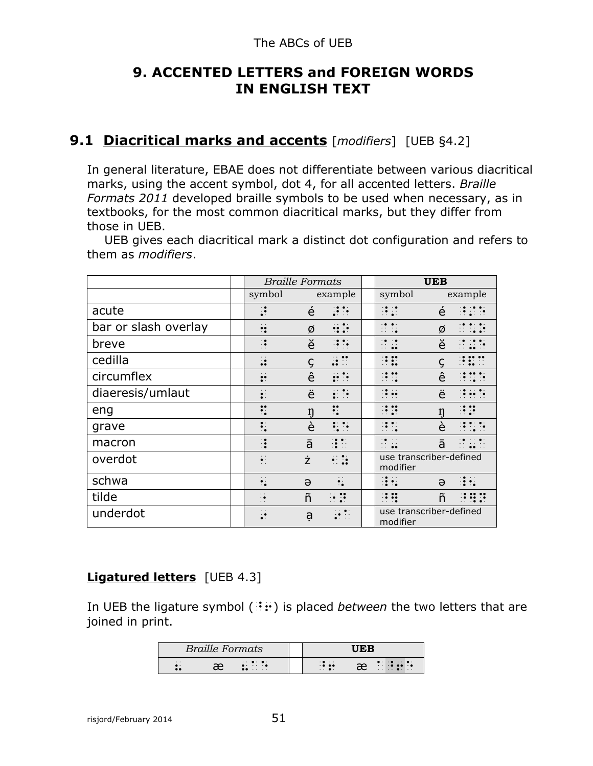# 9. ACCENTED LETTERS and FOREIGN WORDS IN ENGLISH TEXT

## 9.1 Diacritical marks and accents [*modifiers*] [UEB §4.2]

In general literature, EBAE does not differentiate between various diacritical marks, using the accent symbol, dot 4, for all accented letters. *Braille Formats 2011* developed braille symbols to be used when necessary, as in textbooks, for the most common diacritical marks, but they differ from those in UEB.

UEB gives each diacritical mark a distinct dot configuration and refers to them as *modifiers*.

| | | *Braille Formats* | | | | **UEB** | | |
|---|---|---|---|---|---|---|---|---|
| | | symbol | example | | | symbol | example | |
| acute | | ⠬ | é | ⠬⠑ | | ⠘⠌ | é | ⠘⠌⠑ |
| bar or slash overlay | | ⠳ | ø | ⠳⠕ | | ⠈⠡ | ø | ⠈⠡⠕ |
| breve | | ⠼ | ĕ | ⠼⠑ | | ⠘⠬ | ĕ | ⠘⠬⠑ |
| cedilla | | ⠴ | ç | ⠴⠉ | | ⠘⠯ | ç | ⠘⠯⠉ |
| circumflex | | ⠦ | ê | ⠦⠑ | | ⠘⠩ | ê | ⠘⠩⠑ |
| diaeresis/umlaut | | ⠆ | ë | ⠆⠑ | | ⠘⠒ | ë | ⠘⠒⠑ |
| eng | | ⠻ | ŋ | ⠻ | | ⠘⠝ | ŋ | ⠘⠝ |
| grave | | ⠣ | è | ⠣⠑ | | ⠘⠡ | è | ⠘⠡⠑ |
| macron | | ⠸ | ā | ⠸⠁ | | ⠘⠤ | ā | ⠘⠤⠁ |
| overdot | | ⠐ | ż | ⠐⠵ | | use transcriber-defined modifier | | |
| schwa | | ⠢ | ə | ⠢ | | ⠘⠢ | ə | ⠘⠢ |
| tilde | | ⠰ | ñ | ⠰⠝ | | ⠘⠻ | ñ | ⠘⠻⠝ |
| underdot | | ⠔ | ạ | ⠔⠁ | | use transcriber-defined modifier | | |

### Ligatured letters [UEB 4.3]

In UEB the ligature symbol (⠘⠖) is placed *between* the two letters that are joined in print.

| *Braille Formats* | | | | **UEB** | | |
|---|---|---|---|---|---|---|
| ⠤ | æ | ⠤⠁⠑ | | ⠘⠖ | æ | ⠁⠘⠖⠑ |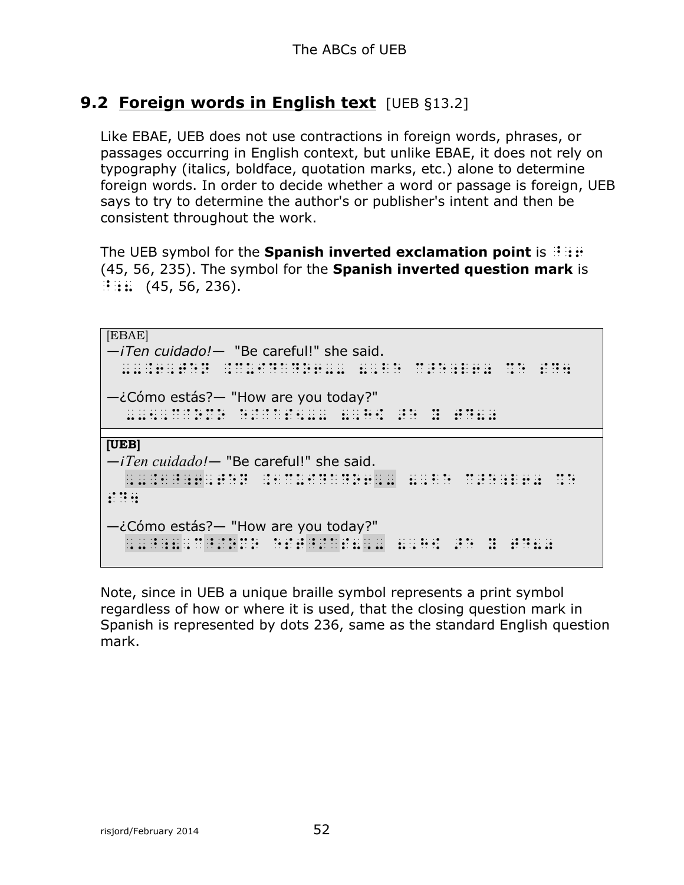## 9.2 Foreign words in English text [UEB §13.2]

Like EBAE, UEB does not use contractions in foreign words, phrases, or passages occurring in English context, but unlike EBAE, it does not rely on typography (italics, boldface, quotation marks, etc.) alone to determine foreign words. In order to decide whether a word or passage is foreign, UEB says to try to determine the author's or publisher's intent and then be consistent throughout the work.

The UEB symbol for the **Spanish inverted exclamation point** is ⠘⠰⠖ (45, 56, 235). The symbol for the **Spanish inverted question mark** is ⠘⠰⠦ (45, 56, 236).

[EBAE]

—*¡Ten cuidado!*— "Be careful!" she said.

⠤⠤⠨⠖⠨⠠⠞⠑⠝ ⠨⠉⠥⠊⠙⠁⠙⠕⠖⠤⠤ ⠦⠠⠃⠑ ⠉⠜⠑⠋⠥⠇⠖⠴ ⠩⠑ ⠎⠙⠲

—¿Cómo estás?— "How are you today?"

⠤⠤⠢⠠⠉⠈⠕⠍⠕ ⠑⠎⠞⠈⠁⠎⠦⠤⠤ ⠦⠠⠓⠪ ⠜ ⠽ ⠞⠙⠦⠴

**[UEB]**

—*¡Ten cuidado!*— "Be careful!" she said.

⠠⠤⠨⠶⠘⠰⠖⠠⠞⠑⠝ ⠉⠥⠊⠙⠁⠙⠕⠖⠨⠄⠠⠤ ⠦⠠⠃⠑ ⠉⠜⠑⠋⠥⠇⠖⠴ ⠩⠑ ⠎⠙⠲

—¿Cómo estás?— "How are you today?"

⠠⠤⠘⠰⠦⠠⠉⠘⠌⠕⠍⠕ ⠑⠎⠞⠘⠌⠁⠎⠦⠠⠤ ⠦⠠⠓⠪ ⠜ ⠽ ⠞⠙⠦⠴

Note, since in UEB a unique braille symbol represents a print symbol regardless of how or where it is used, that the closing question mark in Spanish is represented by dots 236, same as the standard English question mark.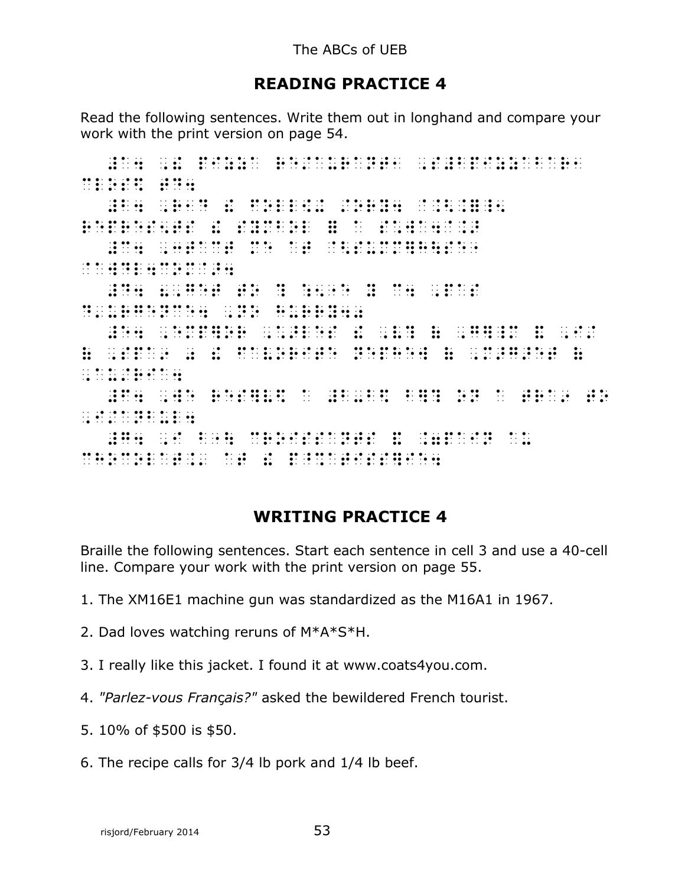# READING PRACTICE 4

Read the following sentences. Write them out in longhand and compare your work with the print version on page 54.

# WRITING PRACTICE 4

Braille the following sentences. Start each sentence in cell 3 and use a 40-cell line. Compare your work with the print version on page 55.

1. The XM16E1 machine gun was standardized as the M16A1 in 1967.

2. Dad loves watching reruns of M*A*S*H.

3. I really like this jacket. I found it at www.coats4you.com.

4. *"Parlez-vous Français?"* asked the bewildered French tourist.

5. 10% of $500 is $50.

6. The recipe calls for 3/4 lb pork and 1/4 lb beef.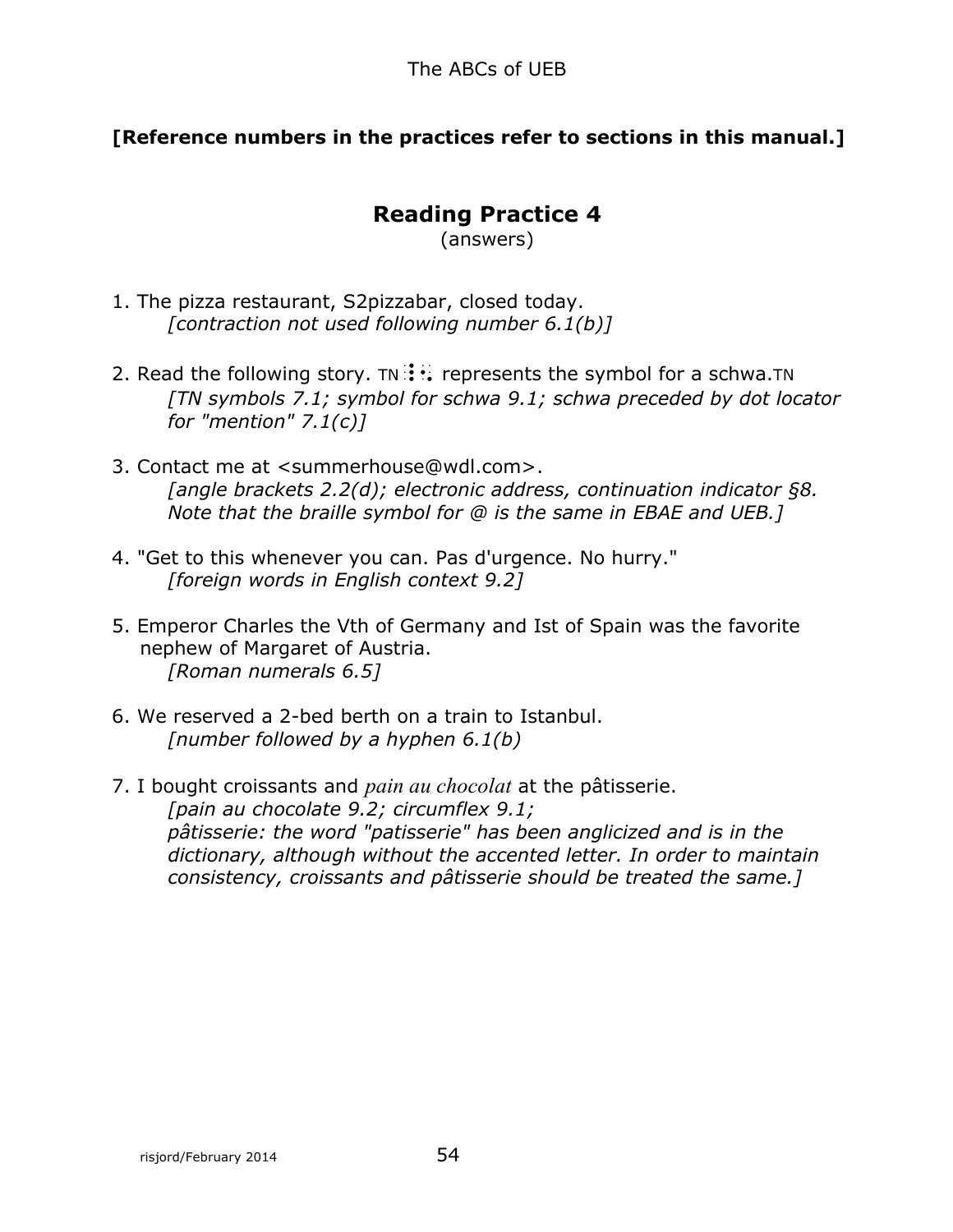**[Reference numbers in the practices refer to sections in this manual.]**

## Reading Practice 4

(answers)

1. The pizza restaurant, S2pizzabar, closed today.
   *[contraction not used following number 6.1(b)]*

2. Read the following story. TN ⠸⠢ represents the symbol for a schwa.TN
   *[TN symbols 7.1; symbol for schwa 9.1; schwa preceded by dot locator for "mention" 7.1(c)]*

3. Contact me at <summerhouse@wdl.com>.
   *[angle brackets 2.2(d); electronic address, continuation indicator §8. Note that the braille symbol for @ is the same in EBAE and UEB.]*

4. "Get to this whenever you can. Pas d'urgence. No hurry."
   *[foreign words in English context 9.2]*

5. Emperor Charles the Vth of Germany and Ist of Spain was the favorite nephew of Margaret of Austria.
   *[Roman numerals 6.5]*

6. We reserved a 2-bed berth on a train to Istanbul.
   *[number followed by a hyphen 6.1(b)*

7. I bought croissants and *pain au chocolat* at the pâtisserie.
   *[pain au chocolate 9.2; circumflex 9.1;*
   *pâtisserie: the word "patisserie" has been anglicized and is in the dictionary, although without the accented letter. In order to maintain consistency, croissants and pâtisserie should be treated the same.]*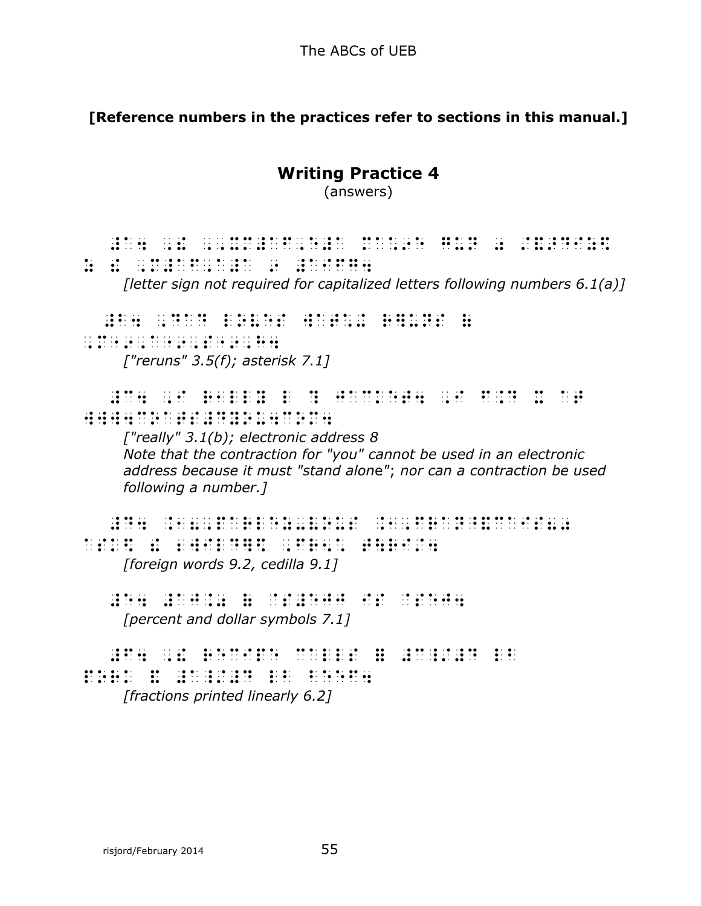**[Reference numbers in the practices refer to sections in this manual.]**

## Writing Practice 4

(answers)

*[letter sign not required for capitalized letters following numbers 6.1(a)]*

*["reruns" 3.5(f); asterisk 7.1]*

*["really" 3.1(b); electronic address 8*
*Note that the contraction for "you" cannot be used in an electronic address because it must "stand alone"; nor can a contraction be used following a number.]*

*[foreign words 9.2, cedilla 9.1]*

*[percent and dollar symbols 7.1]*

*[fractions printed linearly 6.2]*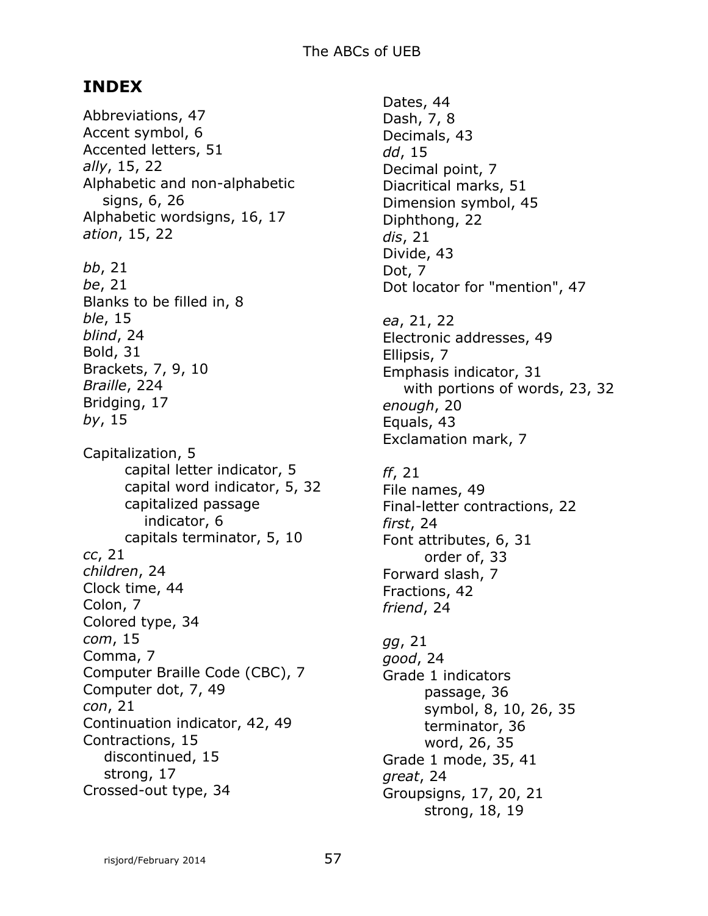## INDEX

Abbreviations, 47
Accent symbol, 6
Accented letters, 51
*ally*, 15, 22
Alphabetic and non-alphabetic
  signs, 6, 26
Alphabetic wordsigns, 16, 17
*ation*, 15, 22

*bb*, 21
*be*, 21
Blanks to be filled in, 8
*ble*, 15
*blind*, 24
Bold, 31
Brackets, 7, 9, 10
*Braille*, 224
Bridging, 17
*by*, 15

Capitalization, 5
  capital letter indicator, 5
  capital word indicator, 5, 32
  capitalized passage
    indicator, 6
  capitals terminator, 5, 10
*cc*, 21
*children*, 24
Clock time, 44
Colon, 7
Colored type, 34
*com*, 15
Comma, 7
Computer Braille Code (CBC), 7
Computer dot, 7, 49
*con*, 21
Continuation indicator, 42, 49
Contractions, 15
  discontinued, 15
  strong, 17
Crossed-out type, 34

Dates, 44
Dash, 7, 8
Decimals, 43
*dd*, 15
Decimal point, 7
Diacritical marks, 51
Dimension symbol, 45
Diphthong, 22
*dis*, 21
Divide, 43
Dot, 7
Dot locator for "mention", 47

*ea*, 21, 22
Electronic addresses, 49
Ellipsis, 7
Emphasis indicator, 31
  with portions of words, 23, 32
*enough*, 20
Equals, 43
Exclamation mark, 7

*ff*, 21
File names, 49
Final-letter contractions, 22
*first*, 24
Font attributes, 6, 31
  order of, 33
Forward slash, 7
Fractions, 42
*friend*, 24

*gg*, 21
*good*, 24
Grade 1 indicators
  passage, 36
  symbol, 8, 10, 26, 35
  terminator, 36
  word, 26, 35
Grade 1 mode, 35, 41
*great*, 24
Groupsigns, 17, 20, 21
  strong, 18, 19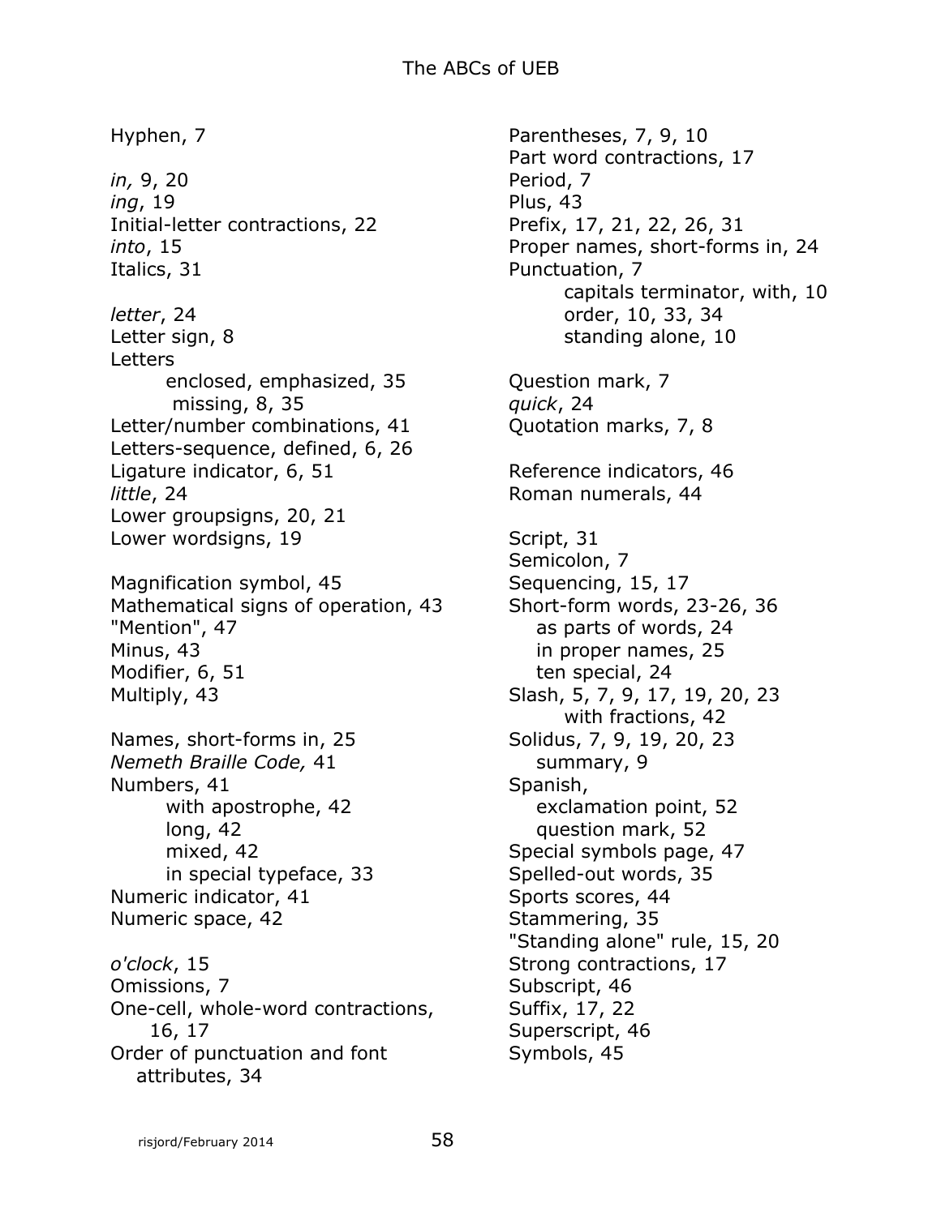Hyphen, 7

*in,* 9, 20
*ing*, 19
Initial-letter contractions, 22
*into*, 15
Italics, 31

*letter*, 24
Letter sign, 8
Letters
- enclosed, emphasized, 35
- missing, 8, 35

Letter/number combinations, 41
Letters-sequence, defined, 6, 26
Ligature indicator, 6, 51
*little*, 24
Lower groupsigns, 20, 21
Lower wordsigns, 19

Magnification symbol, 45
Mathematical signs of operation, 43
"Mention", 47
Minus, 43
Modifier, 6, 51
Multiply, 43

Names, short-forms in, 25
*Nemeth Braille Code,* 41
Numbers, 41
- with apostrophe, 42
- long, 42
- mixed, 42
- in special typeface, 33

Numeric indicator, 41
Numeric space, 42

*o'clock*, 15
Omissions, 7
One-cell, whole-word contractions, 16, 17
Order of punctuation and font attributes, 34

Parentheses, 7, 9, 10
Part word contractions, 17
Period, 7
Plus, 43
Prefix, 17, 21, 22, 26, 31
Proper names, short-forms in, 24
Punctuation, 7
- capitals terminator, with, 10
- order, 10, 33, 34
- standing alone, 10

Question mark, 7
*quick*, 24
Quotation marks, 7, 8

Reference indicators, 46
Roman numerals, 44

Script, 31
Semicolon, 7
Sequencing, 15, 17
Short-form words, 23-26, 36
- as parts of words, 24
- in proper names, 25
- ten special, 24

Slash, 5, 7, 9, 17, 19, 20, 23
- with fractions, 42

Solidus, 7, 9, 19, 20, 23
- summary, 9

Spanish,
- exclamation point, 52
- question mark, 52

Special symbols page, 47
Spelled-out words, 35
Sports scores, 44
Stammering, 35
"Standing alone" rule, 15, 20
Strong contractions, 17
Subscript, 46
Suffix, 17, 22
Superscript, 46
Symbols, 45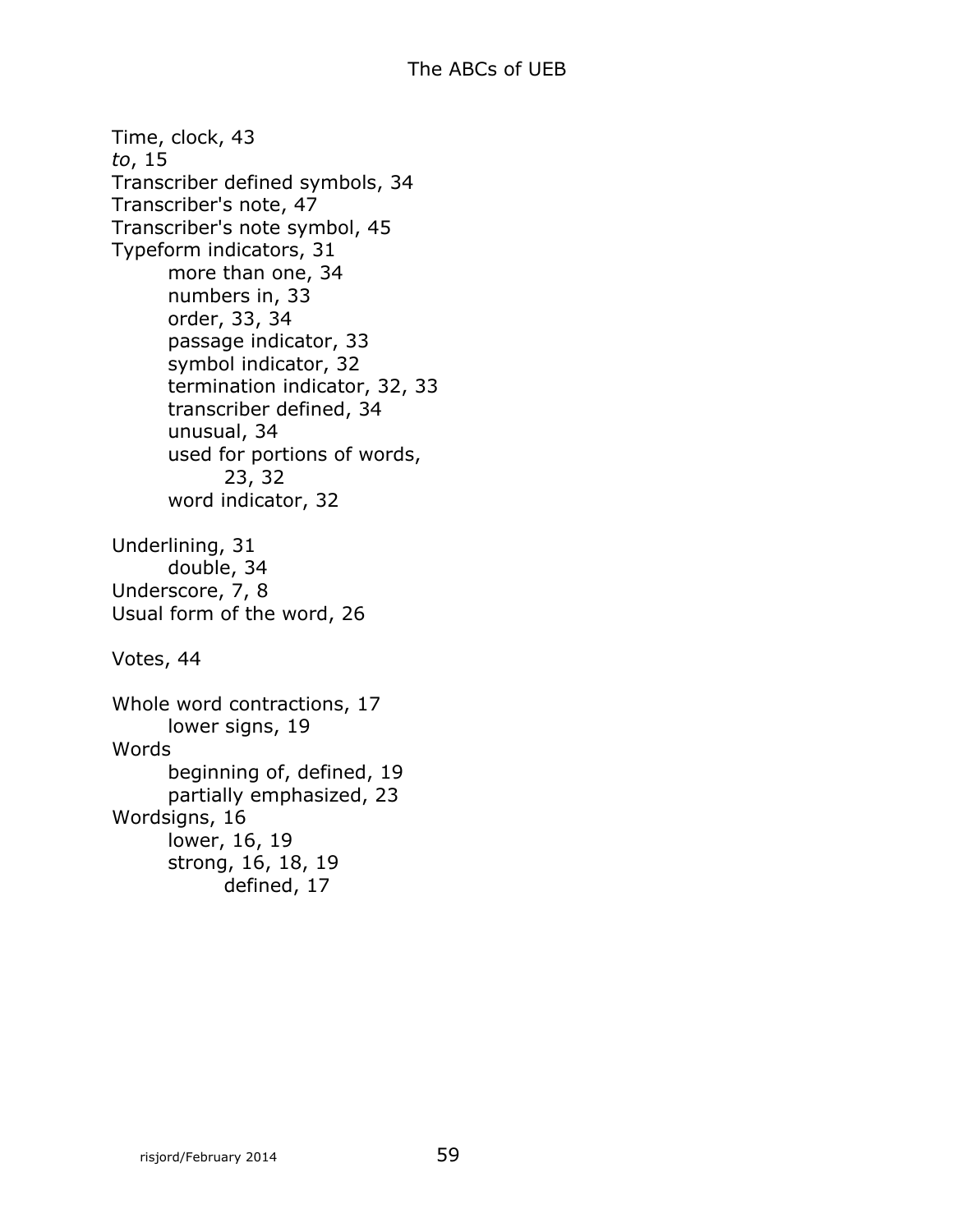Time, clock, 43

*to*, 15

Transcriber defined symbols, 34

Transcriber's note, 47

Transcriber's note symbol, 45

Typeform indicators, 31

- more than one, 34
- numbers in, 33
- order, 33, 34
- passage indicator, 33
- symbol indicator, 32
- termination indicator, 32, 33
- transcriber defined, 34
- unusual, 34
- used for portions of words, 23, 32
- word indicator, 32

Underlining, 31

- double, 34

Underscore, 7, 8

Usual form of the word, 26

Votes, 44

Whole word contractions, 17

- lower signs, 19

Words

- beginning of, defined, 19
- partially emphasized, 23

Wordsigns, 16

- lower, 16, 19
- strong, 16, 18, 19
  - defined, 17